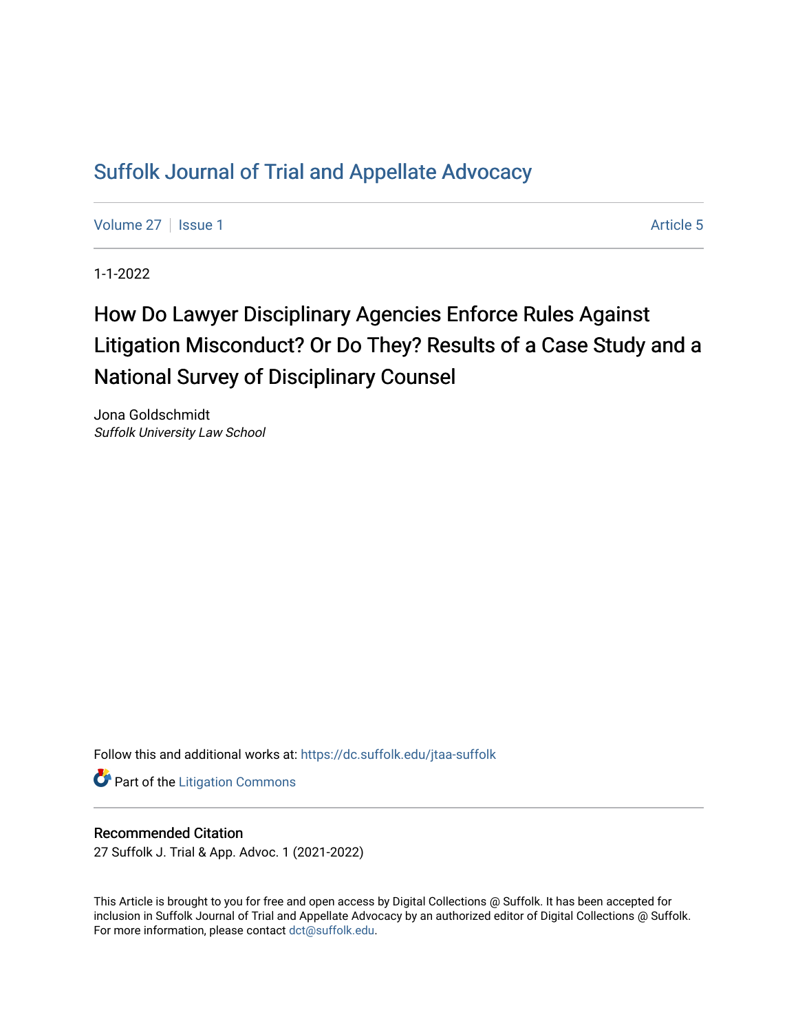# Suffolk Journal of Trial and Appellate Advocacy

Volume 27 | Issue 1 Article 5

1-1-2022

## How Do Lawyer Disciplinary Agencies Enforce Rules Against Litigation Misconduct? Or Do They? Results of a Case Study and a National Survey of Disciplinary Counsel

Jona Goldschmidt
*Suffolk University Law School*

Follow this and additional works at: https://dc.suffolk.edu/jtaa-suffolk

Part of the Litigation Commons

### Recommended Citation

27 Suffolk J. Trial & App. Advoc. 1 (2021-2022)

This Article is brought to you for free and open access by Digital Collections @ Suffolk. It has been accepted for inclusion in Suffolk Journal of Trial and Appellate Advocacy by an authorized editor of Digital Collections @ Suffolk. For more information, please contact dct@suffolk.edu.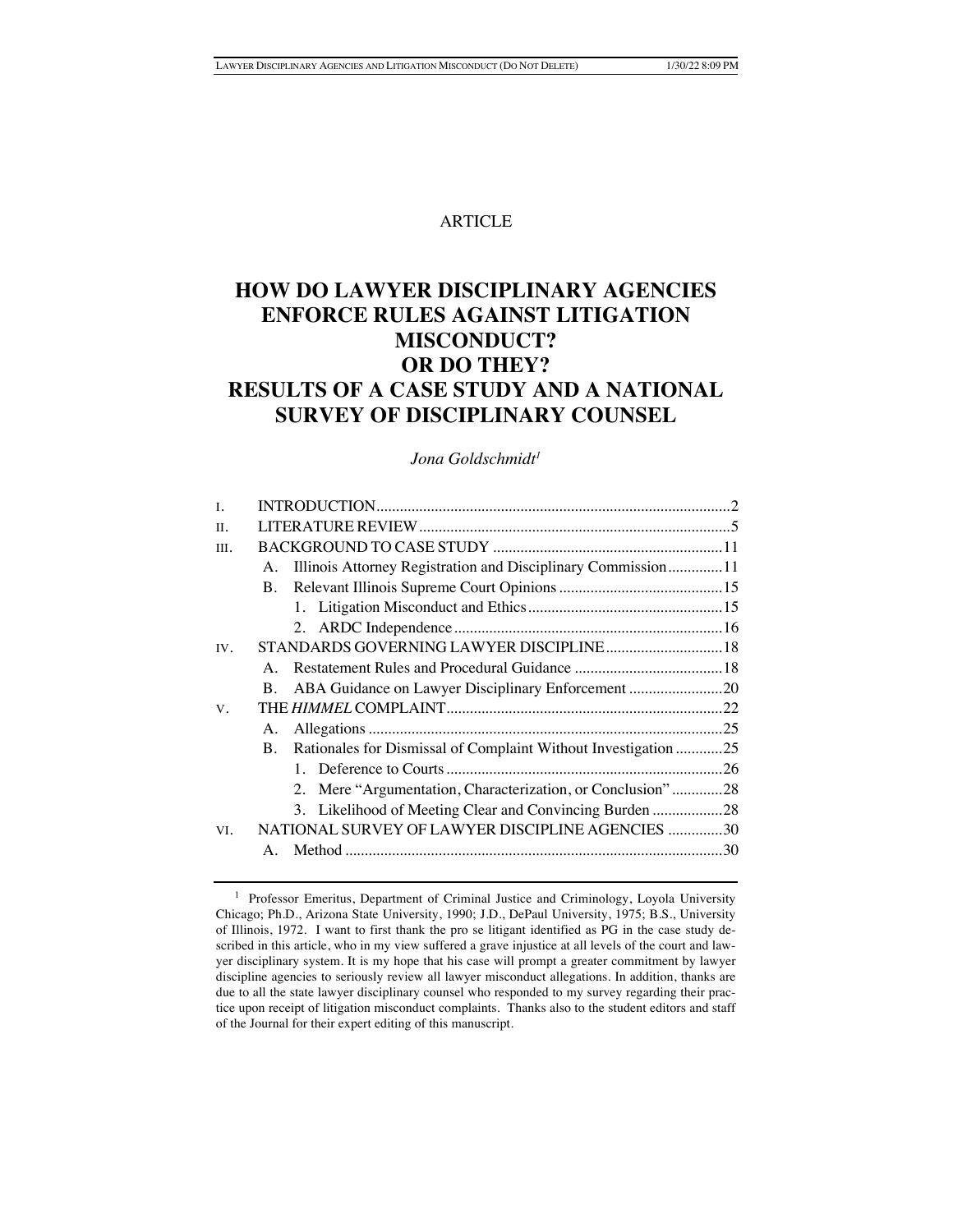ARTICLE

# HOW DO LAWYER DISCIPLINARY AGENCIES ENFORCE RULES AGAINST LITIGATION MISCONDUCT? OR DO THEY? RESULTS OF A CASE STUDY AND A NATIONAL SURVEY OF DISCIPLINARY COUNSEL

*Jona Goldschmidt*[1]

| | | | |
|---|---|---|---|
| I. | INTRODUCTION | | 2 |
| II. | LITERATURE REVIEW | | 5 |
| III. | BACKGROUND TO CASE STUDY | | 11 |
| | A. | Illinois Attorney Registration and Disciplinary Commission | 11 |
| | B. | Relevant Illinois Supreme Court Opinions | 15 |
| | | 1. Litigation Misconduct and Ethics | 15 |
| | | 2. ARDC Independence | 16 |
| IV. | STANDARDS GOVERNING LAWYER DISCIPLINE | | 18 |
| | A. | Restatement Rules and Procedural Guidance | 18 |
| | B. | ABA Guidance on Lawyer Disciplinary Enforcement | 20 |
| V. | THE *HIMMEL* COMPLAINT | | 22 |
| | A. | Allegations | 25 |
| | B. | Rationales for Dismissal of Complaint Without Investigation | 25 |
| | | 1. Deference to Courts | 26 |
| | | 2. Mere "Argumentation, Characterization, or Conclusion" | 28 |
| | | 3. Likelihood of Meeting Clear and Convincing Burden | 28 |
| VI. | NATIONAL SURVEY OF LAWYER DISCIPLINE AGENCIES | | 30 |
| | A. | Method | 30 |

[1] Professor Emeritus, Department of Criminal Justice and Criminology, Loyola University Chicago; Ph.D., Arizona State University, 1990; J.D., DePaul University, 1975; B.S., University of Illinois, 1972. I want to first thank the pro se litigant identified as PG in the case study described in this article, who in my view suffered a grave injustice at all levels of the court and lawyer disciplinary system. It is my hope that his case will prompt a greater commitment by lawyer discipline agencies to seriously review all lawyer misconduct allegations. In addition, thanks are due to all the state lawyer disciplinary counsel who responded to my survey regarding their practice upon receipt of litigation misconduct complaints. Thanks also to the student editors and staff of the Journal for their expert editing of this manuscript.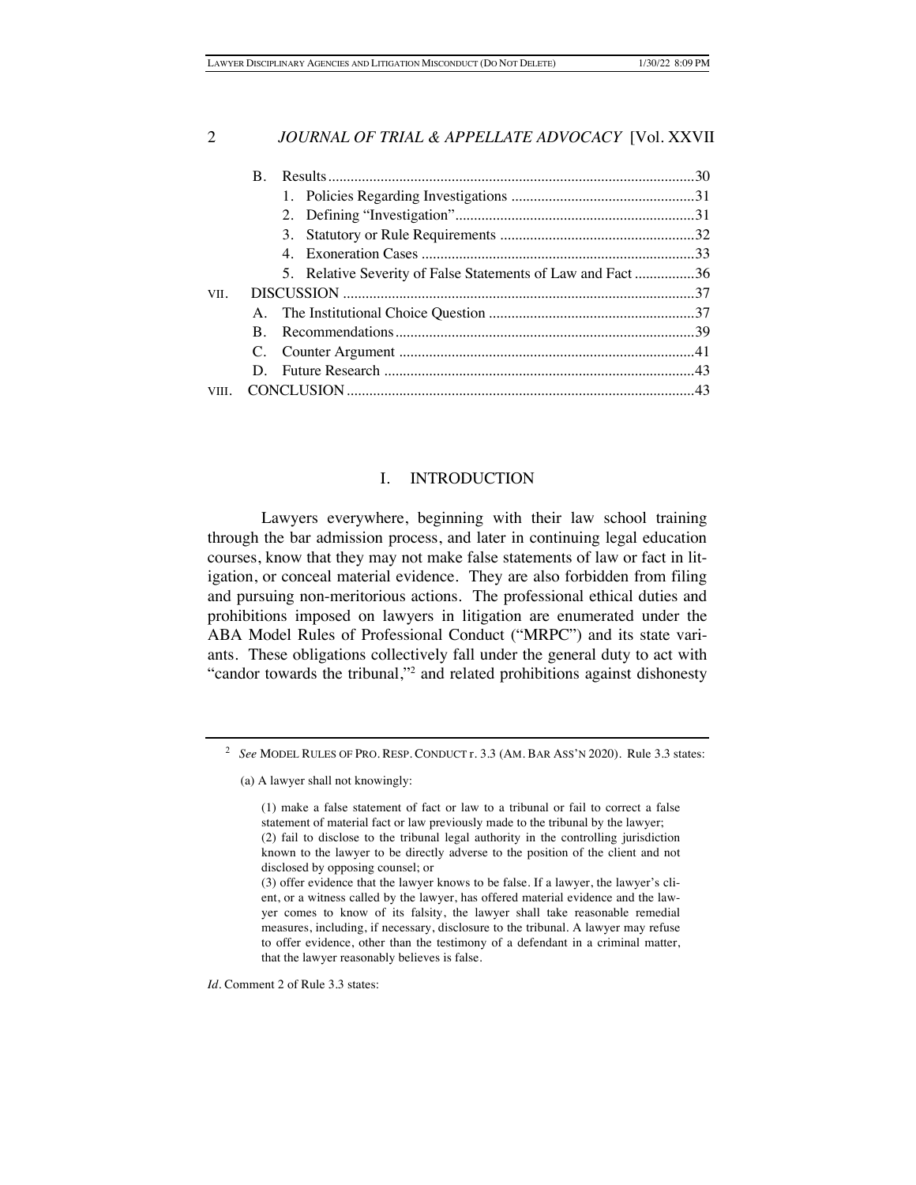| | | | |
|---|---|---|---|
| | B. | Results | 30 |
| | | 1. Policies Regarding Investigations | 31 |
| | | 2. Defining "Investigation" | 31 |
| | | 3. Statutory or Rule Requirements | 32 |
| | | 4. Exoneration Cases | 33 |
| | | 5. Relative Severity of False Statements of Law and Fact | 36 |
| VII. | DISCUSSION | | 37 |
| | A. | The Institutional Choice Question | 37 |
| | B. | Recommendations | 39 |
| | C. | Counter Argument | 41 |
| | D. | Future Research | 43 |
| VIII. | CONCLUSION | | 43 |

## I. INTRODUCTION

Lawyers everywhere, beginning with their law school training through the bar admission process, and later in continuing legal education courses, know that they may not make false statements of law or fact in litigation, or conceal material evidence. They are also forbidden from filing and pursuing non-meritorious actions. The professional ethical duties and prohibitions imposed on lawyers in litigation are enumerated under the ABA Model Rules of Professional Conduct ("MRPC") and its state variants. These obligations collectively fall under the general duty to act with "candor towards the tribunal,"[2] and related prohibitions against dishonesty

---

[2] *See* MODEL RULES OF PRO. RESP. CONDUCT r. 3.3 (AM. BAR ASS'N 2020). Rule 3.3 states:

> (a) A lawyer shall not knowingly:
>
> > (1) make a false statement of fact or law to a tribunal or fail to correct a false statement of material fact or law previously made to the tribunal by the lawyer;
> > (2) fail to disclose to the tribunal legal authority in the controlling jurisdiction known to the lawyer to be directly adverse to the position of the client and not disclosed by opposing counsel; or
> > (3) offer evidence that the lawyer knows to be false. If a lawyer, the lawyer's client, or a witness called by the lawyer, has offered material evidence and the lawyer comes to know of its falsity, the lawyer shall take reasonable remedial measures, including, if necessary, disclosure to the tribunal. A lawyer may refuse to offer evidence, other than the testimony of a defendant in a criminal matter, that the lawyer reasonably believes is false.

*Id.* Comment 2 of Rule 3.3 states: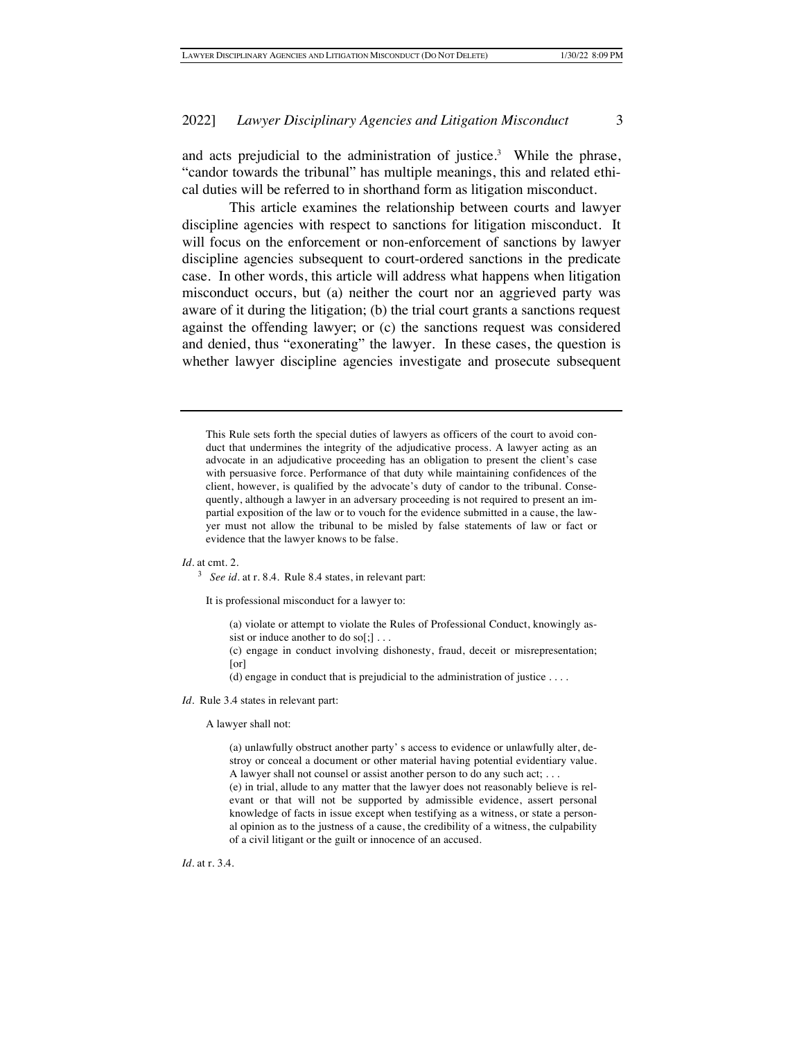and acts prejudicial to the administration of justice.[3] While the phrase, "candor towards the tribunal" has multiple meanings, this and related ethical duties will be referred to in shorthand form as litigation misconduct.

This article examines the relationship between courts and lawyer discipline agencies with respect to sanctions for litigation misconduct. It will focus on the enforcement or non-enforcement of sanctions by lawyer discipline agencies subsequent to court-ordered sanctions in the predicate case. In other words, this article will address what happens when litigation misconduct occurs, but (a) neither the court nor an aggrieved party was aware of it during the litigation; (b) the trial court grants a sanctions request against the offending lawyer; or (c) the sanctions request was considered and denied, thus "exonerating" the lawyer. In these cases, the question is whether lawyer discipline agencies investigate and prosecute subsequent

---

> This Rule sets forth the special duties of lawyers as officers of the court to avoid conduct that undermines the integrity of the adjudicative process. A lawyer acting as an advocate in an adjudicative proceeding has an obligation to present the client's case with persuasive force. Performance of that duty while maintaining confidences of the client, however, is qualified by the advocate's duty of candor to the tribunal. Consequently, although a lawyer in an adversary proceeding is not required to present an impartial exposition of the law or to vouch for the evidence submitted in a cause, the lawyer must not allow the tribunal to be misled by false statements of law or fact or evidence that the lawyer knows to be false.

*Id.* at cmt. 2.

[3] *See id.* at r. 8.4. Rule 8.4 states, in relevant part:

> It is professional misconduct for a lawyer to:
>
> > (a) violate or attempt to violate the Rules of Professional Conduct, knowingly assist or induce another to do so[;] . . .
> >
> > (c) engage in conduct involving dishonesty, fraud, deceit or misrepresentation; [or]
> >
> > (d) engage in conduct that is prejudicial to the administration of justice . . . .

*Id.* Rule 3.4 states in relevant part:

> A lawyer shall not:
>
> > (a) unlawfully obstruct another party' s access to evidence or unlawfully alter, destroy or conceal a document or other material having potential evidentiary value. A lawyer shall not counsel or assist another person to do any such act; . . .
> >
> > (e) in trial, allude to any matter that the lawyer does not reasonably believe is relevant or that will not be supported by admissible evidence, assert personal knowledge of facts in issue except when testifying as a witness, or state a personal opinion as to the justness of a cause, the credibility of a witness, the culpability of a civil litigant or the guilt or innocence of an accused.

*Id.* at r. 3.4.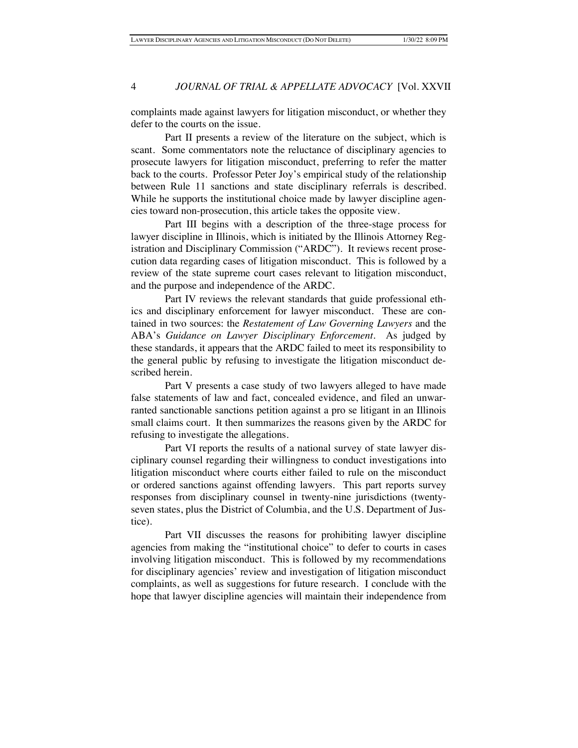complaints made against lawyers for litigation misconduct, or whether they defer to the courts on the issue.

Part II presents a review of the literature on the subject, which is scant. Some commentators note the reluctance of disciplinary agencies to prosecute lawyers for litigation misconduct, preferring to refer the matter back to the courts. Professor Peter Joy's empirical study of the relationship between Rule 11 sanctions and state disciplinary referrals is described. While he supports the institutional choice made by lawyer discipline agencies toward non-prosecution, this article takes the opposite view.

Part III begins with a description of the three-stage process for lawyer discipline in Illinois, which is initiated by the Illinois Attorney Registration and Disciplinary Commission ("ARDC"). It reviews recent prosecution data regarding cases of litigation misconduct. This is followed by a review of the state supreme court cases relevant to litigation misconduct, and the purpose and independence of the ARDC.

Part IV reviews the relevant standards that guide professional ethics and disciplinary enforcement for lawyer misconduct. These are contained in two sources: the *Restatement of Law Governing Lawyers* and the ABA's *Guidance on Lawyer Disciplinary Enforcement*. As judged by these standards, it appears that the ARDC failed to meet its responsibility to the general public by refusing to investigate the litigation misconduct described herein.

Part V presents a case study of two lawyers alleged to have made false statements of law and fact, concealed evidence, and filed an unwarranted sanctionable sanctions petition against a pro se litigant in an Illinois small claims court. It then summarizes the reasons given by the ARDC for refusing to investigate the allegations.

Part VI reports the results of a national survey of state lawyer disciplinary counsel regarding their willingness to conduct investigations into litigation misconduct where courts either failed to rule on the misconduct or ordered sanctions against offending lawyers. This part reports survey responses from disciplinary counsel in twenty-nine jurisdictions (twenty-seven states, plus the District of Columbia, and the U.S. Department of Justice).

Part VII discusses the reasons for prohibiting lawyer discipline agencies from making the "institutional choice" to defer to courts in cases involving litigation misconduct. This is followed by my recommendations for disciplinary agencies' review and investigation of litigation misconduct complaints, as well as suggestions for future research. I conclude with the hope that lawyer discipline agencies will maintain their independence from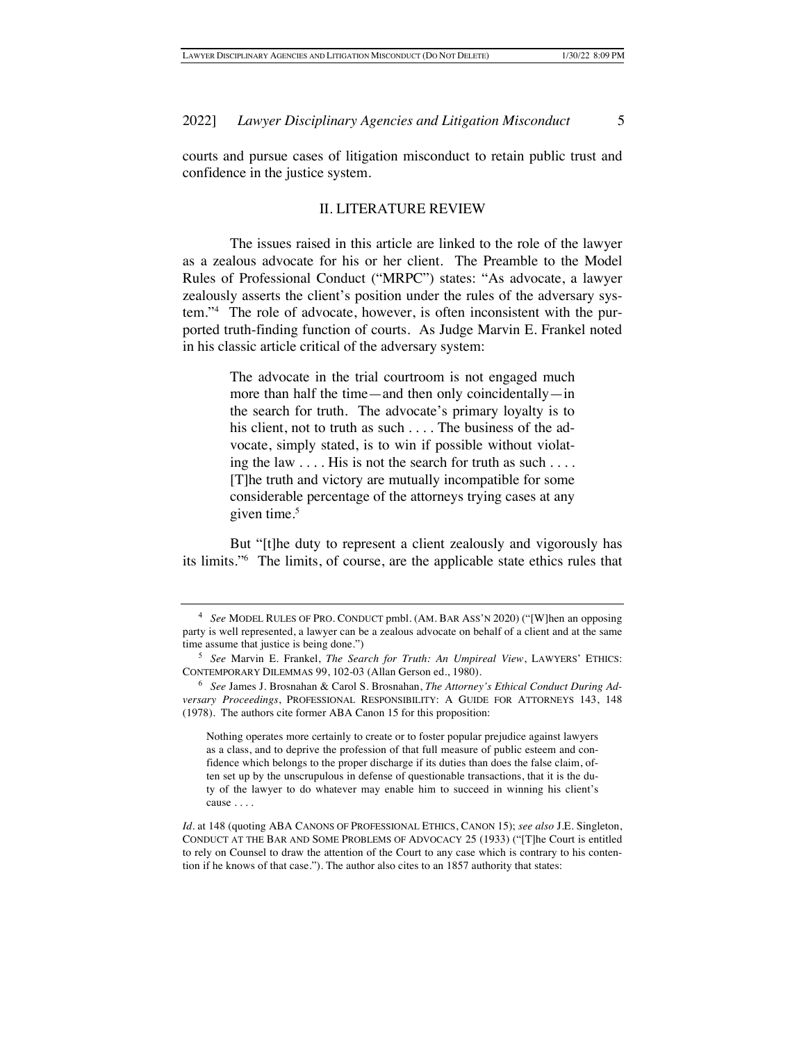courts and pursue cases of litigation misconduct to retain public trust and confidence in the justice system.

## II. LITERATURE REVIEW

The issues raised in this article are linked to the role of the lawyer as a zealous advocate for his or her client. The Preamble to the Model Rules of Professional Conduct ("MRPC") states: "As advocate, a lawyer zealously asserts the client's position under the rules of the adversary system."[4] The role of advocate, however, is often inconsistent with the purported truth-finding function of courts. As Judge Marvin E. Frankel noted in his classic article critical of the adversary system:

> The advocate in the trial courtroom is not engaged much more than half the time—and then only coincidentally—in the search for truth. The advocate's primary loyalty is to his client, not to truth as such . . . . The business of the advocate, simply stated, is to win if possible without violating the law . . . . His is not the search for truth as such . . . . [T]he truth and victory are mutually incompatible for some considerable percentage of the attorneys trying cases at any given time.[5]

But "[t]he duty to represent a client zealously and vigorously has its limits."[6] The limits, of course, are the applicable state ethics rules that

---

[4] *See* MODEL RULES OF PRO. CONDUCT pmbl. (AM. BAR ASS'N 2020) ("[W]hen an opposing party is well represented, a lawyer can be a zealous advocate on behalf of a client and at the same time assume that justice is being done.")

[5] *See* Marvin E. Frankel, *The Search for Truth: An Umpireal View*, LAWYERS' ETHICS: CONTEMPORARY DILEMMAS 99, 102-03 (Allan Gerson ed., 1980).

[6] *See* James J. Brosnahan & Carol S. Brosnahan, *The Attorney's Ethical Conduct During Adversary Proceedings*, PROFESSIONAL RESPONSIBILITY: A GUIDE FOR ATTORNEYS 143, 148 (1978). The authors cite former ABA Canon 15 for this proposition:

> Nothing operates more certainly to create or to foster popular prejudice against lawyers as a class, and to deprive the profession of that full measure of public esteem and confidence which belongs to the proper discharge if its duties than does the false claim, often set up by the unscrupulous in defense of questionable transactions, that it is the duty of the lawyer to do whatever may enable him to succeed in winning his client's cause . . . .

*Id.* at 148 (quoting ABA CANONS OF PROFESSIONAL ETHICS, CANON 15); *see also* J.E. Singleton, CONDUCT AT THE BAR AND SOME PROBLEMS OF ADVOCACY 25 (1933) ("[T]he Court is entitled to rely on Counsel to draw the attention of the Court to any case which is contrary to his contention if he knows of that case."). The author also cites to an 1857 authority that states: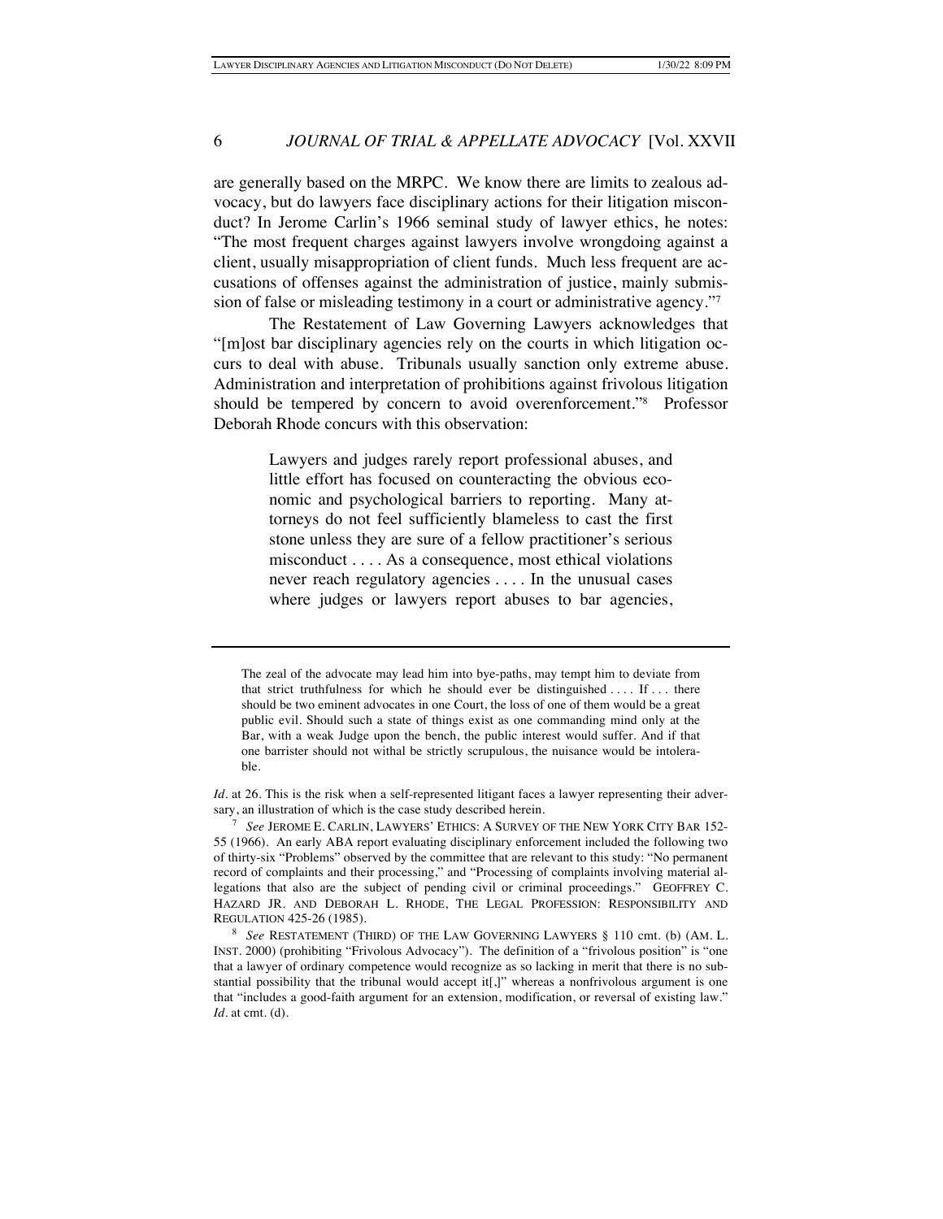are generally based on the MRPC. We know there are limits to zealous advocacy, but do lawyers face disciplinary actions for their litigation misconduct? In Jerome Carlin's 1966 seminal study of lawyer ethics, he notes: "The most frequent charges against lawyers involve wrongdoing against a client, usually misappropriation of client funds. Much less frequent are accusations of offenses against the administration of justice, mainly submission of false or misleading testimony in a court or administrative agency."[7]

The Restatement of Law Governing Lawyers acknowledges that "[m]ost bar disciplinary agencies rely on the courts in which litigation occurs to deal with abuse. Tribunals usually sanction only extreme abuse. Administration and interpretation of prohibitions against frivolous litigation should be tempered by concern to avoid overenforcement."[8] Professor Deborah Rhode concurs with this observation:

> Lawyers and judges rarely report professional abuses, and little effort has focused on counteracting the obvious economic and psychological barriers to reporting. Many attorneys do not feel sufficiently blameless to cast the first stone unless they are sure of a fellow practitioner's serious misconduct . . . . As a consequence, most ethical violations never reach regulatory agencies . . . . In the unusual cases where judges or lawyers report abuses to bar agencies,

---

> The zeal of the advocate may lead him into bye-paths, may tempt him to deviate from that strict truthfulness for which he should ever be distinguished . . . . If . . . there should be two eminent advocates in one Court, the loss of one of them would be a great public evil. Should such a state of things exist as one commanding mind only at the Bar, with a weak Judge upon the bench, the public interest would suffer. And if that one barrister should not withal be strictly scrupulous, the nuisance would be intolerable.

*Id.* at 26. This is the risk when a self-represented litigant faces a lawyer representing their adversary, an illustration of which is the case study described herein.

[7] *See* JEROME E. CARLIN, LAWYERS' ETHICS: A SURVEY OF THE NEW YORK CITY BAR 152-55 (1966). An early ABA report evaluating disciplinary enforcement included the following two of thirty-six "Problems" observed by the committee that are relevant to this study: "No permanent record of complaints and their processing," and "Processing of complaints involving material allegations that also are the subject of pending civil or criminal proceedings." GEOFFREY C. HAZARD JR. AND DEBORAH L. RHODE, THE LEGAL PROFESSION: RESPONSIBILITY AND REGULATION 425-26 (1985).

[8] *See* RESTATEMENT (THIRD) OF THE LAW GOVERNING LAWYERS § 110 cmt. (b) (AM. L. INST. 2000) (prohibiting "Frivolous Advocacy"). The definition of a "frivolous position" is "one that a lawyer of ordinary competence would recognize as so lacking in merit that there is no substantial possibility that the tribunal would accept it[,]" whereas a nonfrivolous argument is one that "includes a good-faith argument for an extension, modification, or reversal of existing law." *Id.* at cmt. (d).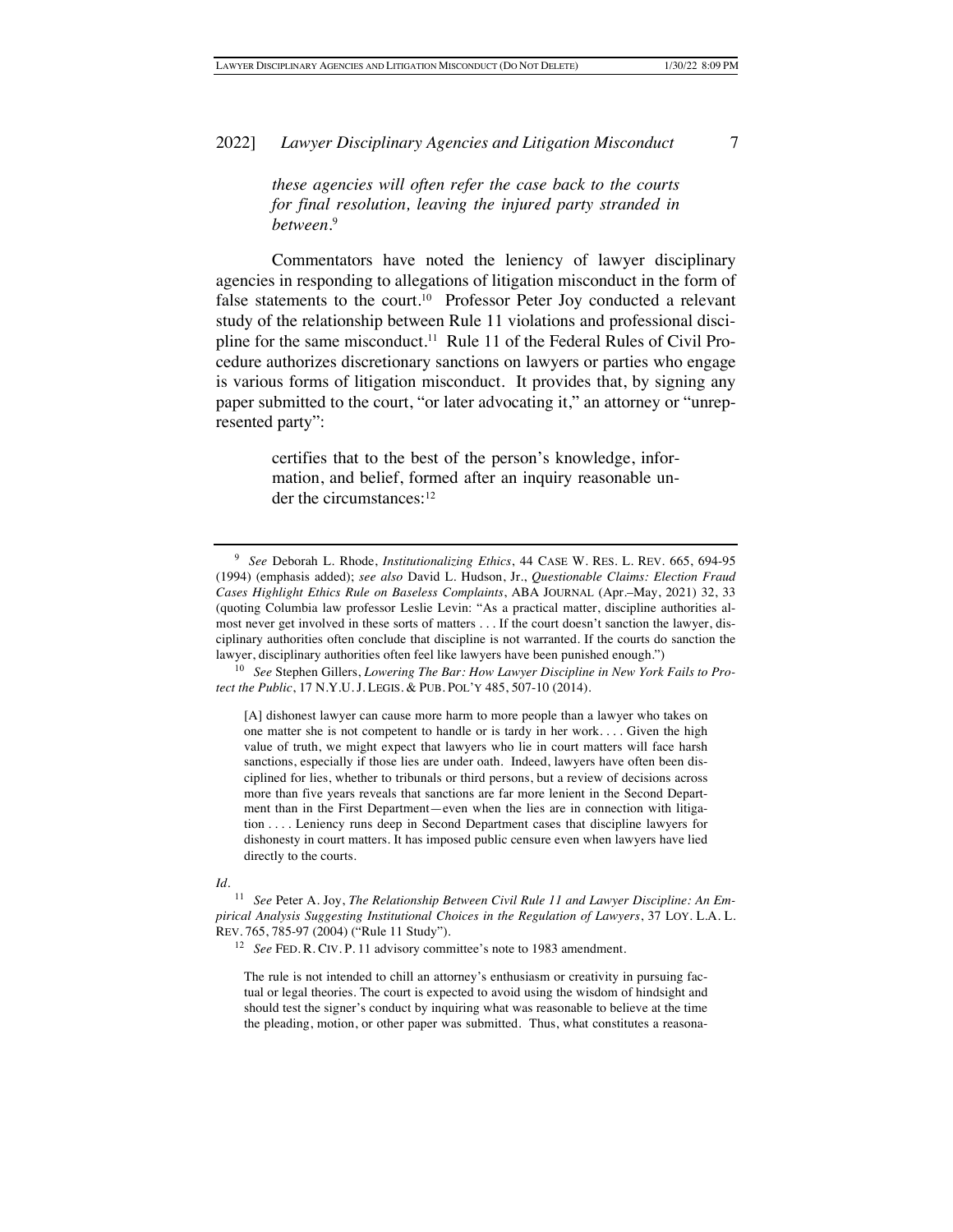*these agencies will often refer the case back to the courts for final resolution, leaving the injured party stranded in between*.[9]

Commentators have noted the leniency of lawyer disciplinary agencies in responding to allegations of litigation misconduct in the form of false statements to the court.[10] Professor Peter Joy conducted a relevant study of the relationship between Rule 11 violations and professional discipline for the same misconduct.[11] Rule 11 of the Federal Rules of Civil Procedure authorizes discretionary sanctions on lawyers or parties who engage is various forms of litigation misconduct. It provides that, by signing any paper submitted to the court, "or later advocating it," an attorney or "unrepresented party":

> certifies that to the best of the person's knowledge, information, and belief, formed after an inquiry reasonable under the circumstances:[12]

---

[9] *See* Deborah L. Rhode, *Institutionalizing Ethics*, 44 CASE W. RES. L. REV. 665, 694-95 (1994) (emphasis added); *see also* David L. Hudson, Jr., *Questionable Claims: Election Fraud Cases Highlight Ethics Rule on Baseless Complaints*, ABA JOURNAL (Apr.–May, 2021) 32, 33 (quoting Columbia law professor Leslie Levin: "As a practical matter, discipline authorities almost never get involved in these sorts of matters . . . If the court doesn't sanction the lawyer, disciplinary authorities often conclude that discipline is not warranted. If the courts do sanction the lawyer, disciplinary authorities often feel like lawyers have been punished enough.")

[10] *See* Stephen Gillers, *Lowering The Bar: How Lawyer Discipline in New York Fails to Protect the Public*, 17 N.Y.U. J. LEGIS. & PUB. POL'Y 485, 507-10 (2014).

> [A] dishonest lawyer can cause more harm to more people than a lawyer who takes on one matter she is not competent to handle or is tardy in her work. . . . Given the high value of truth, we might expect that lawyers who lie in court matters will face harsh sanctions, especially if those lies are under oath. Indeed, lawyers have often been disciplined for lies, whether to tribunals or third persons, but a review of decisions across more than five years reveals that sanctions are far more lenient in the Second Department than in the First Department—even when the lies are in connection with litigation . . . . Leniency runs deep in Second Department cases that discipline lawyers for dishonesty in court matters. It has imposed public censure even when lawyers have lied directly to the courts.

*Id*.

[11] *See* Peter A. Joy, *The Relationship Between Civil Rule 11 and Lawyer Discipline: An Empirical Analysis Suggesting Institutional Choices in the Regulation of Lawyers*, 37 LOY. L.A. L. REV. 765, 785-97 (2004) ("Rule 11 Study").

[12] *See* FED. R. CIV. P. 11 advisory committee's note to 1983 amendment.

> The rule is not intended to chill an attorney's enthusiasm or creativity in pursuing factual or legal theories. The court is expected to avoid using the wisdom of hindsight and should test the signer's conduct by inquiring what was reasonable to believe at the time the pleading, motion, or other paper was submitted. Thus, what constitutes a reasona-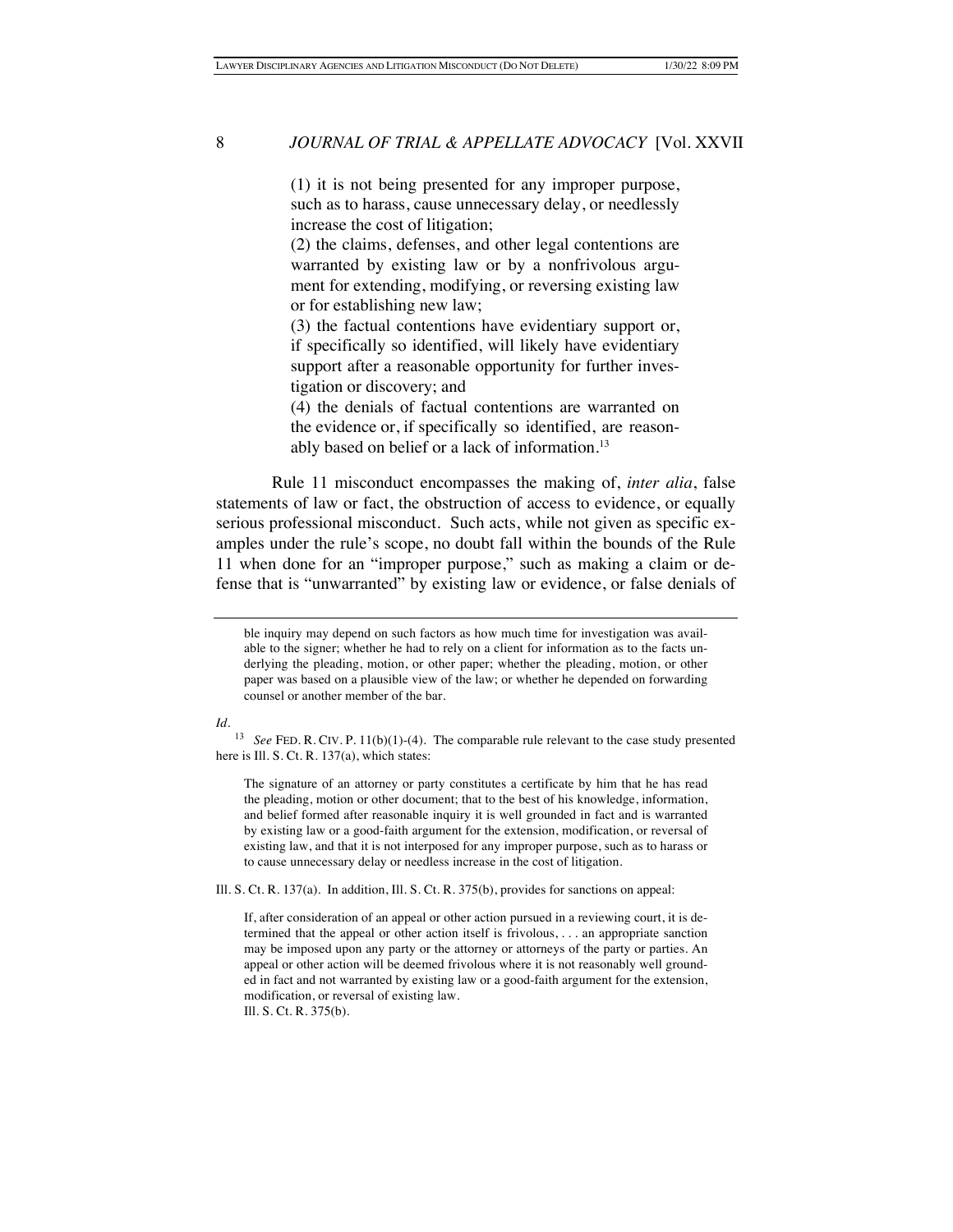> (1) it is not being presented for any improper purpose, such as to harass, cause unnecessary delay, or needlessly increase the cost of litigation;
>
> (2) the claims, defenses, and other legal contentions are warranted by existing law or by a nonfrivolous argument for extending, modifying, or reversing existing law or for establishing new law;
>
> (3) the factual contentions have evidentiary support or, if specifically so identified, will likely have evidentiary support after a reasonable opportunity for further investigation or discovery; and
>
> (4) the denials of factual contentions are warranted on the evidence or, if specifically so identified, are reasonably based on belief or a lack of information.[13]

Rule 11 misconduct encompasses the making of, *inter alia*, false statements of law or fact, the obstruction of access to evidence, or equally serious professional misconduct. Such acts, while not given as specific examples under the rule's scope, no doubt fall within the bounds of the Rule 11 when done for an "improper purpose," such as making a claim or defense that is "unwarranted" by existing law or evidence, or false denials of

---

> ble inquiry may depend on such factors as how much time for investigation was available to the signer; whether he had to rely on a client for information as to the facts underlying the pleading, motion, or other paper; whether the pleading, motion, or other paper was based on a plausible view of the law; or whether he depended on forwarding counsel or another member of the bar.

*Id.*

[13] *See* FED. R. CIV. P. 11(b)(1)-(4). The comparable rule relevant to the case study presented here is Ill. S. Ct. R. 137(a), which states:

> The signature of an attorney or party constitutes a certificate by him that he has read the pleading, motion or other document; that to the best of his knowledge, information, and belief formed after reasonable inquiry it is well grounded in fact and is warranted by existing law or a good-faith argument for the extension, modification, or reversal of existing law, and that it is not interposed for any improper purpose, such as to harass or to cause unnecessary delay or needless increase in the cost of litigation.

Ill. S. Ct. R. 137(a). In addition, Ill. S. Ct. R. 375(b), provides for sanctions on appeal:

> If, after consideration of an appeal or other action pursued in a reviewing court, it is determined that the appeal or other action itself is frivolous, . . . an appropriate sanction may be imposed upon any party or the attorney or attorneys of the party or parties. An appeal or other action will be deemed frivolous where it is not reasonably well grounded in fact and not warranted by existing law or a good-faith argument for the extension, modification, or reversal of existing law.
>
> Ill. S. Ct. R. 375(b).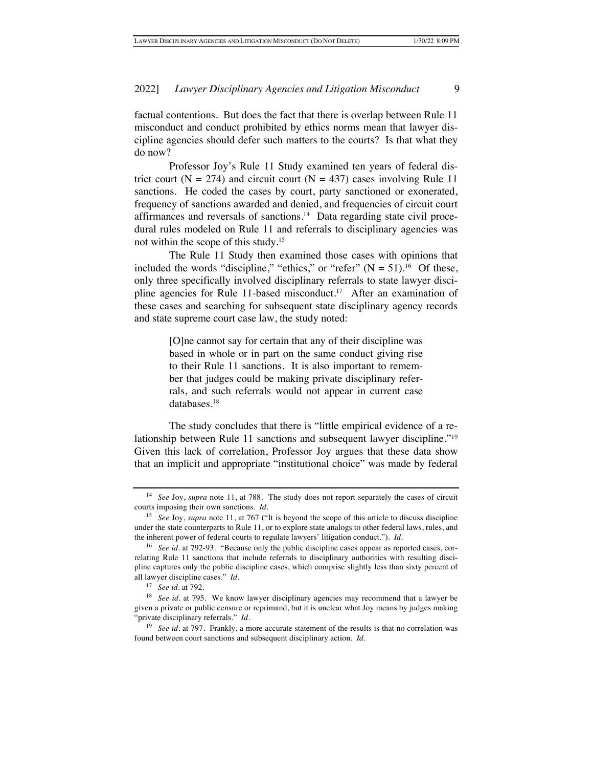factual contentions. But does the fact that there is overlap between Rule 11 misconduct and conduct prohibited by ethics norms mean that lawyer discipline agencies should defer such matters to the courts? Is that what they do now?

Professor Joy's Rule 11 Study examined ten years of federal district court (N = 274) and circuit court (N = 437) cases involving Rule 11 sanctions. He coded the cases by court, party sanctioned or exonerated, frequency of sanctions awarded and denied, and frequencies of circuit court affirmances and reversals of sanctions.[14] Data regarding state civil procedural rules modeled on Rule 11 and referrals to disciplinary agencies was not within the scope of this study.[15]

The Rule 11 Study then examined those cases with opinions that included the words "discipline," "ethics," or "refer" (N = 51).[16] Of these, only three specifically involved disciplinary referrals to state lawyer discipline agencies for Rule 11-based misconduct.[17] After an examination of these cases and searching for subsequent state disciplinary agency records and state supreme court case law, the study noted:

> [O]ne cannot say for certain that any of their discipline was based in whole or in part on the same conduct giving rise to their Rule 11 sanctions. It is also important to remember that judges could be making private disciplinary referrals, and such referrals would not appear in current case databases.[18]

The study concludes that there is "little empirical evidence of a relationship between Rule 11 sanctions and subsequent lawyer discipline."[19] Given this lack of correlation, Professor Joy argues that these data show that an implicit and appropriate "institutional choice" was made by federal

---

[14] *See* Joy, *supra* note 11, at 788. The study does not report separately the cases of circuit courts imposing their own sanctions. *Id.*

[15] *See* Joy, *supra* note 11, at 767 ("It is beyond the scope of this article to discuss discipline under the state counterparts to Rule 11, or to explore state analogs to other federal laws, rules, and the inherent power of federal courts to regulate lawyers' litigation conduct."). *Id.*

[16] *See id.* at 792-93. "Because only the public discipline cases appear as reported cases, correlating Rule 11 sanctions that include referrals to disciplinary authorities with resulting discipline captures only the public discipline cases, which comprise slightly less than sixty percent of all lawyer discipline cases." *Id.*

[17] *See id.* at 792.

[18] *See id.* at 795. We know lawyer disciplinary agencies may recommend that a lawyer be given a private or public censure or reprimand, but it is unclear what Joy means by judges making "private disciplinary referrals." *Id.*

[19] *See id.* at 797. Frankly, a more accurate statement of the results is that no correlation was found between court sanctions and subsequent disciplinary action. *Id.*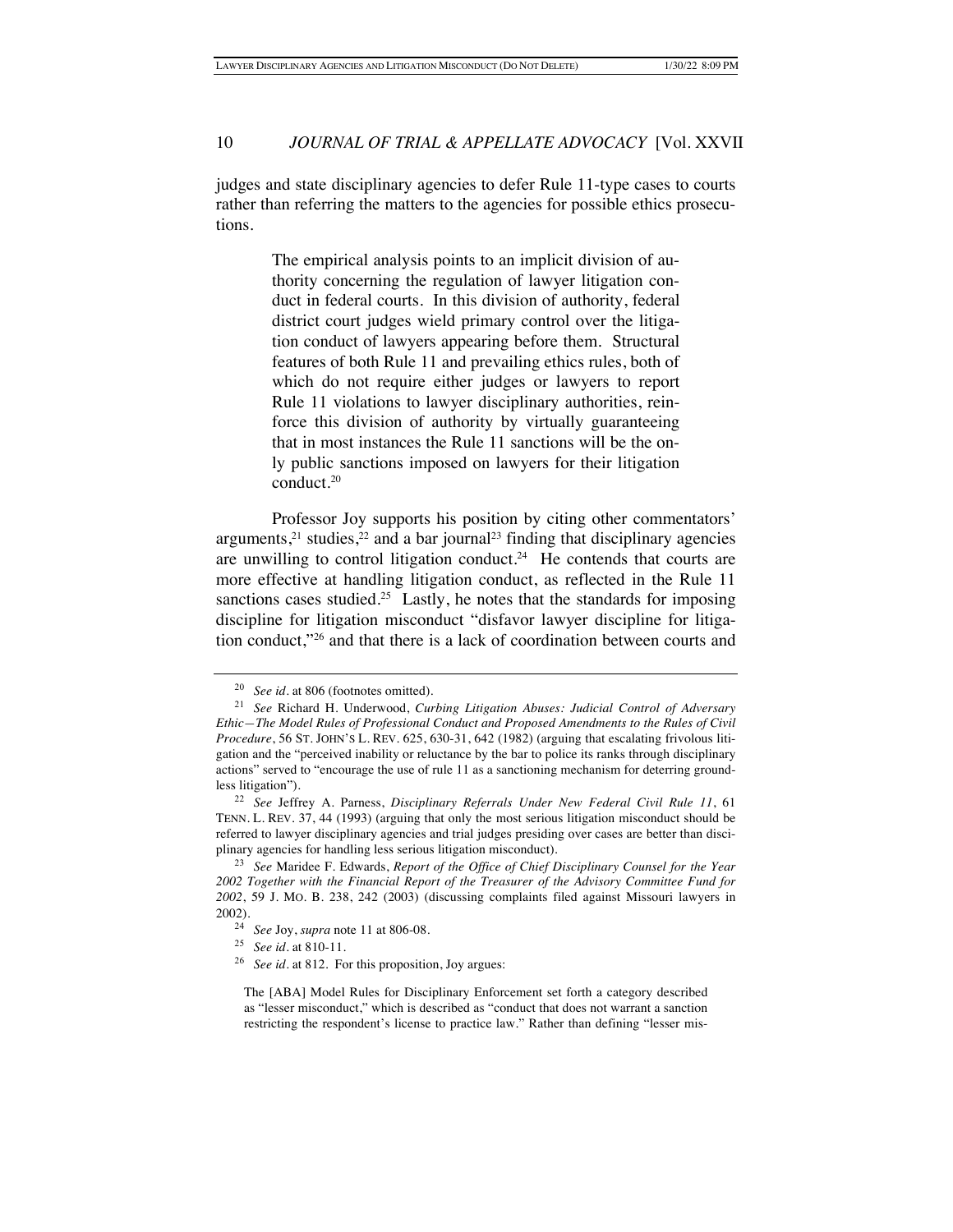judges and state disciplinary agencies to defer Rule 11-type cases to courts rather than referring the matters to the agencies for possible ethics prosecutions.

> The empirical analysis points to an implicit division of authority concerning the regulation of lawyer litigation conduct in federal courts. In this division of authority, federal district court judges wield primary control over the litigation conduct of lawyers appearing before them. Structural features of both Rule 11 and prevailing ethics rules, both of which do not require either judges or lawyers to report Rule 11 violations to lawyer disciplinary authorities, reinforce this division of authority by virtually guaranteeing that in most instances the Rule 11 sanctions will be the only public sanctions imposed on lawyers for their litigation conduct.[20]

Professor Joy supports his position by citing other commentators' arguments,[21] studies,[22] and a bar journal[23] finding that disciplinary agencies are unwilling to control litigation conduct.[24] He contends that courts are more effective at handling litigation conduct, as reflected in the Rule 11 sanctions cases studied.[25] Lastly, he notes that the standards for imposing discipline for litigation misconduct "disfavor lawyer discipline for litigation conduct,"[26] and that there is a lack of coordination between courts and

---

[20] *See id.* at 806 (footnotes omitted).

[21] *See* Richard H. Underwood, *Curbing Litigation Abuses: Judicial Control of Adversary Ethic—The Model Rules of Professional Conduct and Proposed Amendments to the Rules of Civil Procedure*, 56 ST. JOHN'S L. REV. 625, 630-31, 642 (1982) (arguing that escalating frivolous litigation and the "perceived inability or reluctance by the bar to police its ranks through disciplinary actions" served to "encourage the use of rule 11 as a sanctioning mechanism for deterring groundless litigation").

[22] *See* Jeffrey A. Parness, *Disciplinary Referrals Under New Federal Civil Rule 11*, 61 TENN. L. REV. 37, 44 (1993) (arguing that only the most serious litigation misconduct should be referred to lawyer disciplinary agencies and trial judges presiding over cases are better than disciplinary agencies for handling less serious litigation misconduct).

[23] *See* Maridee F. Edwards, *Report of the Office of Chief Disciplinary Counsel for the Year 2002 Together with the Financial Report of the Treasurer of the Advisory Committee Fund for 2002*, 59 J. MO. B. 238, 242 (2003) (discussing complaints filed against Missouri lawyers in 2002).

[24] *See* Joy, *supra* note 11 at 806-08.

[25] *See id.* at 810-11.

[26] *See id.* at 812. For this proposition, Joy argues:

> The [ABA] Model Rules for Disciplinary Enforcement set forth a category described as "lesser misconduct," which is described as "conduct that does not warrant a sanction restricting the respondent's license to practice law." Rather than defining "lesser mis-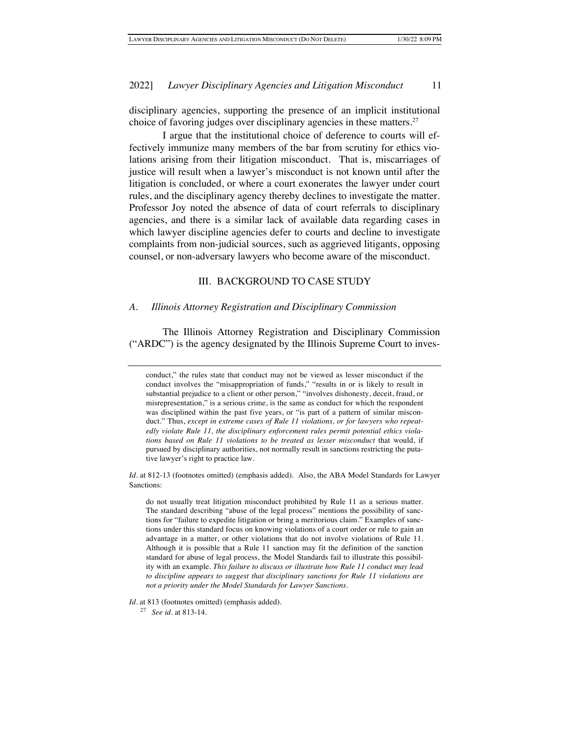disciplinary agencies, supporting the presence of an implicit institutional choice of favoring judges over disciplinary agencies in these matters.[27]

I argue that the institutional choice of deference to courts will effectively immunize many members of the bar from scrutiny for ethics violations arising from their litigation misconduct. That is, miscarriages of justice will result when a lawyer's misconduct is not known until after the litigation is concluded, or where a court exonerates the lawyer under court rules, and the disciplinary agency thereby declines to investigate the matter. Professor Joy noted the absence of data of court referrals to disciplinary agencies, and there is a similar lack of available data regarding cases in which lawyer discipline agencies defer to courts and decline to investigate complaints from non-judicial sources, such as aggrieved litigants, opposing counsel, or non-adversary lawyers who become aware of the misconduct.

## III. BACKGROUND TO CASE STUDY

### *A. Illinois Attorney Registration and Disciplinary Commission*

The Illinois Attorney Registration and Disciplinary Commission ("ARDC") is the agency designated by the Illinois Supreme Court to inves-

---

> conduct," the rules state that conduct may not be viewed as lesser misconduct if the conduct involves the "misappropriation of funds," "results in or is likely to result in substantial prejudice to a client or other person," "involves dishonesty, deceit, fraud, or misrepresentation," is a serious crime, is the same as conduct for which the respondent was disciplined within the past five years, or "is part of a pattern of similar misconduct." Thus, *except in extreme cases of Rule 11 violations, or for lawyers who repeatedly violate Rule 11, the disciplinary enforcement rules permit potential ethics violations based on Rule 11 violations to be treated as lesser misconduct* that would, if pursued by disciplinary authorities, not normally result in sanctions restricting the putative lawyer's right to practice law.

*Id*. at 812-13 (footnotes omitted) (emphasis added). Also, the ABA Model Standards for Lawyer Sanctions:

> do not usually treat litigation misconduct prohibited by Rule 11 as a serious matter. The standard describing "abuse of the legal process" mentions the possibility of sanctions for "failure to expedite litigation or bring a meritorious claim." Examples of sanctions under this standard focus on knowing violations of a court order or rule to gain an advantage in a matter, or other violations that do not involve violations of Rule 11. Although it is possible that a Rule 11 sanction may fit the definition of the sanction standard for abuse of legal process, the Model Standards fail to illustrate this possibility with an example. *This failure to discuss or illustrate how Rule 11 conduct may lead to discipline appears to suggest that disciplinary sanctions for Rule 11 violations are not a priority under the Model Standards for Lawyer Sanctions*.

*Id*. at 813 (footnotes omitted) (emphasis added).

[27] *See id*. at 813-14.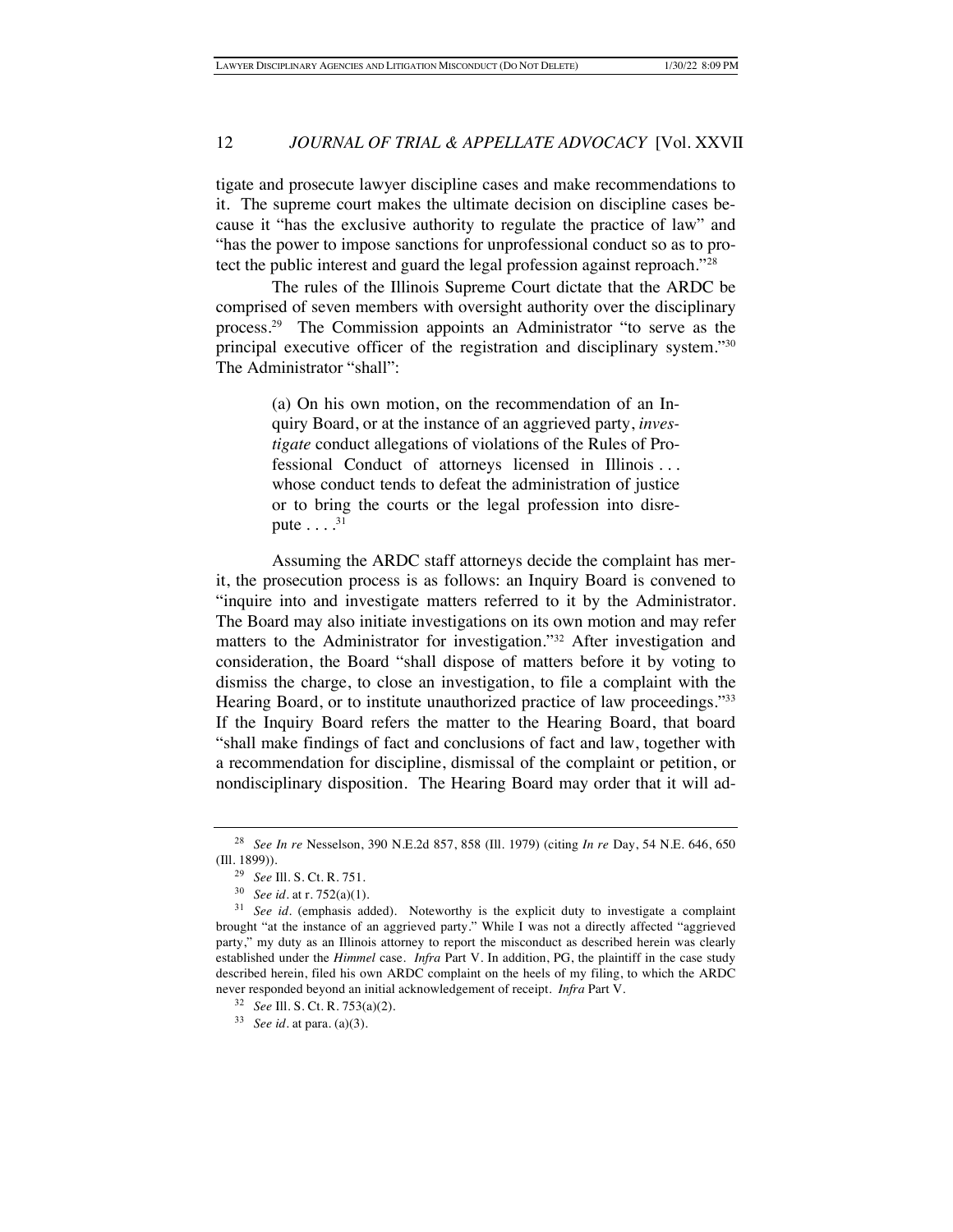tigate and prosecute lawyer discipline cases and make recommendations to it. The supreme court makes the ultimate decision on discipline cases because it "has the exclusive authority to regulate the practice of law" and "has the power to impose sanctions for unprofessional conduct so as to protect the public interest and guard the legal profession against reproach."[28]

The rules of the Illinois Supreme Court dictate that the ARDC be comprised of seven members with oversight authority over the disciplinary process.[29] The Commission appoints an Administrator "to serve as the principal executive officer of the registration and disciplinary system."[30] The Administrator "shall":

> (a) On his own motion, on the recommendation of an Inquiry Board, or at the instance of an aggrieved party, *investigate* conduct allegations of violations of the Rules of Professional Conduct of attorneys licensed in Illinois . . . whose conduct tends to defeat the administration of justice or to bring the courts or the legal profession into disrepute . . . .[31]

Assuming the ARDC staff attorneys decide the complaint has merit, the prosecution process is as follows: an Inquiry Board is convened to "inquire into and investigate matters referred to it by the Administrator. The Board may also initiate investigations on its own motion and may refer matters to the Administrator for investigation."[32] After investigation and consideration, the Board "shall dispose of matters before it by voting to dismiss the charge, to close an investigation, to file a complaint with the Hearing Board, or to institute unauthorized practice of law proceedings."[33] If the Inquiry Board refers the matter to the Hearing Board, that board "shall make findings of fact and conclusions of fact and law, together with a recommendation for discipline, dismissal of the complaint or petition, or nondisciplinary disposition. The Hearing Board may order that it will ad-

---

[28] *See In re* Nesselson, 390 N.E.2d 857, 858 (Ill. 1979) (citing *In re* Day, 54 N.E. 646, 650 (Ill. 1899)).

[29] *See* Ill. S. Ct. R. 751.

[30] *See id.* at r. 752(a)(1).

[31] *See id.* (emphasis added). Noteworthy is the explicit duty to investigate a complaint brought "at the instance of an aggrieved party." While I was not a directly affected "aggrieved party," my duty as an Illinois attorney to report the misconduct as described herein was clearly established under the *Himmel* case. *Infra* Part V. In addition, PG, the plaintiff in the case study described herein, filed his own ARDC complaint on the heels of my filing, to which the ARDC never responded beyond an initial acknowledgement of receipt. *Infra* Part V.

[32] *See* Ill. S. Ct. R. 753(a)(2).

[33] *See id.* at para. (a)(3).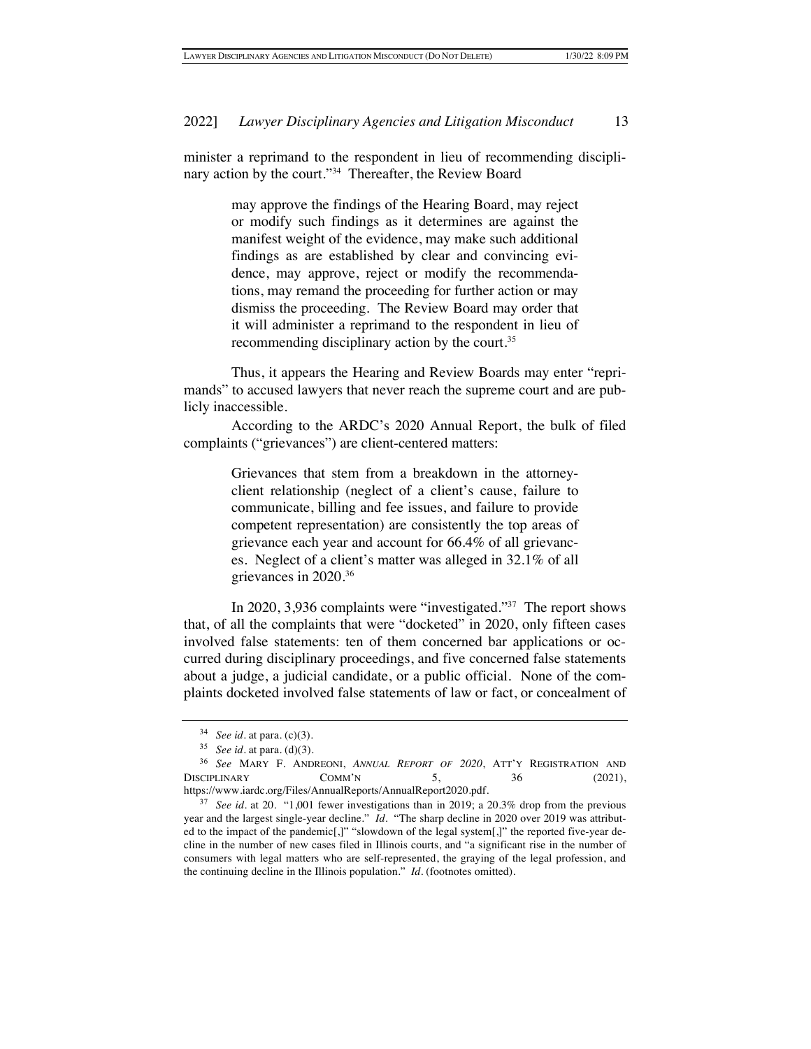minister a reprimand to the respondent in lieu of recommending disciplinary action by the court."[34] Thereafter, the Review Board

> may approve the findings of the Hearing Board, may reject or modify such findings as it determines are against the manifest weight of the evidence, may make such additional findings as are established by clear and convincing evidence, may approve, reject or modify the recommendations, may remand the proceeding for further action or may dismiss the proceeding. The Review Board may order that it will administer a reprimand to the respondent in lieu of recommending disciplinary action by the court.[35]

Thus, it appears the Hearing and Review Boards may enter "reprimands" to accused lawyers that never reach the supreme court and are publicly inaccessible.

According to the ARDC's 2020 Annual Report, the bulk of filed complaints ("grievances") are client-centered matters:

> Grievances that stem from a breakdown in the attorney-client relationship (neglect of a client's cause, failure to communicate, billing and fee issues, and failure to provide competent representation) are consistently the top areas of grievance each year and account for 66.4% of all grievances. Neglect of a client's matter was alleged in 32.1% of all grievances in 2020.[36]

In 2020, 3,936 complaints were "investigated."[37] The report shows that, of all the complaints that were "docketed" in 2020, only fifteen cases involved false statements: ten of them concerned bar applications or occurred during disciplinary proceedings, and five concerned false statements about a judge, a judicial candidate, or a public official. None of the complaints docketed involved false statements of law or fact, or concealment of

---

[34] *See id.* at para. (c)(3).

[35] *See id.* at para. (d)(3).

[36] *See* MARY F. ANDREONI, *ANNUAL REPORT OF 2020*, ATT'Y REGISTRATION AND DISCIPLINARY COMM'N 5, 36 (2021), https://www.iardc.org/Files/AnnualReports/AnnualReport2020.pdf.

[37] *See id.* at 20. "1,001 fewer investigations than in 2019; a 20.3% drop from the previous year and the largest single-year decline." *Id.* "The sharp decline in 2020 over 2019 was attributed to the impact of the pandemic[,]" "slowdown of the legal system[,]" the reported five-year decline in the number of new cases filed in Illinois courts, and "a significant rise in the number of consumers with legal matters who are self-represented, the graying of the legal profession, and the continuing decline in the Illinois population." *Id.* (footnotes omitted).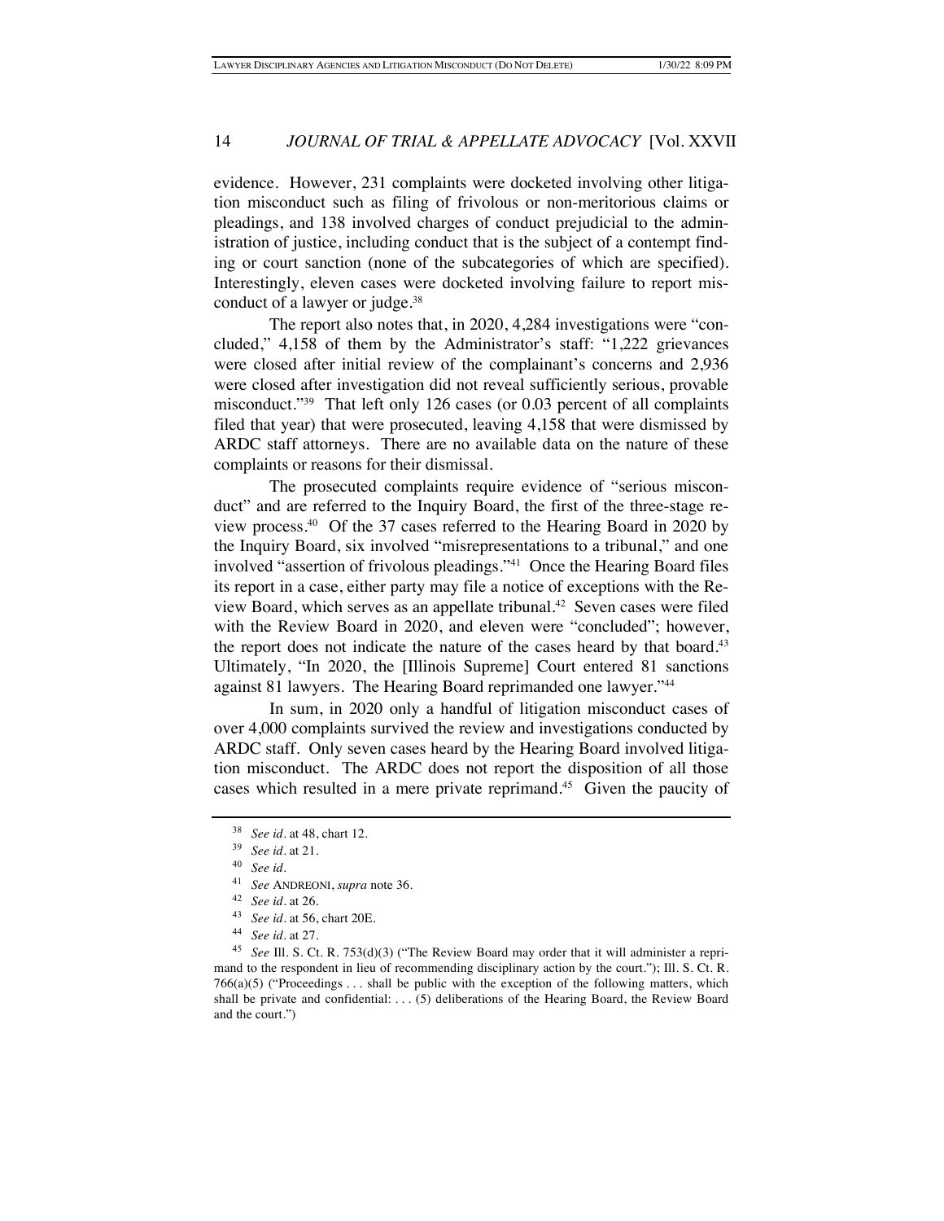evidence. However, 231 complaints were docketed involving other litigation misconduct such as filing of frivolous or non-meritorious claims or pleadings, and 138 involved charges of conduct prejudicial to the administration of justice, including conduct that is the subject of a contempt finding or court sanction (none of the subcategories of which are specified). Interestingly, eleven cases were docketed involving failure to report misconduct of a lawyer or judge.[38]

The report also notes that, in 2020, 4,284 investigations were "concluded," 4,158 of them by the Administrator's staff: "1,222 grievances were closed after initial review of the complainant's concerns and 2,936 were closed after investigation did not reveal sufficiently serious, provable misconduct."[39] That left only 126 cases (or 0.03 percent of all complaints filed that year) that were prosecuted, leaving 4,158 that were dismissed by ARDC staff attorneys. There are no available data on the nature of these complaints or reasons for their dismissal.

The prosecuted complaints require evidence of "serious misconduct" and are referred to the Inquiry Board, the first of the three-stage review process.[40] Of the 37 cases referred to the Hearing Board in 2020 by the Inquiry Board, six involved "misrepresentations to a tribunal," and one involved "assertion of frivolous pleadings."[41] Once the Hearing Board files its report in a case, either party may file a notice of exceptions with the Review Board, which serves as an appellate tribunal.[42] Seven cases were filed with the Review Board in 2020, and eleven were "concluded"; however, the report does not indicate the nature of the cases heard by that board.[43] Ultimately, "In 2020, the [Illinois Supreme] Court entered 81 sanctions against 81 lawyers. The Hearing Board reprimanded one lawyer."[44]

In sum, in 2020 only a handful of litigation misconduct cases of over 4,000 complaints survived the review and investigations conducted by ARDC staff. Only seven cases heard by the Hearing Board involved litigation misconduct. The ARDC does not report the disposition of all those cases which resulted in a mere private reprimand.[45] Given the paucity of

---

[38] *See id.* at 48, chart 12.

[39] *See id.* at 21.

[40] *See id.*

[41] *See* ANDREONI, *supra* note 36.

[42] *See id.* at 26.

[43] *See id.* at 56, chart 20E.

[44] *See id.* at 27.

[45] *See* Ill. S. Ct. R. 753(d)(3) ("The Review Board may order that it will administer a reprimand to the respondent in lieu of recommending disciplinary action by the court."); Ill. S. Ct. R. 766(a)(5) ("Proceedings . . . shall be public with the exception of the following matters, which shall be private and confidential: . . . (5) deliberations of the Hearing Board, the Review Board and the court.")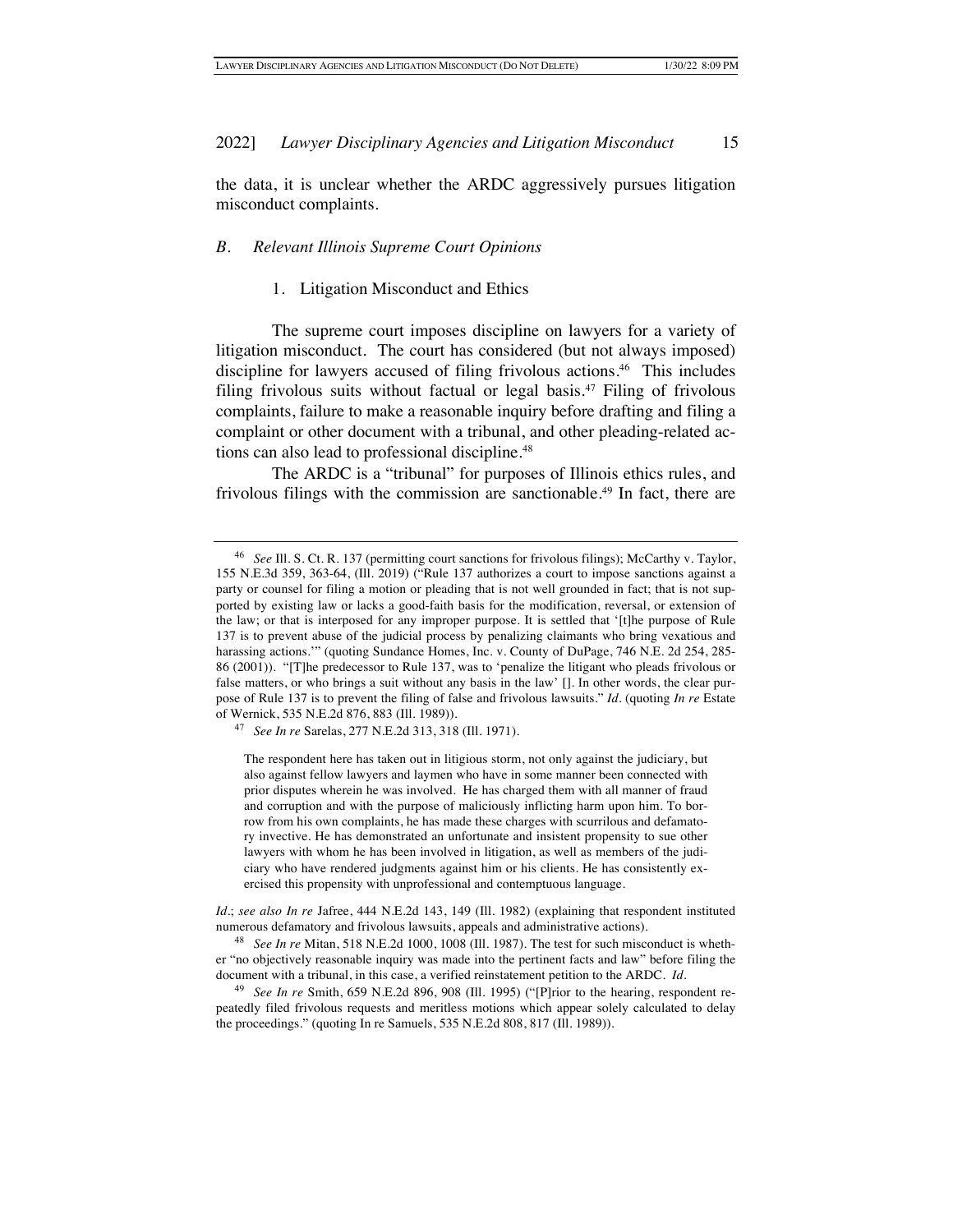the data, it is unclear whether the ARDC aggressively pursues litigation misconduct complaints.

### *B. Relevant Illinois Supreme Court Opinions*

#### 1. Litigation Misconduct and Ethics

The supreme court imposes discipline on lawyers for a variety of litigation misconduct. The court has considered (but not always imposed) discipline for lawyers accused of filing frivolous actions.[46] This includes filing frivolous suits without factual or legal basis.[47] Filing of frivolous complaints, failure to make a reasonable inquiry before drafting and filing a complaint or other document with a tribunal, and other pleading-related actions can also lead to professional discipline.[48]

The ARDC is a "tribunal" for purposes of Illinois ethics rules, and frivolous filings with the commission are sanctionable.[49] In fact, there are

---

[46] *See* Ill. S. Ct. R. 137 (permitting court sanctions for frivolous filings); McCarthy v. Taylor, 155 N.E.3d 359, 363-64, (Ill. 2019) ("Rule 137 authorizes a court to impose sanctions against a party or counsel for filing a motion or pleading that is not well grounded in fact; that is not supported by existing law or lacks a good-faith basis for the modification, reversal, or extension of the law; or that is interposed for any improper purpose. It is settled that '[t]he purpose of Rule 137 is to prevent abuse of the judicial process by penalizing claimants who bring vexatious and harassing actions.'" (quoting Sundance Homes, Inc. v. County of DuPage, 746 N.E. 2d 254, 285-86 (2001)). "[T]he predecessor to Rule 137, was to 'penalize the litigant who pleads frivolous or false matters, or who brings a suit without any basis in the law' []. In other words, the clear purpose of Rule 137 is to prevent the filing of false and frivolous lawsuits." *Id*. (quoting *In re* Estate of Wernick, 535 N.E.2d 876, 883 (Ill. 1989)).

[47] *See In re* Sarelas, 277 N.E.2d 313, 318 (Ill. 1971).

> The respondent here has taken out in litigious storm, not only against the judiciary, but also against fellow lawyers and laymen who have in some manner been connected with prior disputes wherein he was involved. He has charged them with all manner of fraud and corruption and with the purpose of maliciously inflicting harm upon him. To borrow from his own complaints, he has made these charges with scurrilous and defamatory invective. He has demonstrated an unfortunate and insistent propensity to sue other lawyers with whom he has been involved in litigation, as well as members of the judiciary who have rendered judgments against him or his clients. He has consistently exercised this propensity with unprofessional and contemptuous language.

*Id*.; *see also In re* Jafree, 444 N.E.2d 143, 149 (Ill. 1982) (explaining that respondent instituted numerous defamatory and frivolous lawsuits, appeals and administrative actions).

[48] *See In re* Mitan, 518 N.E.2d 1000, 1008 (Ill. 1987). The test for such misconduct is whether "no objectively reasonable inquiry was made into the pertinent facts and law" before filing the document with a tribunal, in this case, a verified reinstatement petition to the ARDC. *Id*.

[49] *See In re* Smith, 659 N.E.2d 896, 908 (Ill. 1995) ("[P]rior to the hearing, respondent repeatedly filed frivolous requests and meritless motions which appear solely calculated to delay the proceedings." (quoting In re Samuels, 535 N.E.2d 808, 817 (Ill. 1989)).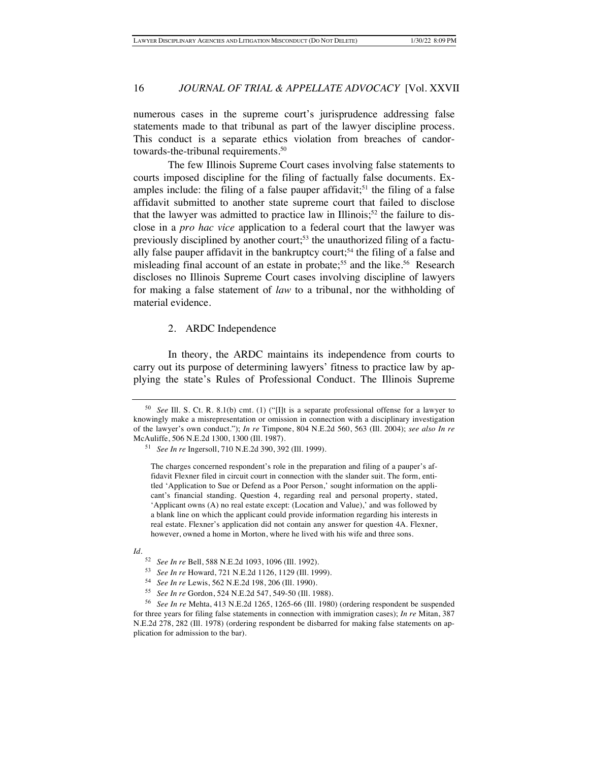numerous cases in the supreme court's jurisprudence addressing false statements made to that tribunal as part of the lawyer discipline process. This conduct is a separate ethics violation from breaches of candor-towards-the-tribunal requirements.[50]

The few Illinois Supreme Court cases involving false statements to courts imposed discipline for the filing of factually false documents. Examples include: the filing of a false pauper affidavit;[51] the filing of a false affidavit submitted to another state supreme court that failed to disclose that the lawyer was admitted to practice law in Illinois;[52] the failure to disclose in a *pro hac vice* application to a federal court that the lawyer was previously disciplined by another court;[53] the unauthorized filing of a factually false pauper affidavit in the bankruptcy court;[54] the filing of a false and misleading final account of an estate in probate;[55] and the like.[56] Research discloses no Illinois Supreme Court cases involving discipline of lawyers for making a false statement of *law* to a tribunal, nor the withholding of material evidence.

### 2. ARDC Independence

In theory, the ARDC maintains its independence from courts to carry out its purpose of determining lawyers' fitness to practice law by applying the state's Rules of Professional Conduct. The Illinois Supreme

---

[50] *See* Ill. S. Ct. R. 8.1(b) cmt. (1) ("[I]t is a separate professional offense for a lawyer to knowingly make a misrepresentation or omission in connection with a disciplinary investigation of the lawyer's own conduct."); *In re* Timpone, 804 N.E.2d 560, 563 (Ill. 2004); *see also In re* McAuliffe, 506 N.E.2d 1300, 1300 (Ill. 1987).

[51] *See In re* Ingersoll, 710 N.E.2d 390, 392 (Ill. 1999).

> The charges concerned respondent's role in the preparation and filing of a pauper's affidavit Flexner filed in circuit court in connection with the slander suit. The form, entitled 'Application to Sue or Defend as a Poor Person,' sought information on the applicant's financial standing. Question 4, regarding real and personal property, stated, 'Applicant owns (A) no real estate except: (Location and Value),' and was followed by a blank line on which the applicant could provide information regarding his interests in real estate. Flexner's application did not contain any answer for question 4A. Flexner, however, owned a home in Morton, where he lived with his wife and three sons.

*Id.*

[52] *See In re* Bell, 588 N.E.2d 1093, 1096 (Ill. 1992).

[53] *See In re* Howard, 721 N.E.2d 1126, 1129 (Ill. 1999).

[54] *See In re* Lewis, 562 N.E.2d 198, 206 (Ill. 1990).

[55] *See In re* Gordon, 524 N.E.2d 547, 549-50 (Ill. 1988).

[56] *See In re* Mehta, 413 N.E.2d 1265, 1265-66 (Ill. 1980) (ordering respondent be suspended for three years for filing false statements in connection with immigration cases); *In re* Mitan, 387 N.E.2d 278, 282 (Ill. 1978) (ordering respondent be disbarred for making false statements on application for admission to the bar).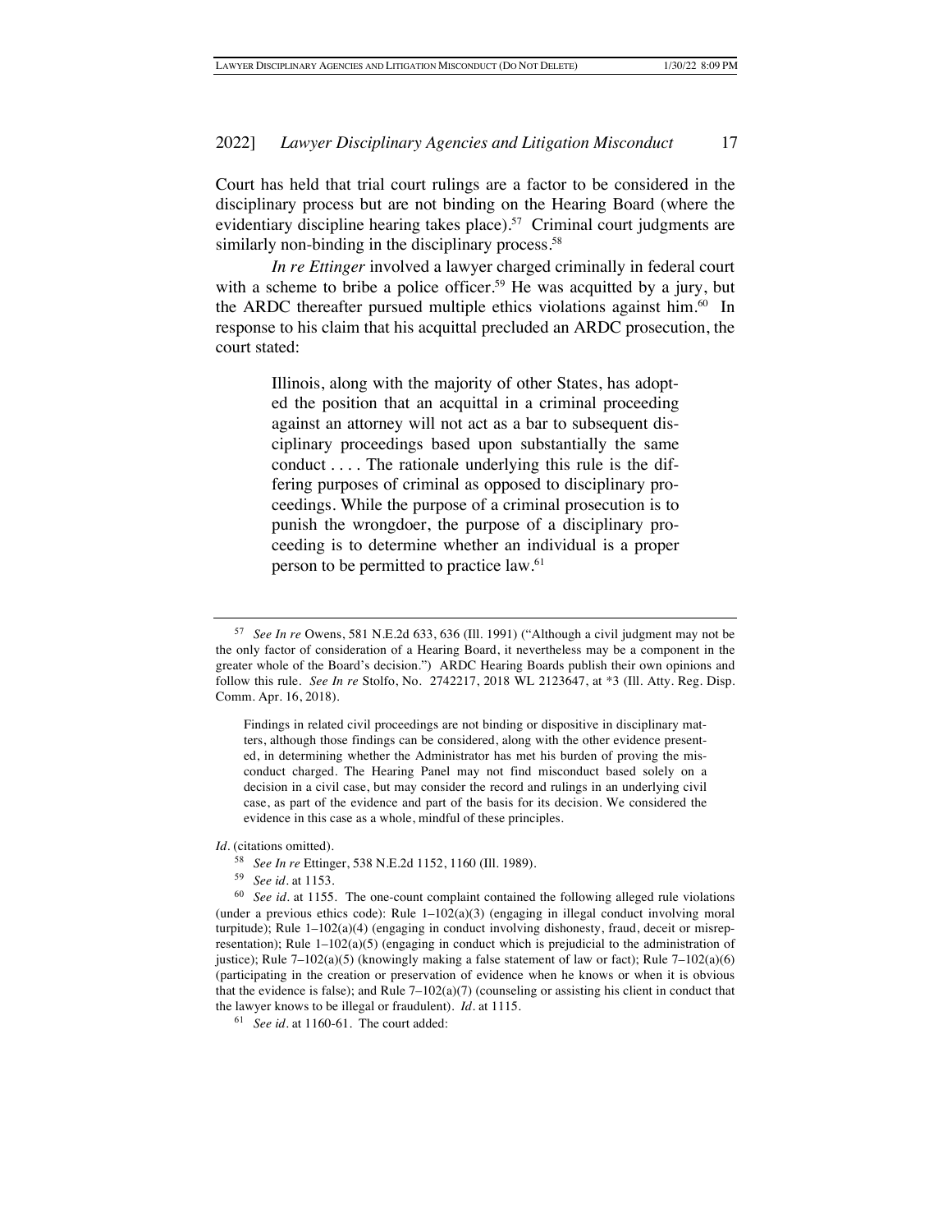Court has held that trial court rulings are a factor to be considered in the disciplinary process but are not binding on the Hearing Board (where the evidentiary discipline hearing takes place).[57] Criminal court judgments are similarly non-binding in the disciplinary process.[58]

*In re Ettinger* involved a lawyer charged criminally in federal court with a scheme to bribe a police officer.[59] He was acquitted by a jury, but the ARDC thereafter pursued multiple ethics violations against him.[60] In response to his claim that his acquittal precluded an ARDC prosecution, the court stated:

> Illinois, along with the majority of other States, has adopted the position that an acquittal in a criminal proceeding against an attorney will not act as a bar to subsequent disciplinary proceedings based upon substantially the same conduct . . . . The rationale underlying this rule is the differing purposes of criminal as opposed to disciplinary proceedings. While the purpose of a criminal prosecution is to punish the wrongdoer, the purpose of a disciplinary proceeding is to determine whether an individual is a proper person to be permitted to practice law.[61]

---

[57] *See In re* Owens, 581 N.E.2d 633, 636 (Ill. 1991) ("Although a civil judgment may not be the only factor of consideration of a Hearing Board, it nevertheless may be a component in the greater whole of the Board's decision.") ARDC Hearing Boards publish their own opinions and follow this rule. *See In re* Stolfo, No. 2742217, 2018 WL 2123647, at *3 (Ill. Atty. Reg. Disp. Comm. Apr. 16, 2018).

> Findings in related civil proceedings are not binding or dispositive in disciplinary matters, although those findings can be considered, along with the other evidence presented, in determining whether the Administrator has met his burden of proving the misconduct charged. The Hearing Panel may not find misconduct based solely on a decision in a civil case, but may consider the record and rulings in an underlying civil case, as part of the evidence and part of the basis for its decision. We considered the evidence in this case as a whole, mindful of these principles.

*Id.* (citations omitted).

[58] *See In re* Ettinger, 538 N.E.2d 1152, 1160 (Ill. 1989).

[59] *See id.* at 1153.

[60] *See id.* at 1155. The one-count complaint contained the following alleged rule violations (under a previous ethics code): Rule 1–102(a)(3) (engaging in illegal conduct involving moral turpitude); Rule 1–102(a)(4) (engaging in conduct involving dishonesty, fraud, deceit or misrepresentation); Rule 1–102(a)(5) (engaging in conduct which is prejudicial to the administration of justice); Rule 7–102(a)(5) (knowingly making a false statement of law or fact); Rule 7–102(a)(6) (participating in the creation or preservation of evidence when he knows or when it is obvious that the evidence is false); and Rule 7–102(a)(7) (counseling or assisting his client in conduct that the lawyer knows to be illegal or fraudulent). *Id.* at 1115.

[61] *See id.* at 1160-61. The court added: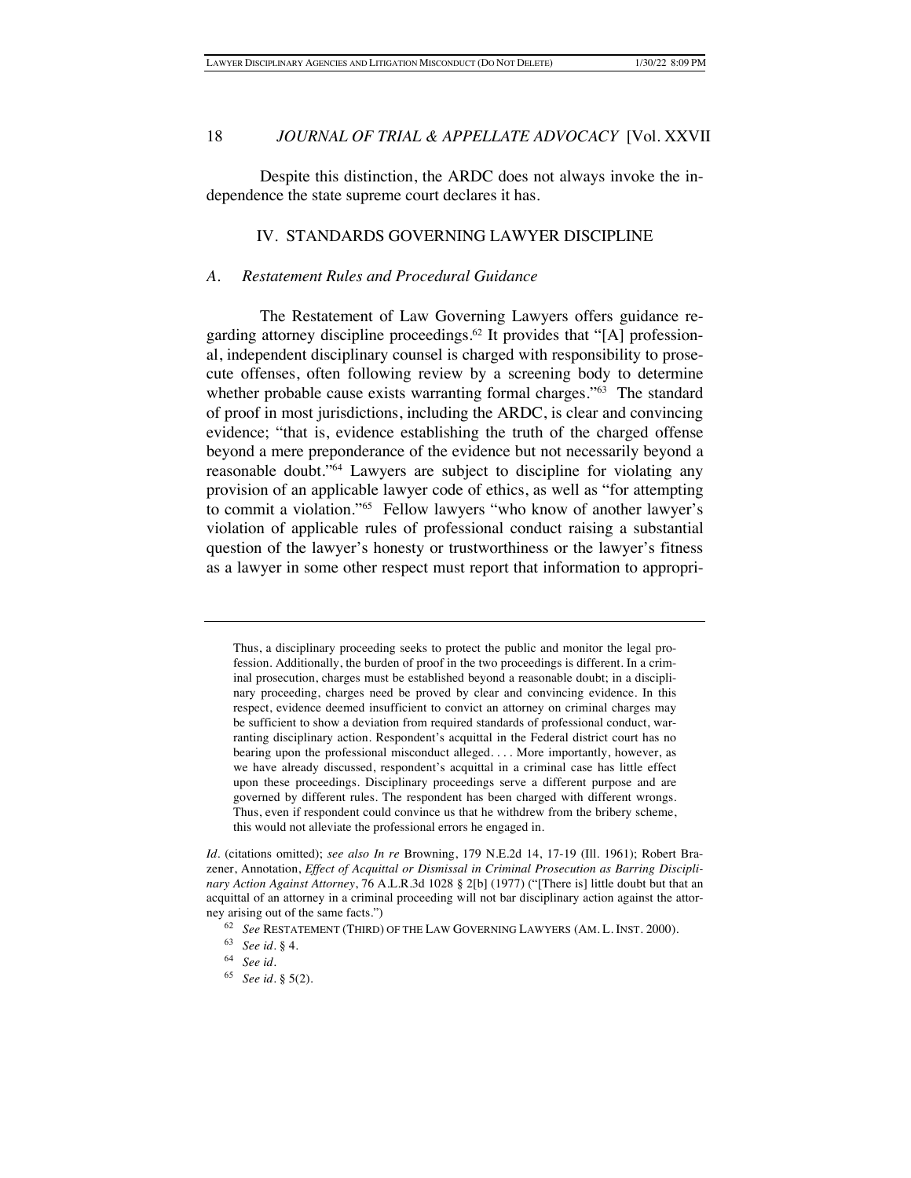Despite this distinction, the ARDC does not always invoke the independence the state supreme court declares it has.

## IV. STANDARDS GOVERNING LAWYER DISCIPLINE

### *A. Restatement Rules and Procedural Guidance*

The Restatement of Law Governing Lawyers offers guidance regarding attorney discipline proceedings.[62] It provides that "[A] professional, independent disciplinary counsel is charged with responsibility to prosecute offenses, often following review by a screening body to determine whether probable cause exists warranting formal charges."[63] The standard of proof in most jurisdictions, including the ARDC, is clear and convincing evidence; "that is, evidence establishing the truth of the charged offense beyond a mere preponderance of the evidence but not necessarily beyond a reasonable doubt."[64] Lawyers are subject to discipline for violating any provision of an applicable lawyer code of ethics, as well as "for attempting to commit a violation."[65] Fellow lawyers "who know of another lawyer's violation of applicable rules of professional conduct raising a substantial question of the lawyer's honesty or trustworthiness or the lawyer's fitness as a lawyer in some other respect must report that information to appropri-

---

> Thus, a disciplinary proceeding seeks to protect the public and monitor the legal profession. Additionally, the burden of proof in the two proceedings is different. In a criminal prosecution, charges must be established beyond a reasonable doubt; in a disciplinary proceeding, charges need be proved by clear and convincing evidence. In this respect, evidence deemed insufficient to convict an attorney on criminal charges may be sufficient to show a deviation from required standards of professional conduct, warranting disciplinary action. Respondent's acquittal in the Federal district court has no bearing upon the professional misconduct alleged. . . . More importantly, however, as we have already discussed, respondent's acquittal in a criminal case has little effect upon these proceedings. Disciplinary proceedings serve a different purpose and are governed by different rules. The respondent has been charged with different wrongs. Thus, even if respondent could convince us that he withdrew from the bribery scheme, this would not alleviate the professional errors he engaged in.

*Id.* (citations omitted); *see also In re* Browning, 179 N.E.2d 14, 17-19 (Ill. 1961); Robert Brazener, Annotation, *Effect of Acquittal or Dismissal in Criminal Prosecution as Barring Disciplinary Action Against Attorney*, 76 A.L.R.3d 1028 § 2[b] (1977) ("[There is] little doubt but that an acquittal of an attorney in a criminal proceeding will not bar disciplinary action against the attorney arising out of the same facts.")

[62] *See* RESTATEMENT (THIRD) OF THE LAW GOVERNING LAWYERS (AM. L. INST. 2000).

[63] *See id.* § 4.

[64] *See id.*

[65] *See id.* § 5(2).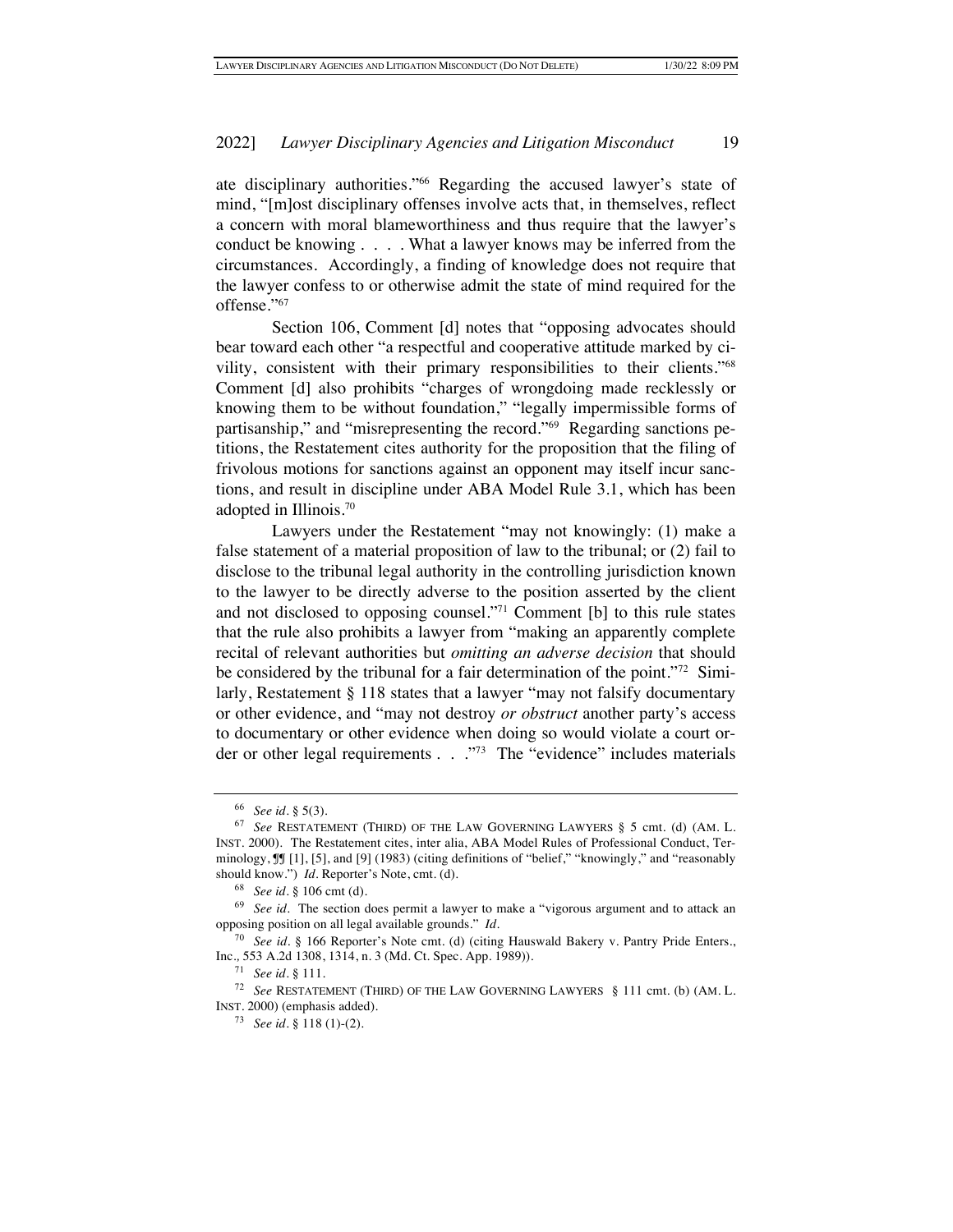ate disciplinary authorities."[66] Regarding the accused lawyer's state of mind, "[m]ost disciplinary offenses involve acts that, in themselves, reflect a concern with moral blameworthiness and thus require that the lawyer's conduct be knowing . . . . What a lawyer knows may be inferred from the circumstances. Accordingly, a finding of knowledge does not require that the lawyer confess to or otherwise admit the state of mind required for the offense."[67]

Section 106, Comment [d] notes that "opposing advocates should bear toward each other "a respectful and cooperative attitude marked by civility, consistent with their primary responsibilities to their clients."[68] Comment [d] also prohibits "charges of wrongdoing made recklessly or knowing them to be without foundation," "legally impermissible forms of partisanship," and "misrepresenting the record."[69] Regarding sanctions petitions, the Restatement cites authority for the proposition that the filing of frivolous motions for sanctions against an opponent may itself incur sanctions, and result in discipline under ABA Model Rule 3.1, which has been adopted in Illinois.[70]

Lawyers under the Restatement "may not knowingly: (1) make a false statement of a material proposition of law to the tribunal; or (2) fail to disclose to the tribunal legal authority in the controlling jurisdiction known to the lawyer to be directly adverse to the position asserted by the client and not disclosed to opposing counsel."[71] Comment [b] to this rule states that the rule also prohibits a lawyer from "making an apparently complete recital of relevant authorities but *omitting an adverse decision* that should be considered by the tribunal for a fair determination of the point."[72] Similarly, Restatement § 118 states that a lawyer "may not falsify documentary or other evidence, and "may not destroy *or obstruct* another party's access to documentary or other evidence when doing so would violate a court order or other legal requirements . . ."[73] The "evidence" includes materials

---

[66] *See id*. § 5(3).

[67] *See* RESTATEMENT (THIRD) OF THE LAW GOVERNING LAWYERS § 5 cmt. (d) (AM. L. INST. 2000). The Restatement cites, inter alia, ABA Model Rules of Professional Conduct, Terminology, ¶¶ [1], [5], and [9] (1983) (citing definitions of "belief," "knowingly," and "reasonably should know.") *Id*. Reporter's Note, cmt. (d).

[68] *See id*. § 106 cmt (d).

[69] *See id*. The section does permit a lawyer to make a "vigorous argument and to attack an opposing position on all legal available grounds." *Id*.

[70] *See id*. § 166 Reporter's Note cmt. (d) (citing Hauswald Bakery v. Pantry Pride Enters., Inc., 553 A.2d 1308, 1314, n. 3 (Md. Ct. Spec. App. 1989)).

[71] *See id*. § 111.

[72] *See* RESTATEMENT (THIRD) OF THE LAW GOVERNING LAWYERS § 111 cmt. (b) (AM. L. INST. 2000) (emphasis added).

[73] *See id*. § 118 (1)-(2).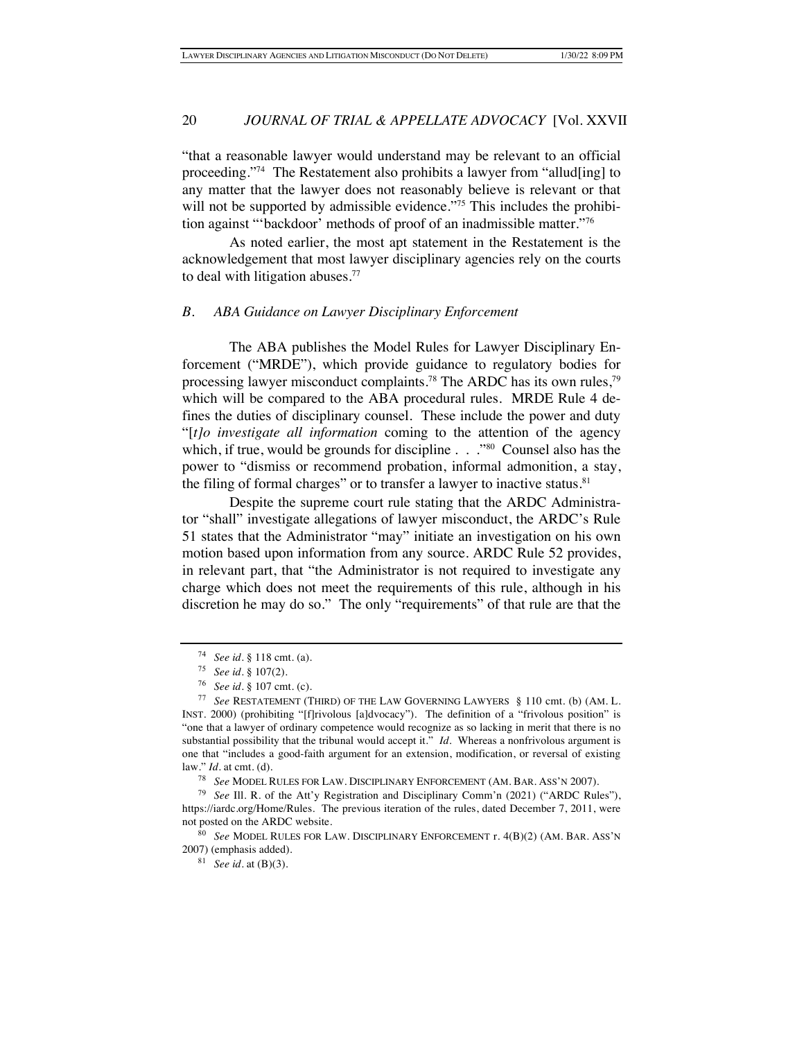"that a reasonable lawyer would understand may be relevant to an official proceeding."[74] The Restatement also prohibits a lawyer from "allud[ing] to any matter that the lawyer does not reasonably believe is relevant or that will not be supported by admissible evidence."[75] This includes the prohibition against "'backdoor' methods of proof of an inadmissible matter."[76]

As noted earlier, the most apt statement in the Restatement is the acknowledgement that most lawyer disciplinary agencies rely on the courts to deal with litigation abuses.[77]

### *B. ABA Guidance on Lawyer Disciplinary Enforcement*

The ABA publishes the Model Rules for Lawyer Disciplinary Enforcement ("MRDE"), which provide guidance to regulatory bodies for processing lawyer misconduct complaints.[78] The ARDC has its own rules,[79] which will be compared to the ABA procedural rules. MRDE Rule 4 defines the duties of disciplinary counsel. These include the power and duty "[*t]o investigate all information* coming to the attention of the agency which, if true, would be grounds for discipline . . ."[80] Counsel also has the power to "dismiss or recommend probation, informal admonition, a stay, the filing of formal charges" or to transfer a lawyer to inactive status.[81]

Despite the supreme court rule stating that the ARDC Administrator "shall" investigate allegations of lawyer misconduct, the ARDC's Rule 51 states that the Administrator "may" initiate an investigation on his own motion based upon information from any source. ARDC Rule 52 provides, in relevant part, that "the Administrator is not required to investigate any charge which does not meet the requirements of this rule, although in his discretion he may do so." The only "requirements" of that rule are that the

---

[74] *See id.* § 118 cmt. (a).

[75] *See id.* § 107(2).

[76] *See id.* § 107 cmt. (c).

[77] *See* RESTATEMENT (THIRD) OF THE LAW GOVERNING LAWYERS § 110 cmt. (b) (AM. L. INST. 2000) (prohibiting "[f]rivolous [a]dvocacy"). The definition of a "frivolous position" is "one that a lawyer of ordinary competence would recognize as so lacking in merit that there is no substantial possibility that the tribunal would accept it." *Id.* Whereas a nonfrivolous argument is one that "includes a good-faith argument for an extension, modification, or reversal of existing law." *Id.* at cmt. (d).

[78] *See* MODEL RULES FOR LAW. DISCIPLINARY ENFORCEMENT (AM. BAR. ASS'N 2007).

[79] *See* Ill. R. of the Att'y Registration and Disciplinary Comm'n (2021) ("ARDC Rules"), https://iardc.org/Home/Rules. The previous iteration of the rules, dated December 7, 2011, were not posted on the ARDC website.

[80] *See* MODEL RULES FOR LAW. DISCIPLINARY ENFORCEMENT r. 4(B)(2) (AM. BAR. ASS'N 2007) (emphasis added).

[81] *See id.* at (B)(3).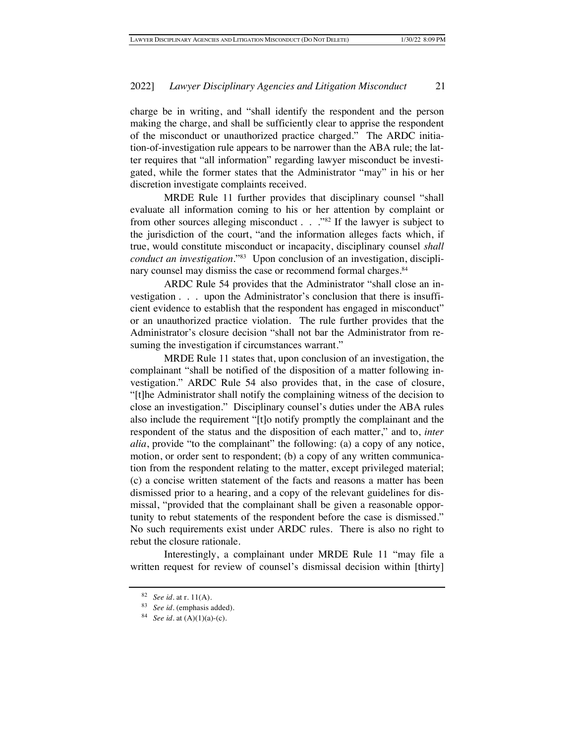charge be in writing, and "shall identify the respondent and the person making the charge, and shall be sufficiently clear to apprise the respondent of the misconduct or unauthorized practice charged." The ARDC initiation-of-investigation rule appears to be narrower than the ABA rule; the latter requires that "all information" regarding lawyer misconduct be investigated, while the former states that the Administrator "may" in his or her discretion investigate complaints received.

MRDE Rule 11 further provides that disciplinary counsel "shall evaluate all information coming to his or her attention by complaint or from other sources alleging misconduct . . ."[82] If the lawyer is subject to the jurisdiction of the court, "and the information alleges facts which, if true, would constitute misconduct or incapacity, disciplinary counsel *shall conduct an investigation*."[83] Upon conclusion of an investigation, disciplinary counsel may dismiss the case or recommend formal charges.[84]

ARDC Rule 54 provides that the Administrator "shall close an investigation . . . upon the Administrator's conclusion that there is insufficient evidence to establish that the respondent has engaged in misconduct" or an unauthorized practice violation. The rule further provides that the Administrator's closure decision "shall not bar the Administrator from resuming the investigation if circumstances warrant."

MRDE Rule 11 states that, upon conclusion of an investigation, the complainant "shall be notified of the disposition of a matter following investigation." ARDC Rule 54 also provides that, in the case of closure, "[t]he Administrator shall notify the complaining witness of the decision to close an investigation." Disciplinary counsel's duties under the ABA rules also include the requirement "[t]o notify promptly the complainant and the respondent of the status and the disposition of each matter," and to, *inter alia*, provide "to the complainant" the following: (a) a copy of any notice, motion, or order sent to respondent; (b) a copy of any written communication from the respondent relating to the matter, except privileged material; (c) a concise written statement of the facts and reasons a matter has been dismissed prior to a hearing, and a copy of the relevant guidelines for dismissal, "provided that the complainant shall be given a reasonable opportunity to rebut statements of the respondent before the case is dismissed." No such requirements exist under ARDC rules. There is also no right to rebut the closure rationale.

Interestingly, a complainant under MRDE Rule 11 "may file a written request for review of counsel's dismissal decision within [thirty]

[82] *See id.* at r. 11(A).

[83] *See id.* (emphasis added).

[84] *See id.* at (A)(1)(a)-(c).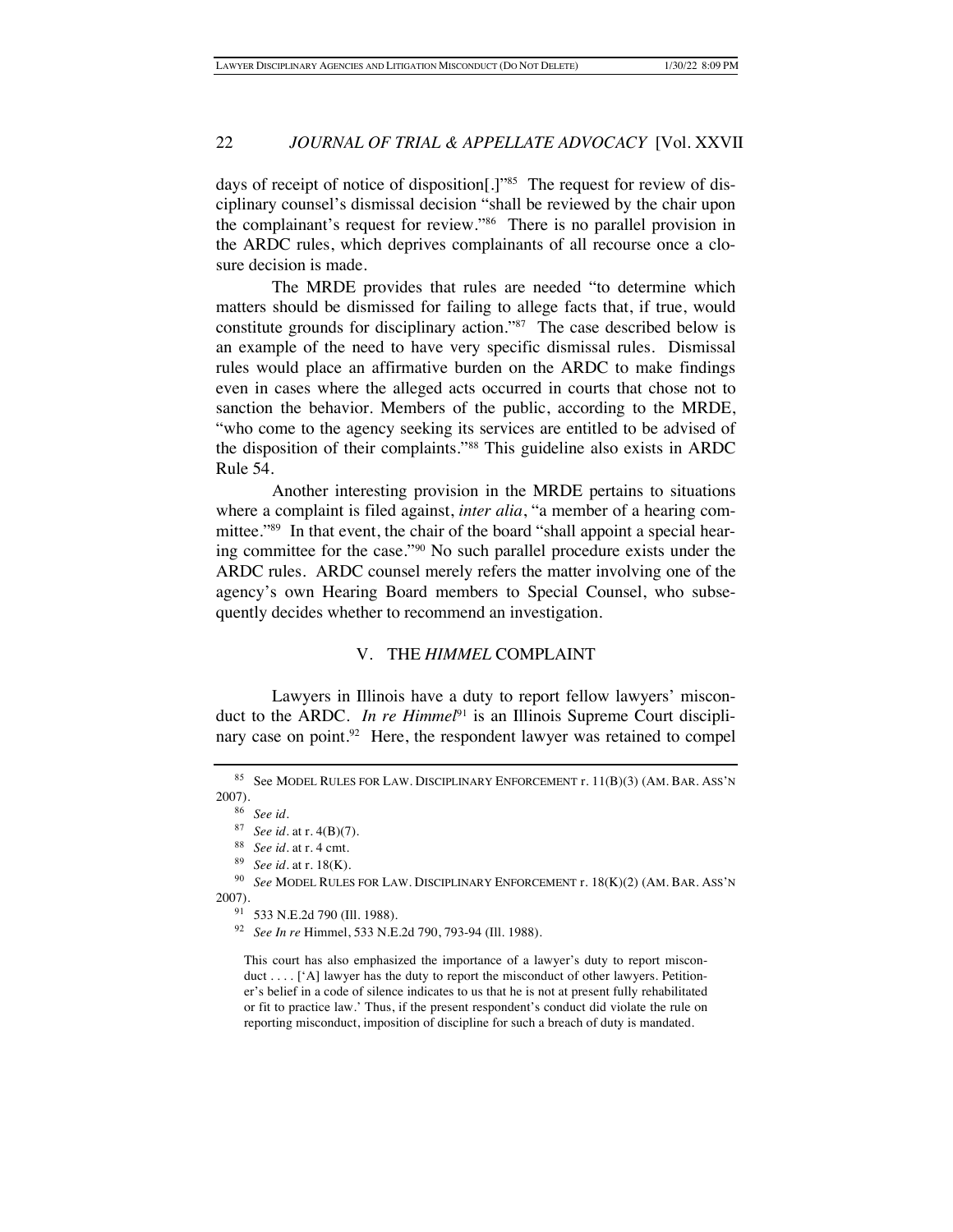days of receipt of notice of disposition[.]"[85] The request for review of disciplinary counsel's dismissal decision "shall be reviewed by the chair upon the complainant's request for review."[86] There is no parallel provision in the ARDC rules, which deprives complainants of all recourse once a closure decision is made.

The MRDE provides that rules are needed "to determine which matters should be dismissed for failing to allege facts that, if true, would constitute grounds for disciplinary action."[87] The case described below is an example of the need to have very specific dismissal rules. Dismissal rules would place an affirmative burden on the ARDC to make findings even in cases where the alleged acts occurred in courts that chose not to sanction the behavior. Members of the public, according to the MRDE, "who come to the agency seeking its services are entitled to be advised of the disposition of their complaints."[88] This guideline also exists in ARDC Rule 54.

Another interesting provision in the MRDE pertains to situations where a complaint is filed against, *inter alia*, "a member of a hearing committee."[89] In that event, the chair of the board "shall appoint a special hearing committee for the case."[90] No such parallel procedure exists under the ARDC rules. ARDC counsel merely refers the matter involving one of the agency's own Hearing Board members to Special Counsel, who subsequently decides whether to recommend an investigation.

## V. THE *HIMMEL* COMPLAINT

Lawyers in Illinois have a duty to report fellow lawyers' misconduct to the ARDC. *In re Himmel*[91] is an Illinois Supreme Court disciplinary case on point.[92] Here, the respondent lawyer was retained to compel

---

[85] See MODEL RULES FOR LAW. DISCIPLINARY ENFORCEMENT r. 11(B)(3) (AM. BAR. ASS'N 2007).

[86] *See id.*

[87] *See id.* at r. 4(B)(7).

[88] *See id.* at r. 4 cmt.

[89] *See id.* at r. 18(K).

[90] *See* MODEL RULES FOR LAW. DISCIPLINARY ENFORCEMENT r. 18(K)(2) (AM. BAR. ASS'N 2007).

[91] 533 N.E.2d 790 (Ill. 1988).

[92] *See In re* Himmel, 533 N.E.2d 790, 793-94 (Ill. 1988).

> This court has also emphasized the importance of a lawyer's duty to report misconduct . . . . ['A] lawyer has the duty to report the misconduct of other lawyers. Petitioner's belief in a code of silence indicates to us that he is not at present fully rehabilitated or fit to practice law.' Thus, if the present respondent's conduct did violate the rule on reporting misconduct, imposition of discipline for such a breach of duty is mandated.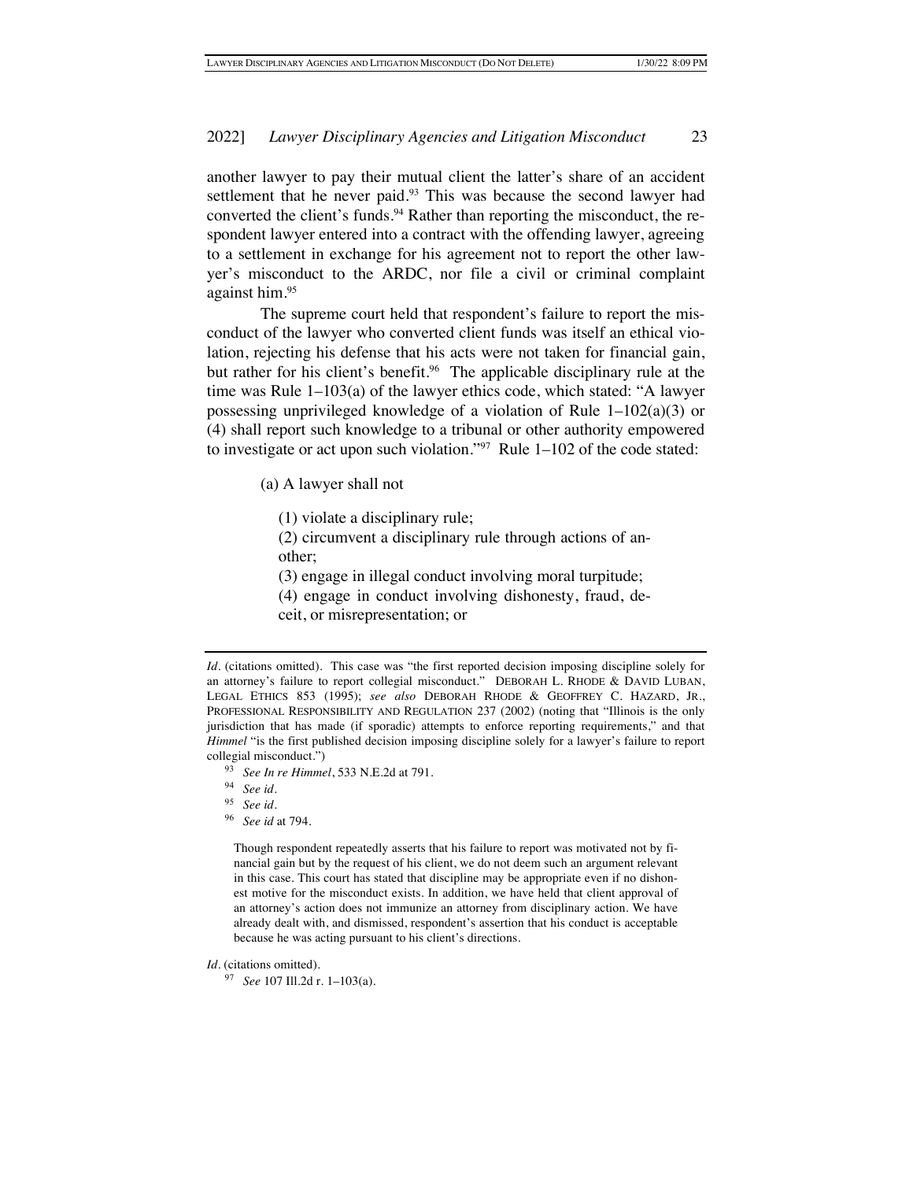another lawyer to pay their mutual client the latter's share of an accident settlement that he never paid.[93] This was because the second lawyer had converted the client's funds.[94] Rather than reporting the misconduct, the respondent lawyer entered into a contract with the offending lawyer, agreeing to a settlement in exchange for his agreement not to report the other lawyer's misconduct to the ARDC, nor file a civil or criminal complaint against him.[95]

The supreme court held that respondent's failure to report the misconduct of the lawyer who converted client funds was itself an ethical violation, rejecting his defense that his acts were not taken for financial gain, but rather for his client's benefit.[96] The applicable disciplinary rule at the time was Rule 1–103(a) of the lawyer ethics code, which stated: "A lawyer possessing unprivileged knowledge of a violation of Rule 1–102(a)(3) or (4) shall report such knowledge to a tribunal or other authority empowered to investigate or act upon such violation."[97] Rule 1–102 of the code stated:

> (a) A lawyer shall not
>
> (1) violate a disciplinary rule;
> (2) circumvent a disciplinary rule through actions of another;
> (3) engage in illegal conduct involving moral turpitude;
> (4) engage in conduct involving dishonesty, fraud, deceit, or misrepresentation; or

---

*Id*. (citations omitted). This case was "the first reported decision imposing discipline solely for an attorney's failure to report collegial misconduct." DEBORAH L. RHODE & DAVID LUBAN, LEGAL ETHICS 853 (1995); *see also* DEBORAH RHODE & GEOFFREY C. HAZARD, JR., PROFESSIONAL RESPONSIBILITY AND REGULATION 237 (2002) (noting that "Illinois is the only jurisdiction that has made (if sporadic) attempts to enforce reporting requirements," and that *Himmel* "is the first published decision imposing discipline solely for a lawyer's failure to report collegial misconduct.")

[93] *See In re Himmel*, 533 N.E.2d at 791.

[94] *See id*.

[95] *See id*.

[96] *See id* at 794.

> Though respondent repeatedly asserts that his failure to report was motivated not by financial gain but by the request of his client, we do not deem such an argument relevant in this case. This court has stated that discipline may be appropriate even if no dishonest motive for the misconduct exists. In addition, we have held that client approval of an attorney's action does not immunize an attorney from disciplinary action. We have already dealt with, and dismissed, respondent's assertion that his conduct is acceptable because he was acting pursuant to his client's directions.

*Id*. (citations omitted).

[97] *See* 107 Ill.2d r. 1–103(a).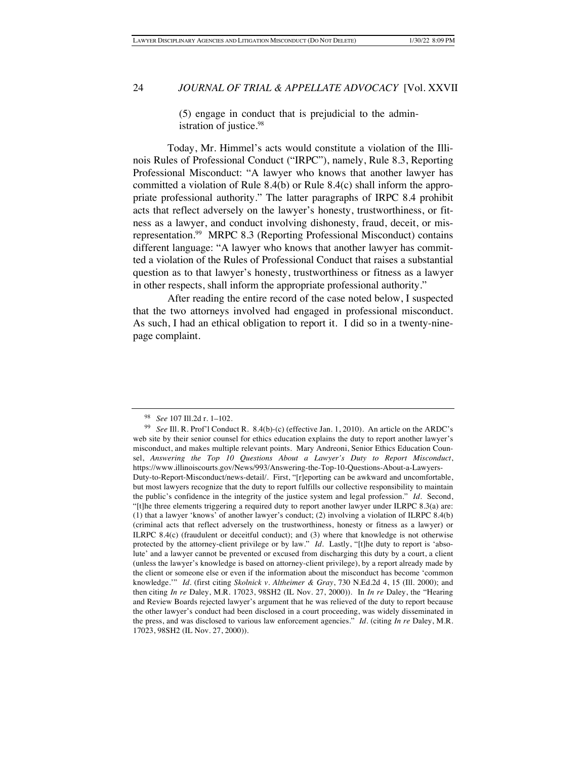(5) engage in conduct that is prejudicial to the administration of justice.[98]

Today, Mr. Himmel's acts would constitute a violation of the Illinois Rules of Professional Conduct ("IRPC"), namely, Rule 8.3, Reporting Professional Misconduct: "A lawyer who knows that another lawyer has committed a violation of Rule 8.4(b) or Rule 8.4(c) shall inform the appropriate professional authority." The latter paragraphs of IRPC 8.4 prohibit acts that reflect adversely on the lawyer's honesty, trustworthiness, or fitness as a lawyer, and conduct involving dishonesty, fraud, deceit, or misrepresentation.[99] MRPC 8.3 (Reporting Professional Misconduct) contains different language: "A lawyer who knows that another lawyer has committed a violation of the Rules of Professional Conduct that raises a substantial question as to that lawyer's honesty, trustworthiness or fitness as a lawyer in other respects, shall inform the appropriate professional authority."

After reading the entire record of the case noted below, I suspected that the two attorneys involved had engaged in professional misconduct. As such, I had an ethical obligation to report it. I did so in a twenty-nine-page complaint.

---

[98] *See* 107 Ill.2d r. 1–102.

[99] *See* Ill. R. Prof'l Conduct R. 8.4(b)-(c) (effective Jan. 1, 2010). An article on the ARDC's web site by their senior counsel for ethics education explains the duty to report another lawyer's misconduct, and makes multiple relevant points. Mary Andreoni, Senior Ethics Education Counsel, *Answering the Top 10 Questions About a Lawyer's Duty to Report Misconduct*, https://www.illinoiscourts.gov/News/993/Answering-the-Top-10-Questions-About-a-Lawyers-Duty-to-Report-Misconduct/news-detail/. First, "[r]eporting can be awkward and uncomfortable, but most lawyers recognize that the duty to report fulfills our collective responsibility to maintain the public's confidence in the integrity of the justice system and legal profession." *Id.* Second, "[t]he three elements triggering a required duty to report another lawyer under ILRPC 8.3(a) are: (1) that a lawyer 'knows' of another lawyer's conduct; (2) involving a violation of ILRPC 8.4(b) (criminal acts that reflect adversely on the trustworthiness, honesty or fitness as a lawyer) or ILRPC 8.4(c) (fraudulent or deceitful conduct); and (3) where that knowledge is not otherwise protected by the attorney-client privilege or by law." *Id.* Lastly, "[t]he duty to report is 'absolute' and a lawyer cannot be prevented or excused from discharging this duty by a court, a client (unless the lawyer's knowledge is based on attorney-client privilege), by a report already made by the client or someone else or even if the information about the misconduct has become 'common knowledge.'" *Id.* (first citing *Skolnick v. Altheimer & Gray*, 730 N.Ed.2d 4, 15 (Ill. 2000); and then citing *In re* Daley, M.R. 17023, 98SH2 (IL Nov. 27, 2000)). In *In re* Daley, the "Hearing and Review Boards rejected lawyer's argument that he was relieved of the duty to report because the other lawyer's conduct had been disclosed in a court proceeding, was widely disseminated in the press, and was disclosed to various law enforcement agencies." *Id.* (citing *In re* Daley, M.R. 17023, 98SH2 (IL Nov. 27, 2000)).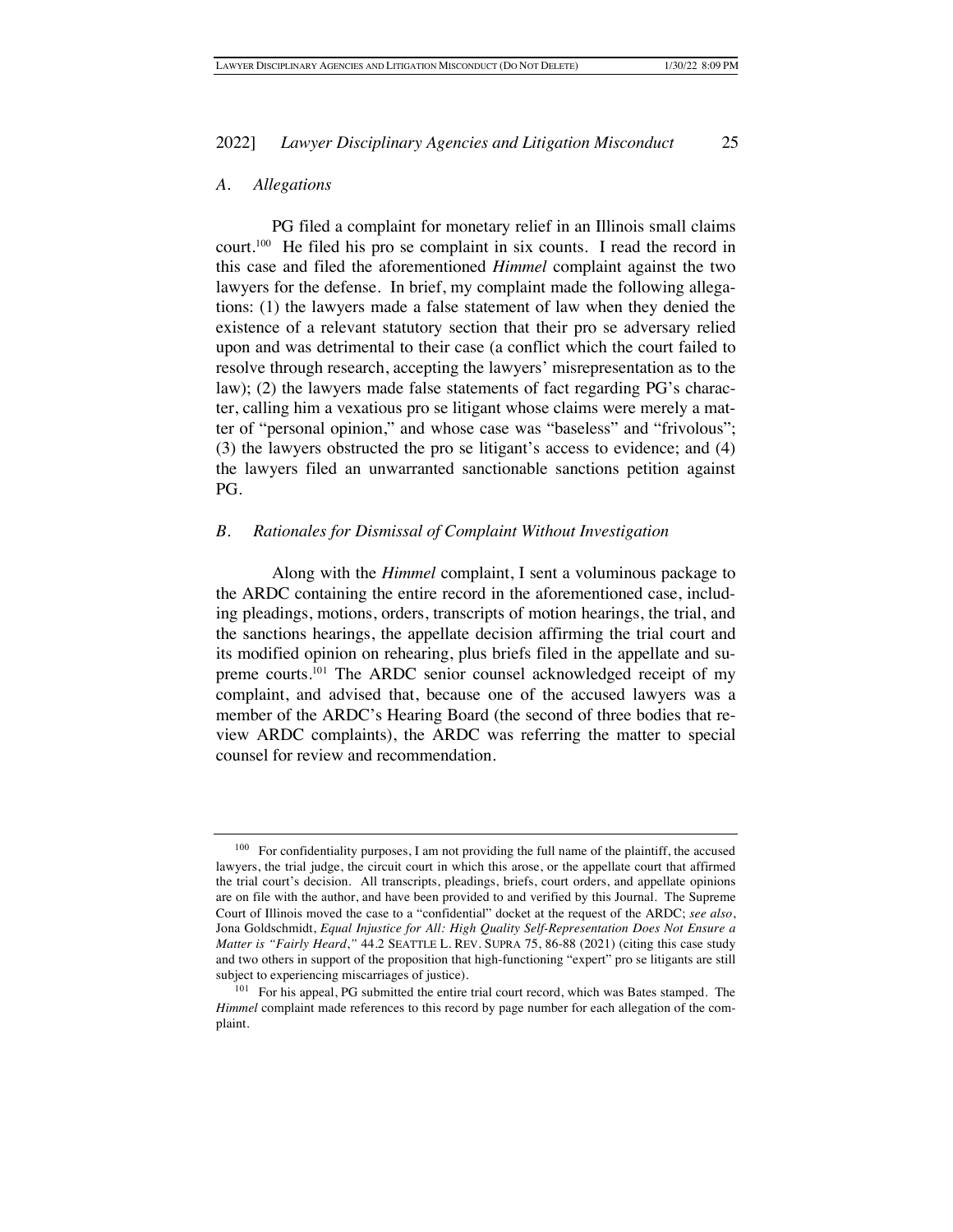### *A. Allegations*

PG filed a complaint for monetary relief in an Illinois small claims court.[100] He filed his pro se complaint in six counts. I read the record in this case and filed the aforementioned *Himmel* complaint against the two lawyers for the defense. In brief, my complaint made the following allegations: (1) the lawyers made a false statement of law when they denied the existence of a relevant statutory section that their pro se adversary relied upon and was detrimental to their case (a conflict which the court failed to resolve through research, accepting the lawyers' misrepresentation as to the law); (2) the lawyers made false statements of fact regarding PG's character, calling him a vexatious pro se litigant whose claims were merely a matter of "personal opinion," and whose case was "baseless" and "frivolous"; (3) the lawyers obstructed the pro se litigant's access to evidence; and (4) the lawyers filed an unwarranted sanctionable sanctions petition against PG.

### *B. Rationales for Dismissal of Complaint Without Investigation*

Along with the *Himmel* complaint, I sent a voluminous package to the ARDC containing the entire record in the aforementioned case, including pleadings, motions, orders, transcripts of motion hearings, the trial, and the sanctions hearings, the appellate decision affirming the trial court and its modified opinion on rehearing, plus briefs filed in the appellate and supreme courts.[101] The ARDC senior counsel acknowledged receipt of my complaint, and advised that, because one of the accused lawyers was a member of the ARDC's Hearing Board (the second of three bodies that review ARDC complaints), the ARDC was referring the matter to special counsel for review and recommendation.

---

[100] For confidentiality purposes, I am not providing the full name of the plaintiff, the accused lawyers, the trial judge, the circuit court in which this arose, or the appellate court that affirmed the trial court's decision. All transcripts, pleadings, briefs, court orders, and appellate opinions are on file with the author, and have been provided to and verified by this Journal. The Supreme Court of Illinois moved the case to a "confidential" docket at the request of the ARDC; *see also*, Jona Goldschmidt, *Equal Injustice for All: High Quality Self-Representation Does Not Ensure a Matter is "Fairly Heard,"* 44.2 SEATTLE L. REV. SUPRA 75, 86-88 (2021) (citing this case study and two others in support of the proposition that high-functioning "expert" pro se litigants are still subject to experiencing miscarriages of justice).

[101] For his appeal, PG submitted the entire trial court record, which was Bates stamped. The *Himmel* complaint made references to this record by page number for each allegation of the complaint.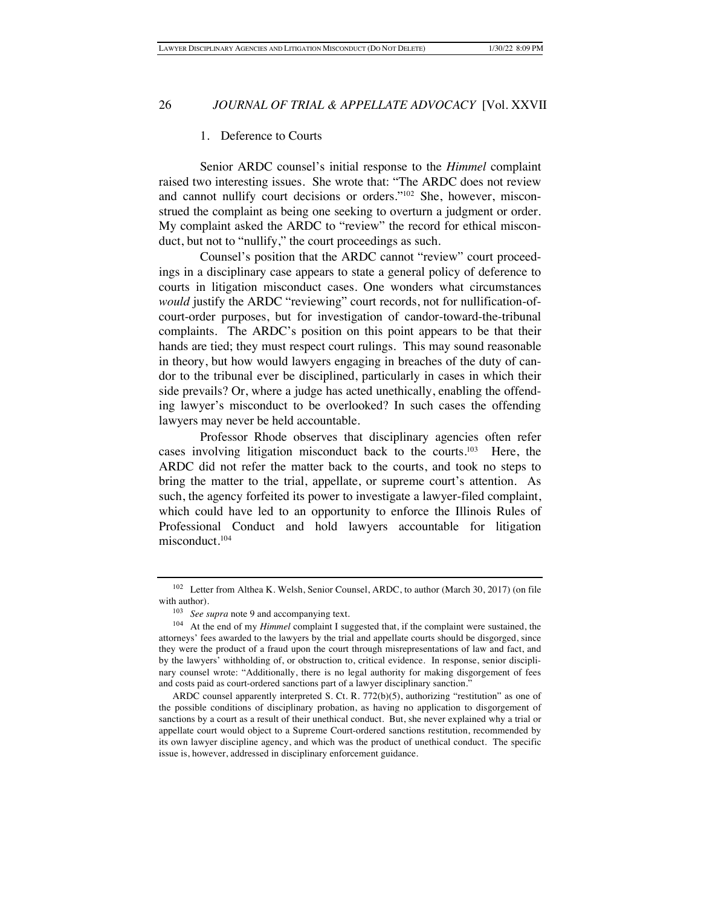### 1. Deference to Courts

Senior ARDC counsel's initial response to the *Himmel* complaint raised two interesting issues. She wrote that: "The ARDC does not review and cannot nullify court decisions or orders."[102] She, however, misconstrued the complaint as being one seeking to overturn a judgment or order. My complaint asked the ARDC to "review" the record for ethical misconduct, but not to "nullify," the court proceedings as such.

Counsel's position that the ARDC cannot "review" court proceedings in a disciplinary case appears to state a general policy of deference to courts in litigation misconduct cases. One wonders what circumstances *would* justify the ARDC "reviewing" court records, not for nullification-of-court-order purposes, but for investigation of candor-toward-the-tribunal complaints. The ARDC's position on this point appears to be that their hands are tied; they must respect court rulings. This may sound reasonable in theory, but how would lawyers engaging in breaches of the duty of candor to the tribunal ever be disciplined, particularly in cases in which their side prevails? Or, where a judge has acted unethically, enabling the offending lawyer's misconduct to be overlooked? In such cases the offending lawyers may never be held accountable.

Professor Rhode observes that disciplinary agencies often refer cases involving litigation misconduct back to the courts.[103] Here, the ARDC did not refer the matter back to the courts, and took no steps to bring the matter to the trial, appellate, or supreme court's attention. As such, the agency forfeited its power to investigate a lawyer-filed complaint, which could have led to an opportunity to enforce the Illinois Rules of Professional Conduct and hold lawyers accountable for litigation misconduct.[104]

---

[102] Letter from Althea K. Welsh, Senior Counsel, ARDC, to author (March 30, 2017) (on file with author).

[103] *See supra* note 9 and accompanying text.

[104] At the end of my *Himmel* complaint I suggested that, if the complaint were sustained, the attorneys' fees awarded to the lawyers by the trial and appellate courts should be disgorged, since they were the product of a fraud upon the court through misrepresentations of law and fact, and by the lawyers' withholding of, or obstruction to, critical evidence. In response, senior disciplinary counsel wrote: "Additionally, there is no legal authority for making disgorgement of fees and costs paid as court-ordered sanctions part of a lawyer disciplinary sanction."

ARDC counsel apparently interpreted S. Ct. R. 772(b)(5), authorizing "restitution" as one of the possible conditions of disciplinary probation, as having no application to disgorgement of sanctions by a court as a result of their unethical conduct. But, she never explained why a trial or appellate court would object to a Supreme Court-ordered sanctions restitution, recommended by its own lawyer discipline agency, and which was the product of unethical conduct. The specific issue is, however, addressed in disciplinary enforcement guidance.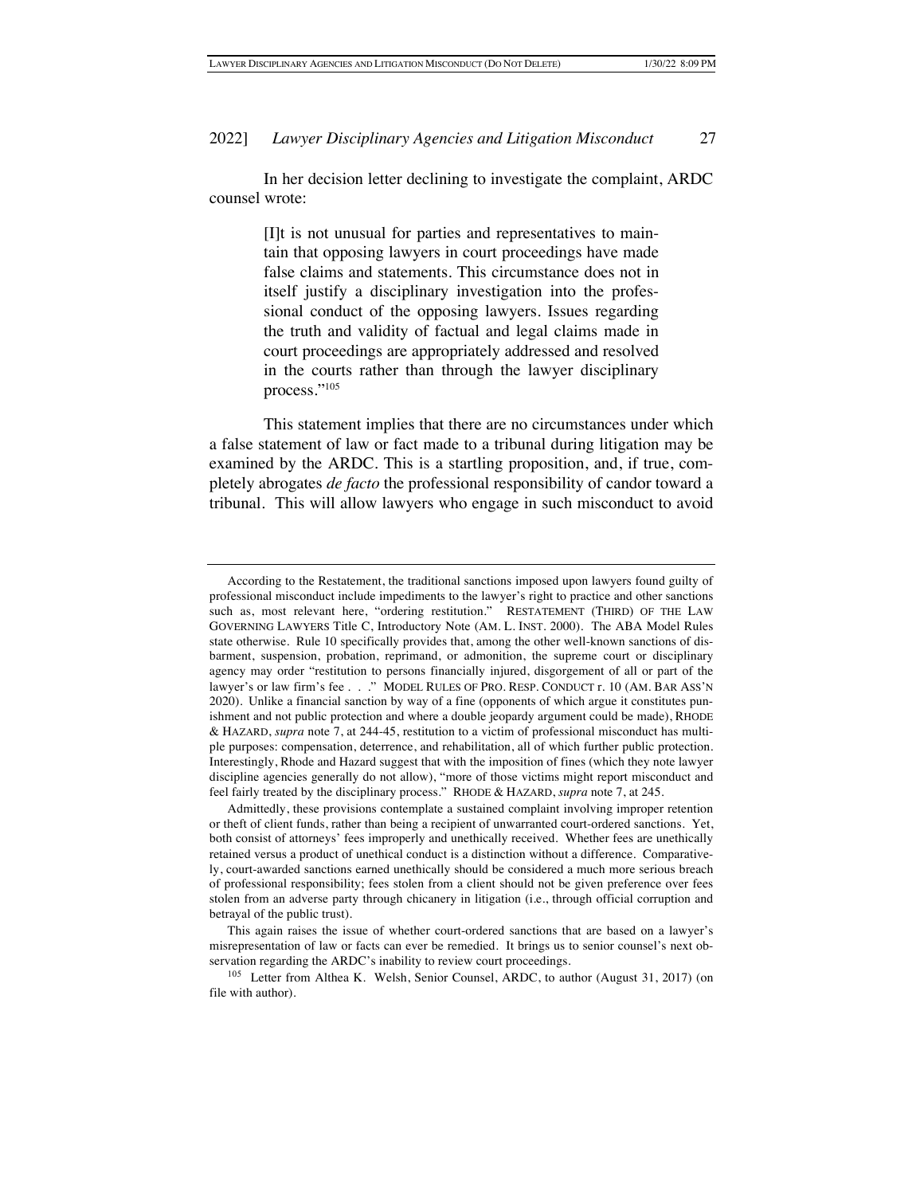In her decision letter declining to investigate the complaint, ARDC counsel wrote:

> [I]t is not unusual for parties and representatives to maintain that opposing lawyers in court proceedings have made false claims and statements. This circumstance does not in itself justify a disciplinary investigation into the professional conduct of the opposing lawyers. Issues regarding the truth and validity of factual and legal claims made in court proceedings are appropriately addressed and resolved in the courts rather than through the lawyer disciplinary process."[105]

This statement implies that there are no circumstances under which a false statement of law or fact made to a tribunal during litigation may be examined by the ARDC. This is a startling proposition, and, if true, completely abrogates *de facto* the professional responsibility of candor toward a tribunal. This will allow lawyers who engage in such misconduct to avoid

---

According to the Restatement, the traditional sanctions imposed upon lawyers found guilty of professional misconduct include impediments to the lawyer's right to practice and other sanctions such as, most relevant here, "ordering restitution." RESTATEMENT (THIRD) OF THE LAW GOVERNING LAWYERS Title C, Introductory Note (AM. L. INST. 2000). The ABA Model Rules state otherwise. Rule 10 specifically provides that, among the other well-known sanctions of disbarment, suspension, probation, reprimand, or admonition, the supreme court or disciplinary agency may order "restitution to persons financially injured, disgorgement of all or part of the lawyer's or law firm's fee . . ." MODEL RULES OF PRO. RESP. CONDUCT r. 10 (AM. BAR ASS'N 2020). Unlike a financial sanction by way of a fine (opponents of which argue it constitutes punishment and not public protection and where a double jeopardy argument could be made), RHODE & HAZARD, *supra* note 7, at 244-45, restitution to a victim of professional misconduct has multiple purposes: compensation, deterrence, and rehabilitation, all of which further public protection. Interestingly, Rhode and Hazard suggest that with the imposition of fines (which they note lawyer discipline agencies generally do not allow), "more of those victims might report misconduct and feel fairly treated by the disciplinary process." RHODE & HAZARD, *supra* note 7, at 245.

Admittedly, these provisions contemplate a sustained complaint involving improper retention or theft of client funds, rather than being a recipient of unwarranted court-ordered sanctions. Yet, both consist of attorneys' fees improperly and unethically received. Whether fees are unethically retained versus a product of unethical conduct is a distinction without a difference. Comparatively, court-awarded sanctions earned unethically should be considered a much more serious breach of professional responsibility; fees stolen from a client should not be given preference over fees stolen from an adverse party through chicanery in litigation (i.e., through official corruption and betrayal of the public trust).

This again raises the issue of whether court-ordered sanctions that are based on a lawyer's misrepresentation of law or facts can ever be remedied. It brings us to senior counsel's next observation regarding the ARDC's inability to review court proceedings.

[105] Letter from Althea K. Welsh, Senior Counsel, ARDC, to author (August 31, 2017) (on file with author).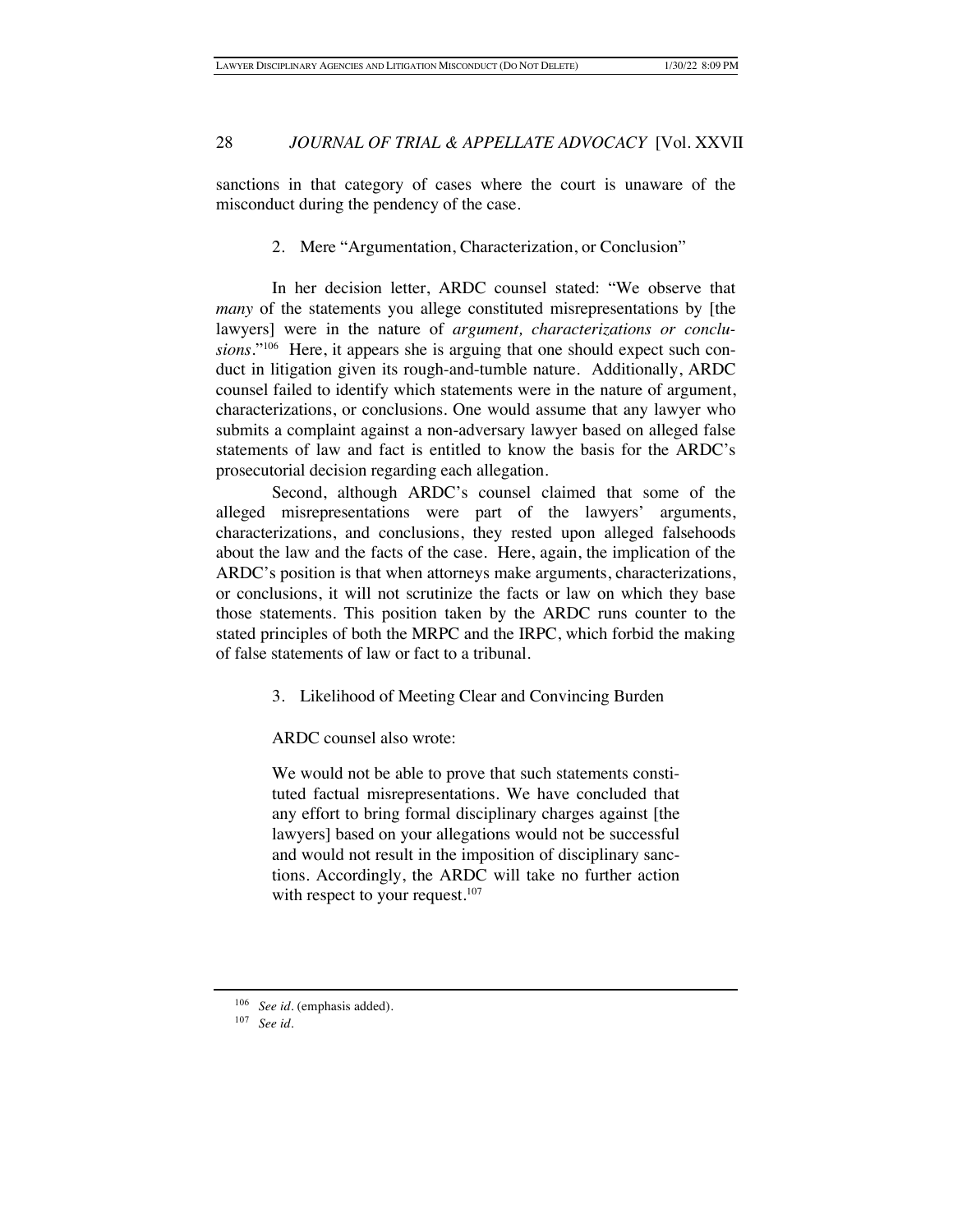sanctions in that category of cases where the court is unaware of the misconduct during the pendency of the case.

### 2. Mere "Argumentation, Characterization, or Conclusion"

In her decision letter, ARDC counsel stated: "We observe that *many* of the statements you allege constituted misrepresentations by [the lawyers] were in the nature of *argument, characterizations or conclusions*."[106] Here, it appears she is arguing that one should expect such conduct in litigation given its rough-and-tumble nature. Additionally, ARDC counsel failed to identify which statements were in the nature of argument, characterizations, or conclusions. One would assume that any lawyer who submits a complaint against a non-adversary lawyer based on alleged false statements of law and fact is entitled to know the basis for the ARDC's prosecutorial decision regarding each allegation.

Second, although ARDC's counsel claimed that some of the alleged misrepresentations were part of the lawyers' arguments, characterizations, and conclusions, they rested upon alleged falsehoods about the law and the facts of the case. Here, again, the implication of the ARDC's position is that when attorneys make arguments, characterizations, or conclusions, it will not scrutinize the facts or law on which they base those statements. This position taken by the ARDC runs counter to the stated principles of both the MRPC and the IRPC, which forbid the making of false statements of law or fact to a tribunal.

### 3. Likelihood of Meeting Clear and Convincing Burden

ARDC counsel also wrote:

> We would not be able to prove that such statements constituted factual misrepresentations. We have concluded that any effort to bring formal disciplinary charges against [the lawyers] based on your allegations would not be successful and would not result in the imposition of disciplinary sanctions. Accordingly, the ARDC will take no further action with respect to your request.[107]

---

[106] *See id.* (emphasis added).

[107] *See id.*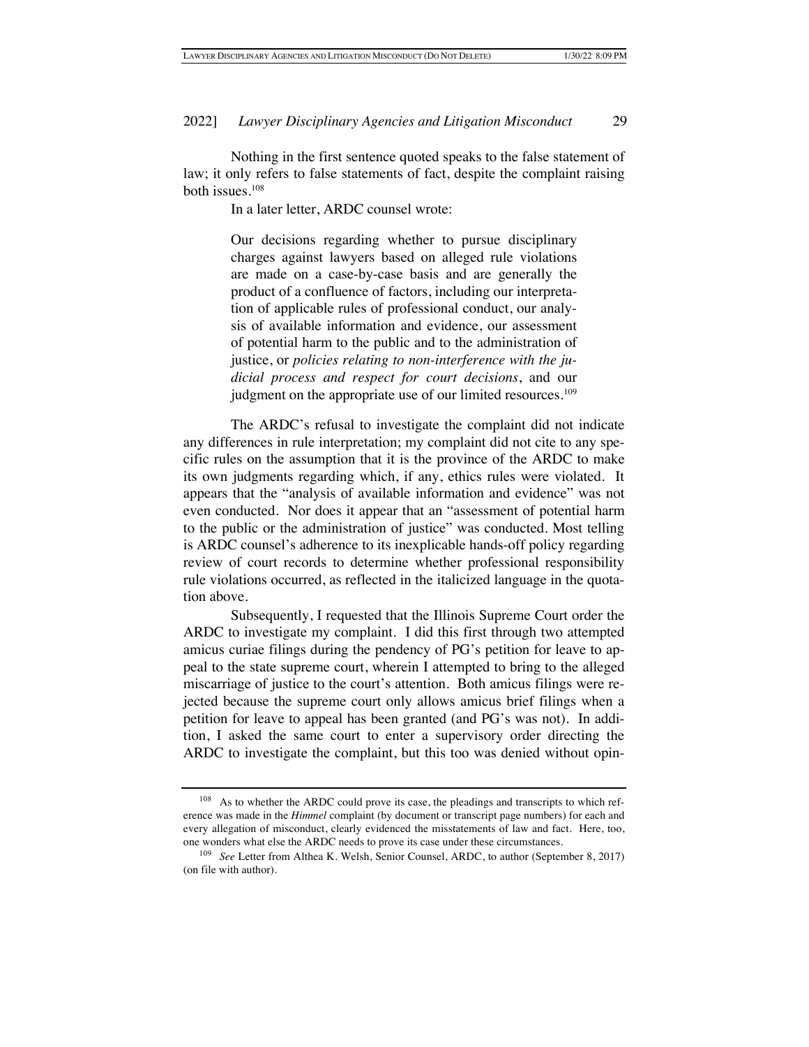Nothing in the first sentence quoted speaks to the false statement of law; it only refers to false statements of fact, despite the complaint raising both issues.[108]

In a later letter, ARDC counsel wrote:

> Our decisions regarding whether to pursue disciplinary charges against lawyers based on alleged rule violations are made on a case-by-case basis and are generally the product of a confluence of factors, including our interpretation of applicable rules of professional conduct, our analysis of available information and evidence, our assessment of potential harm to the public and to the administration of justice, or *policies relating to non-interference with the judicial process and respect for court decisions*, and our judgment on the appropriate use of our limited resources.[109]

The ARDC's refusal to investigate the complaint did not indicate any differences in rule interpretation; my complaint did not cite to any specific rules on the assumption that it is the province of the ARDC to make its own judgments regarding which, if any, ethics rules were violated. It appears that the "analysis of available information and evidence" was not even conducted. Nor does it appear that an "assessment of potential harm to the public or the administration of justice" was conducted. Most telling is ARDC counsel's adherence to its inexplicable hands-off policy regarding review of court records to determine whether professional responsibility rule violations occurred, as reflected in the italicized language in the quotation above.

Subsequently, I requested that the Illinois Supreme Court order the ARDC to investigate my complaint. I did this first through two attempted amicus curiae filings during the pendency of PG's petition for leave to appeal to the state supreme court, wherein I attempted to bring to the alleged miscarriage of justice to the court's attention. Both amicus filings were rejected because the supreme court only allows amicus brief filings when a petition for leave to appeal has been granted (and PG's was not). In addition, I asked the same court to enter a supervisory order directing the ARDC to investigate the complaint, but this too was denied without opin-

---

[108] As to whether the ARDC could prove its case, the pleadings and transcripts to which reference was made in the *Himmel* complaint (by document or transcript page numbers) for each and every allegation of misconduct, clearly evidenced the misstatements of law and fact. Here, too, one wonders what else the ARDC needs to prove its case under these circumstances.

[109] *See* Letter from Althea K. Welsh, Senior Counsel, ARDC, to author (September 8, 2017) (on file with author).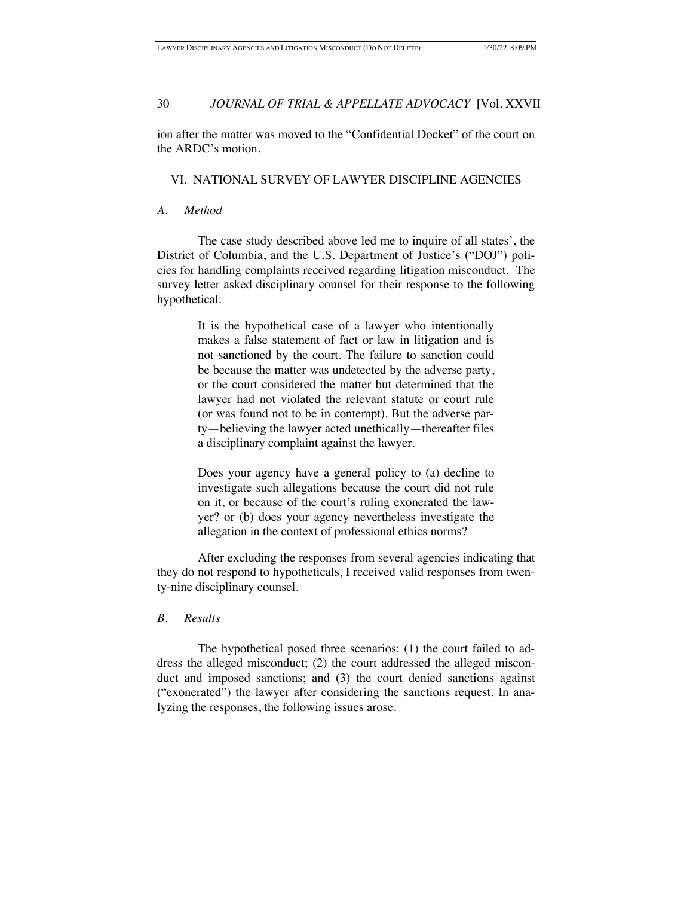ion after the matter was moved to the "Confidential Docket" of the court on the ARDC's motion.

## VI. NATIONAL SURVEY OF LAWYER DISCIPLINE AGENCIES

### *A. Method*

The case study described above led me to inquire of all states', the District of Columbia, and the U.S. Department of Justice's ("DOJ") policies for handling complaints received regarding litigation misconduct. The survey letter asked disciplinary counsel for their response to the following hypothetical:

> It is the hypothetical case of a lawyer who intentionally makes a false statement of fact or law in litigation and is not sanctioned by the court. The failure to sanction could be because the matter was undetected by the adverse party, or the court considered the matter but determined that the lawyer had not violated the relevant statute or court rule (or was found not to be in contempt). But the adverse party—believing the lawyer acted unethically—thereafter files a disciplinary complaint against the lawyer.
>
> Does your agency have a general policy to (a) decline to investigate such allegations because the court did not rule on it, or because of the court's ruling exonerated the lawyer? or (b) does your agency nevertheless investigate the allegation in the context of professional ethics norms?

After excluding the responses from several agencies indicating that they do not respond to hypotheticals, I received valid responses from twenty-nine disciplinary counsel.

### *B. Results*

The hypothetical posed three scenarios: (1) the court failed to address the alleged misconduct; (2) the court addressed the alleged misconduct and imposed sanctions; and (3) the court denied sanctions against ("exonerated") the lawyer after considering the sanctions request. In analyzing the responses, the following issues arose.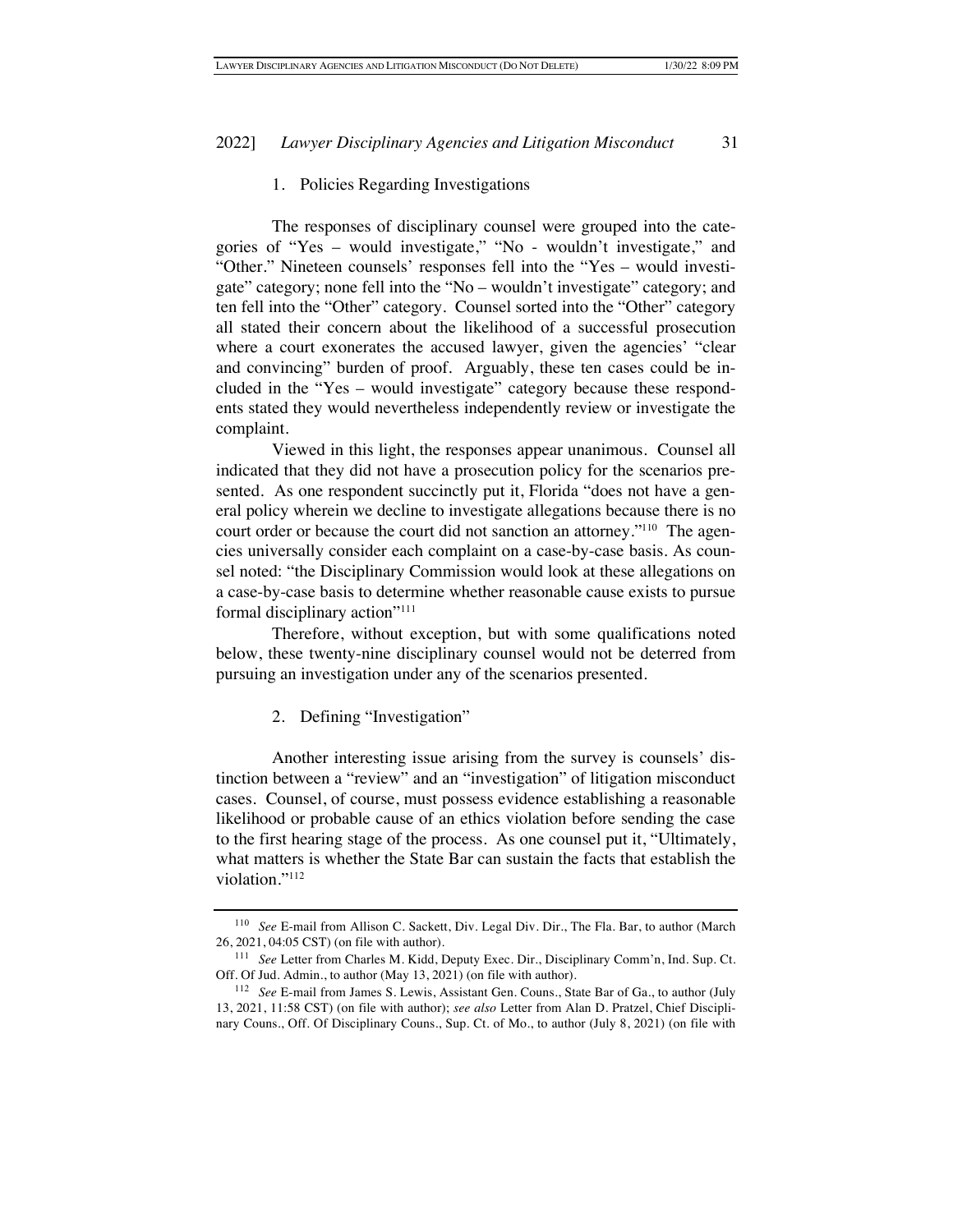### 1. Policies Regarding Investigations

The responses of disciplinary counsel were grouped into the categories of "Yes – would investigate," "No - wouldn't investigate," and "Other." Nineteen counsels' responses fell into the "Yes – would investigate" category; none fell into the "No – wouldn't investigate" category; and ten fell into the "Other" category. Counsel sorted into the "Other" category all stated their concern about the likelihood of a successful prosecution where a court exonerates the accused lawyer, given the agencies' "clear and convincing" burden of proof. Arguably, these ten cases could be included in the "Yes – would investigate" category because these respondents stated they would nevertheless independently review or investigate the complaint.

Viewed in this light, the responses appear unanimous. Counsel all indicated that they did not have a prosecution policy for the scenarios presented. As one respondent succinctly put it, Florida "does not have a general policy wherein we decline to investigate allegations because there is no court order or because the court did not sanction an attorney."[110] The agencies universally consider each complaint on a case-by-case basis. As counsel noted: "the Disciplinary Commission would look at these allegations on a case-by-case basis to determine whether reasonable cause exists to pursue formal disciplinary action"[111]

Therefore, without exception, but with some qualifications noted below, these twenty-nine disciplinary counsel would not be deterred from pursuing an investigation under any of the scenarios presented.

### 2. Defining "Investigation"

Another interesting issue arising from the survey is counsels' distinction between a "review" and an "investigation" of litigation misconduct cases. Counsel, of course, must possess evidence establishing a reasonable likelihood or probable cause of an ethics violation before sending the case to the first hearing stage of the process. As one counsel put it, "Ultimately, what matters is whether the State Bar can sustain the facts that establish the violation."[112]

---

[110] *See* E-mail from Allison C. Sackett, Div. Legal Div. Dir., The Fla. Bar, to author (March 26, 2021, 04:05 CST) (on file with author).

[111] *See* Letter from Charles M. Kidd, Deputy Exec. Dir., Disciplinary Comm'n, Ind. Sup. Ct. Off. Of Jud. Admin., to author (May 13, 2021) (on file with author).

[112] *See* E-mail from James S. Lewis, Assistant Gen. Couns., State Bar of Ga., to author (July 13, 2021, 11:58 CST) (on file with author); *see also* Letter from Alan D. Pratzel, Chief Disciplinary Couns., Off. Of Disciplinary Couns., Sup. Ct. of Mo., to author (July 8, 2021) (on file with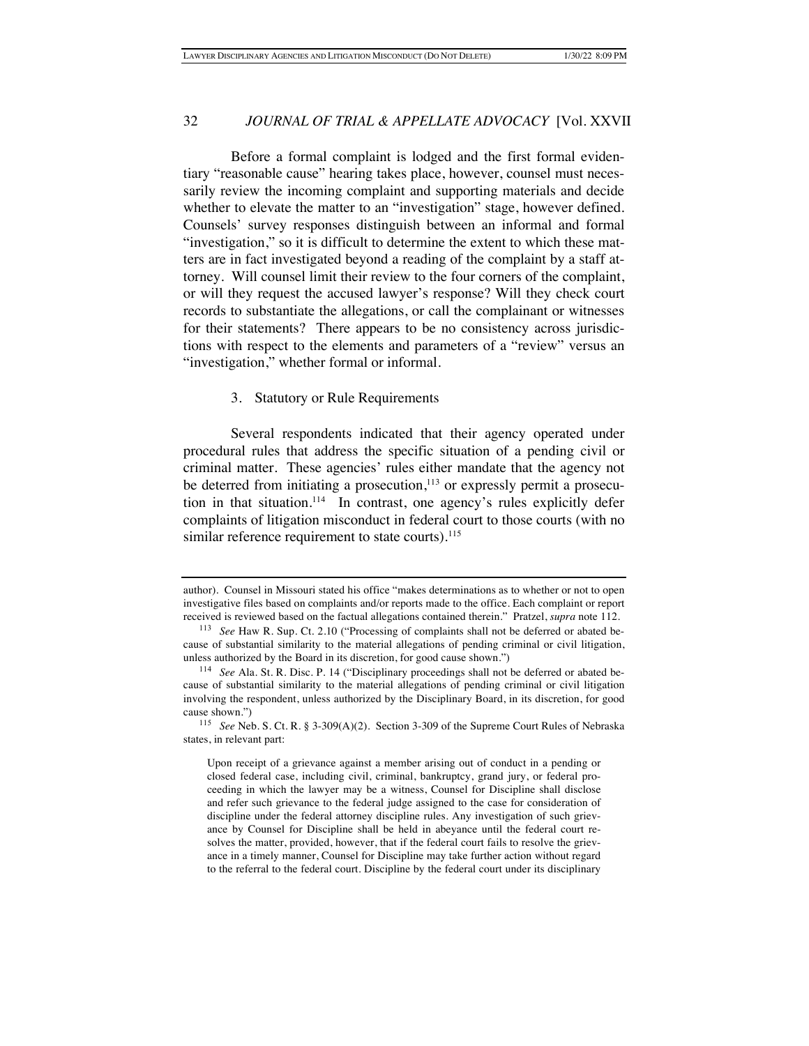Before a formal complaint is lodged and the first formal evidentiary "reasonable cause" hearing takes place, however, counsel must necessarily review the incoming complaint and supporting materials and decide whether to elevate the matter to an "investigation" stage, however defined. Counsels' survey responses distinguish between an informal and formal "investigation," so it is difficult to determine the extent to which these matters are in fact investigated beyond a reading of the complaint by a staff attorney. Will counsel limit their review to the four corners of the complaint, or will they request the accused lawyer's response? Will they check court records to substantiate the allegations, or call the complainant or witnesses for their statements? There appears to be no consistency across jurisdictions with respect to the elements and parameters of a "review" versus an "investigation," whether formal or informal.

### 3. Statutory or Rule Requirements

Several respondents indicated that their agency operated under procedural rules that address the specific situation of a pending civil or criminal matter. These agencies' rules either mandate that the agency not be deterred from initiating a prosecution,[113] or expressly permit a prosecution in that situation.[114] In contrast, one agency's rules explicitly defer complaints of litigation misconduct in federal court to those courts (with no similar reference requirement to state courts).[115]

---

author). Counsel in Missouri stated his office "makes determinations as to whether or not to open investigative files based on complaints and/or reports made to the office. Each complaint or report received is reviewed based on the factual allegations contained therein." Pratzel, *supra* note 112.

[113] *See* Haw R. Sup. Ct. 2.10 ("Processing of complaints shall not be deferred or abated because of substantial similarity to the material allegations of pending criminal or civil litigation, unless authorized by the Board in its discretion, for good cause shown.")

[114] *See* Ala. St. R. Disc. P. 14 ("Disciplinary proceedings shall not be deferred or abated because of substantial similarity to the material allegations of pending criminal or civil litigation involving the respondent, unless authorized by the Disciplinary Board, in its discretion, for good cause shown.")

[115] *See* Neb. S. Ct. R. § 3-309(A)(2). Section 3-309 of the Supreme Court Rules of Nebraska states, in relevant part:

> Upon receipt of a grievance against a member arising out of conduct in a pending or closed federal case, including civil, criminal, bankruptcy, grand jury, or federal proceeding in which the lawyer may be a witness, Counsel for Discipline shall disclose and refer such grievance to the federal judge assigned to the case for consideration of discipline under the federal attorney discipline rules. Any investigation of such grievance by Counsel for Discipline shall be held in abeyance until the federal court resolves the matter, provided, however, that if the federal court fails to resolve the grievance in a timely manner, Counsel for Discipline may take further action without regard to the referral to the federal court. Discipline by the federal court under its disciplinary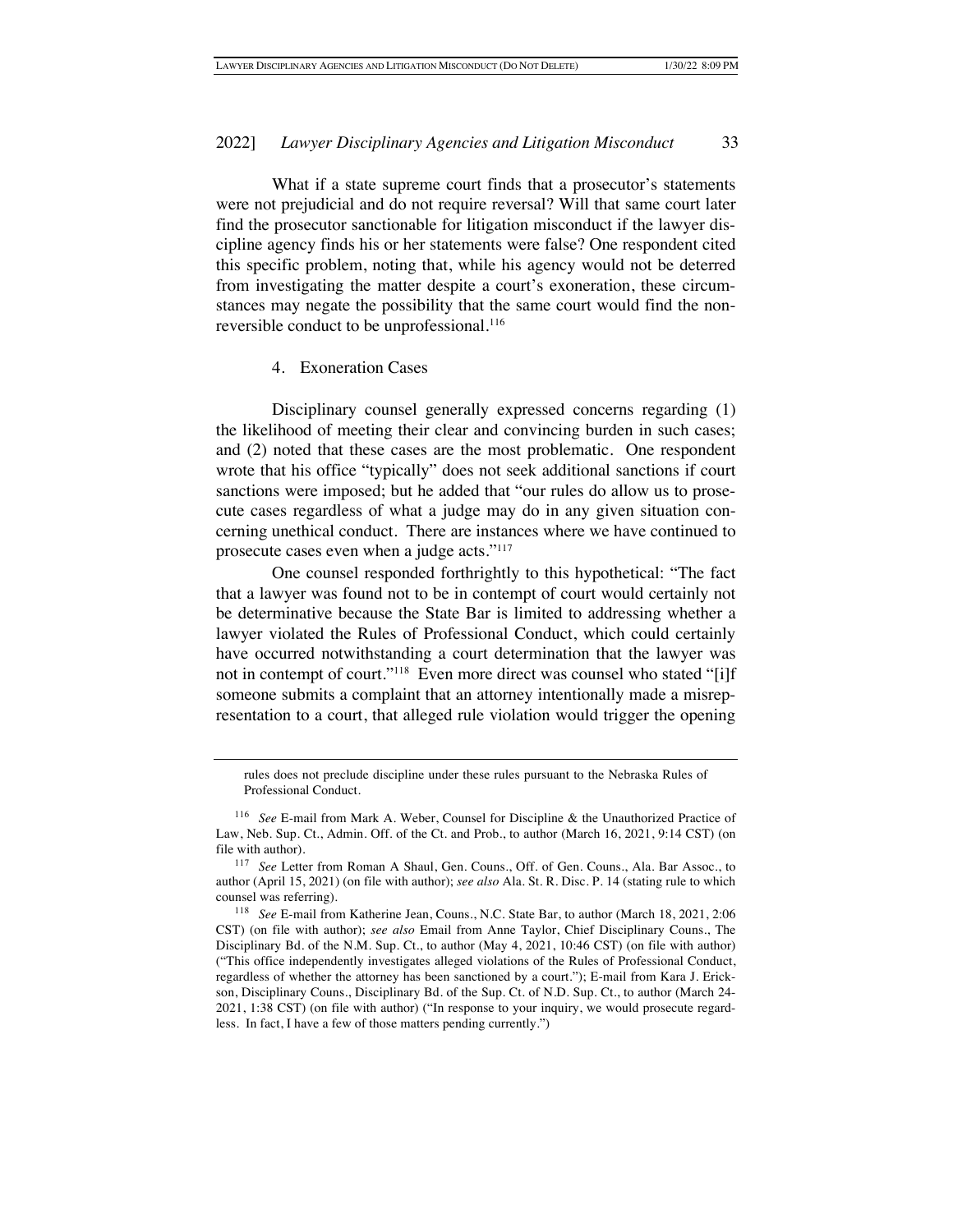What if a state supreme court finds that a prosecutor's statements were not prejudicial and do not require reversal? Will that same court later find the prosecutor sanctionable for litigation misconduct if the lawyer discipline agency finds his or her statements were false? One respondent cited this specific problem, noting that, while his agency would not be deterred from investigating the matter despite a court's exoneration, these circumstances may negate the possibility that the same court would find the non-reversible conduct to be unprofessional.[116]

4. Exoneration Cases

Disciplinary counsel generally expressed concerns regarding (1) the likelihood of meeting their clear and convincing burden in such cases; and (2) noted that these cases are the most problematic. One respondent wrote that his office "typically" does not seek additional sanctions if court sanctions were imposed; but he added that "our rules do allow us to prosecute cases regardless of what a judge may do in any given situation concerning unethical conduct. There are instances where we have continued to prosecute cases even when a judge acts."[117]

One counsel responded forthrightly to this hypothetical: "The fact that a lawyer was found not to be in contempt of court would certainly not be determinative because the State Bar is limited to addressing whether a lawyer violated the Rules of Professional Conduct, which could certainly have occurred notwithstanding a court determination that the lawyer was not in contempt of court."[118] Even more direct was counsel who stated "[i]f someone submits a complaint that an attorney intentionally made a misrepresentation to a court, that alleged rule violation would trigger the opening

---

rules does not preclude discipline under these rules pursuant to the Nebraska Rules of Professional Conduct.

[116] *See* E-mail from Mark A. Weber, Counsel for Discipline & the Unauthorized Practice of Law, Neb. Sup. Ct., Admin. Off. of the Ct. and Prob., to author (March 16, 2021, 9:14 CST) (on file with author).

[117] *See* Letter from Roman A Shaul, Gen. Couns., Off. of Gen. Couns., Ala. Bar Assoc., to author (April 15, 2021) (on file with author); *see also* Ala. St. R. Disc. P. 14 (stating rule to which counsel was referring).

[118] *See* E-mail from Katherine Jean, Couns., N.C. State Bar, to author (March 18, 2021, 2:06 CST) (on file with author); *see also* Email from Anne Taylor, Chief Disciplinary Couns., The Disciplinary Bd. of the N.M. Sup. Ct., to author (May 4, 2021, 10:46 CST) (on file with author) ("This office independently investigates alleged violations of the Rules of Professional Conduct, regardless of whether the attorney has been sanctioned by a court."); E-mail from Kara J. Erickson, Disciplinary Couns., Disciplinary Bd. of the Sup. Ct. of N.D. Sup. Ct., to author (March 24-2021, 1:38 CST) (on file with author) ("In response to your inquiry, we would prosecute regardless. In fact, I have a few of those matters pending currently.")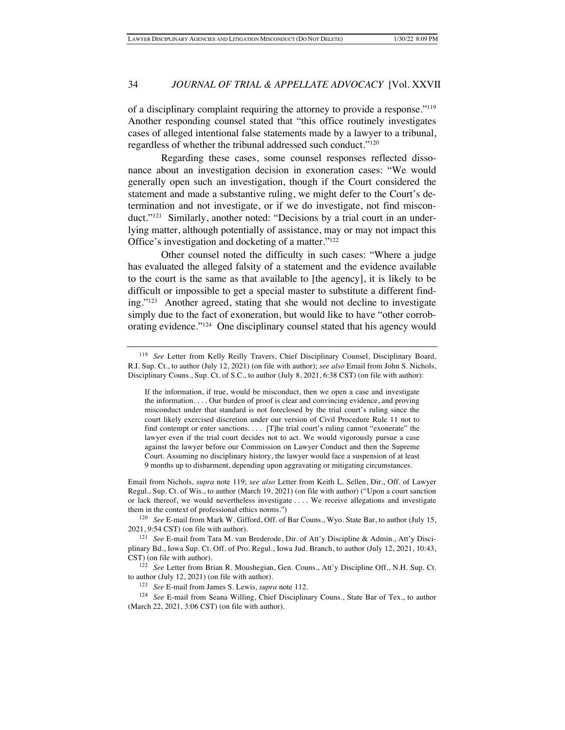of a disciplinary complaint requiring the attorney to provide a response."[119] Another responding counsel stated that "this office routinely investigates cases of alleged intentional false statements made by a lawyer to a tribunal, regardless of whether the tribunal addressed such conduct."[120]

Regarding these cases, some counsel responses reflected dissonance about an investigation decision in exoneration cases: "We would generally open such an investigation, though if the Court considered the statement and made a substantive ruling, we might defer to the Court's determination and not investigate, or if we do investigate, not find misconduct."[121] Similarly, another noted: "Decisions by a trial court in an underlying matter, although potentially of assistance, may or may not impact this Office's investigation and docketing of a matter."[122]

Other counsel noted the difficulty in such cases: "Where a judge has evaluated the alleged falsity of a statement and the evidence available to the court is the same as that available to [the agency], it is likely to be difficult or impossible to get a special master to substitute a different finding."[123] Another agreed, stating that she would not decline to investigate simply due to the fact of exoneration, but would like to have "other corroborating evidence."[124] One disciplinary counsel stated that his agency would

---

[119] *See* Letter from Kelly Reilly Travers, Chief Disciplinary Counsel, Disciplinary Board, R.I. Sup. Ct., to author (July 12, 2021) (on file with author); *see also* Email from John S. Nichols, Disciplinary Couns., Sup. Ct. of S.C., to author (July 8, 2021, 6:38 CST) (on file with author):

> If the information, if true, would be misconduct, then we open a case and investigate the information. . . . Our burden of proof is clear and convincing evidence, and proving misconduct under that standard is not foreclosed by the trial court's ruling since the court likely exercised discretion under our version of Civil Procedure Rule 11 not to find contempt or enter sanctions. . . . [T]he trial court's ruling cannot "exonerate" the lawyer even if the trial court decides not to act. We would vigorously pursue a case against the lawyer before our Commission on Lawyer Conduct and then the Supreme Court. Assuming no disciplinary history, the lawyer would face a suspension of at least 9 months up to disbarment, depending upon aggravating or mitigating circumstances.

Email from Nichols, *supra* note 119; *see also* Letter from Keith L. Sellen, Dir., Off. of Lawyer Regul., Sup. Ct. of Wis., to author (March 19, 2021) (on file with author) ("Upon a court sanction or lack thereof, we would nevertheless investigate . . . . We receive allegations and investigate them in the context of professional ethics norms.")

[120] *See* E-mail from Mark W. Gifford, Off. of Bar Couns., Wyo. State Bar, to author (July 15, 2021, 9:54 CST) (on file with author).

[121] *See* E-mail from Tara M. van Brederode, Dir. of Att'y Discipline & Admin., Att'y Disciplinary Bd., Iowa Sup. Ct. Off. of Pro. Regul., Iowa Jud. Branch, to author (July 12, 2021, 10:43, CST) (on file with author).

[122] *See* Letter from Brian R. Moushegian, Gen. Couns., Att'y Discipline Off., N.H. Sup. Ct. to author (July 12, 2021) (on file with author).

[123] *See* E-mail from James S. Lewis, *supra* note 112.

[124] *See* E-mail from Seana Willing, Chief Disciplinary Couns., State Bar of Tex., to author (March 22, 2021, 3:06 CST) (on file with author).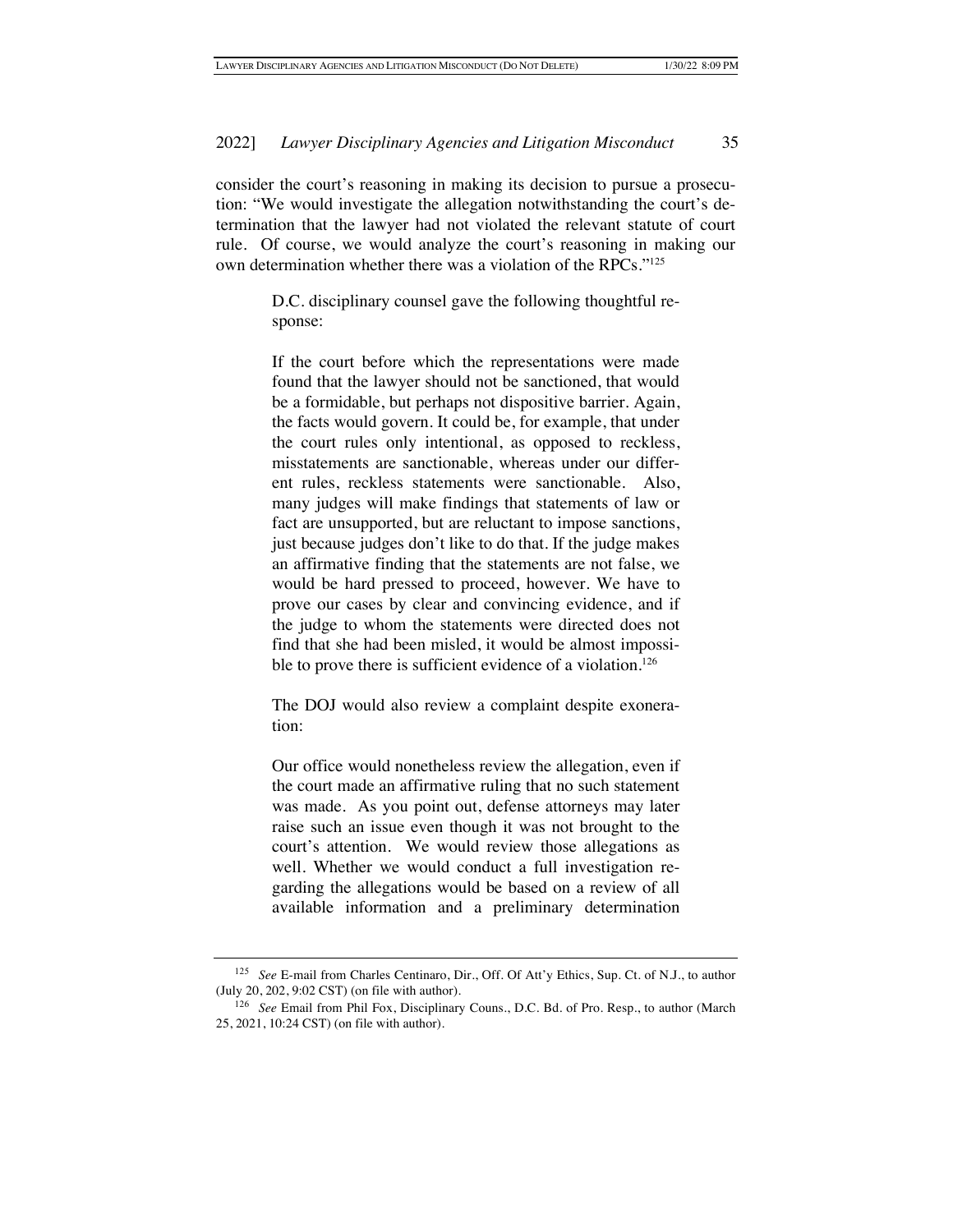consider the court's reasoning in making its decision to pursue a prosecution: "We would investigate the allegation notwithstanding the court's determination that the lawyer had not violated the relevant statute of court rule. Of course, we would analyze the court's reasoning in making our own determination whether there was a violation of the RPCs."[125]

> D.C. disciplinary counsel gave the following thoughtful response:
>
> If the court before which the representations were made found that the lawyer should not be sanctioned, that would be a formidable, but perhaps not dispositive barrier. Again, the facts would govern. It could be, for example, that under the court rules only intentional, as opposed to reckless, misstatements are sanctionable, whereas under our different rules, reckless statements were sanctionable. Also, many judges will make findings that statements of law or fact are unsupported, but are reluctant to impose sanctions, just because judges don't like to do that. If the judge makes an affirmative finding that the statements are not false, we would be hard pressed to proceed, however. We have to prove our cases by clear and convincing evidence, and if the judge to whom the statements were directed does not find that she had been misled, it would be almost impossible to prove there is sufficient evidence of a violation.[126]
>
> The DOJ would also review a complaint despite exoneration:
>
> Our office would nonetheless review the allegation, even if the court made an affirmative ruling that no such statement was made. As you point out, defense attorneys may later raise such an issue even though it was not brought to the court's attention. We would review those allegations as well. Whether we would conduct a full investigation regarding the allegations would be based on a review of all available information and a preliminary determination

---

[125] *See* E-mail from Charles Centinaro, Dir., Off. Of Att'y Ethics, Sup. Ct. of N.J., to author (July 20, 202, 9:02 CST) (on file with author).

[126] *See* Email from Phil Fox, Disciplinary Couns., D.C. Bd. of Pro. Resp., to author (March 25, 2021, 10:24 CST) (on file with author).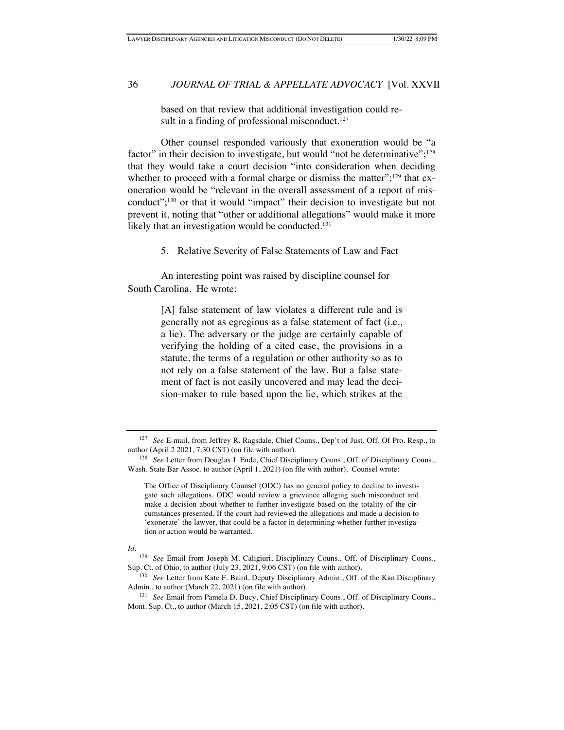based on that review that additional investigation could result in a finding of professional misconduct.[127]

Other counsel responded variously that exoneration would be "a factor" in their decision to investigate, but would "not be determinative";[128] that they would take a court decision "into consideration when deciding whether to proceed with a formal charge or dismiss the matter";[129] that exoneration would be "relevant in the overall assessment of a report of misconduct";[130] or that it would "impact" their decision to investigate but not prevent it, noting that "other or additional allegations" would make it more likely that an investigation would be conducted.[131]

5. Relative Severity of False Statements of Law and Fact

An interesting point was raised by discipline counsel for South Carolina. He wrote:

> [A] false statement of law violates a different rule and is generally not as egregious as a false statement of fact (i.e., a lie). The adversary or the judge are certainly capable of verifying the holding of a cited case, the provisions in a statute, the terms of a regulation or other authority so as to not rely on a false statement of the law. But a false statement of fact is not easily uncovered and may lead the decision-maker to rule based upon the lie, which strikes at the

---

[127] *See* E-mail, from Jeffrey R. Ragsdale, Chief Couns., Dep't of Just. Off. Of Pro. Resp., to author (April 2 2021, 7:30 CST) (on file with author).

[128] *See* Letter from Douglas J. Ende, Chief Disciplinary Couns., Off. of Disciplinary Couns., Wash. State Bar Assoc. to author (April 1, 2021) (on file with author). Counsel wrote:

> The Office of Disciplinary Counsel (ODC) has no general policy to decline to investigate such allegations. ODC would review a grievance alleging such misconduct and make a decision about whether to further investigate based on the totality of the circumstances presented. If the court had reviewed the allegations and made a decision to 'exonerate' the lawyer, that could be a factor in determining whether further investigation or action would be warranted.

*Id.*

[129] *See* Email from Joseph M. Caligiuri, Disciplinary Couns., Off. of Disciplinary Couns., Sup. Ct. of Ohio, to author (July 23, 2021, 9:06 CST) (on file with author).

[130] *See* Letter from Kate F. Baird, Deputy Disciplinary Admin., Off. of the Kan.Disciplinary Admin., to author (March 22, 2021) (on file with author).

[131] *See* Email from Pamela D. Bucy, Chief Disciplinary Couns., Off. of Disciplinary Couns., Mont. Sup. Ct., to author (March 15, 2021, 2:05 CST) (on file with author).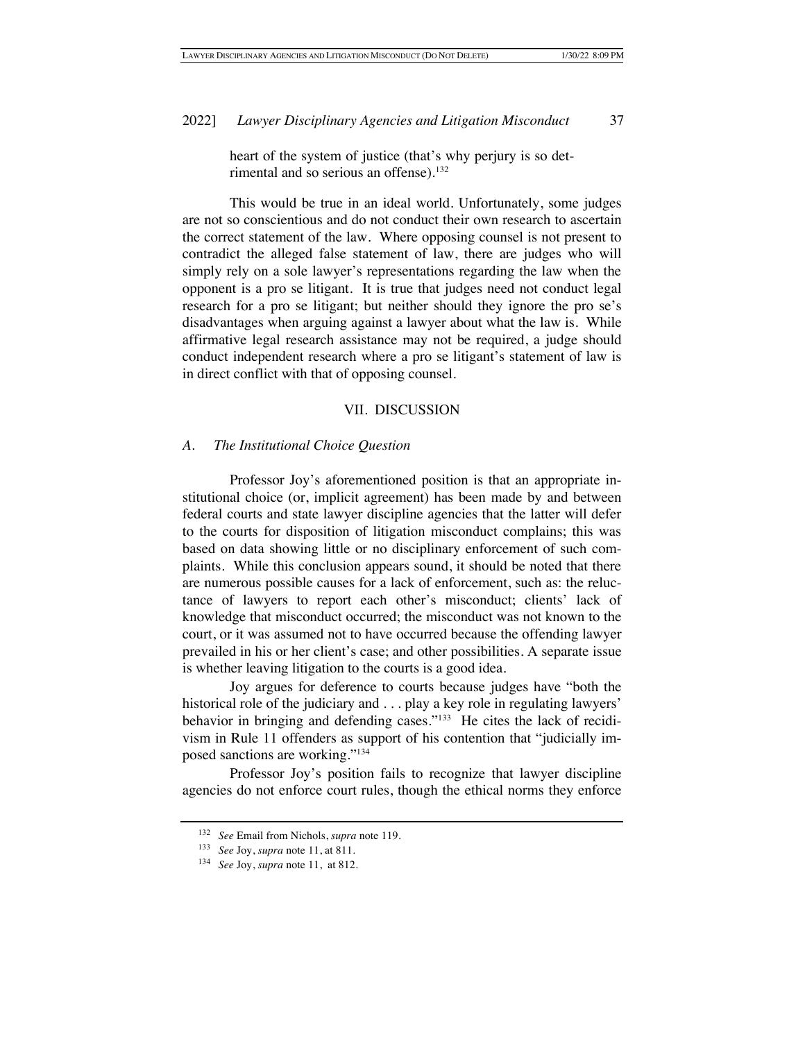heart of the system of justice (that's why perjury is so detrimental and so serious an offense).[132]

This would be true in an ideal world. Unfortunately, some judges are not so conscientious and do not conduct their own research to ascertain the correct statement of the law. Where opposing counsel is not present to contradict the alleged false statement of law, there are judges who will simply rely on a sole lawyer's representations regarding the law when the opponent is a pro se litigant. It is true that judges need not conduct legal research for a pro se litigant; but neither should they ignore the pro se's disadvantages when arguing against a lawyer about what the law is. While affirmative legal research assistance may not be required, a judge should conduct independent research where a pro se litigant's statement of law is in direct conflict with that of opposing counsel.

## VII. DISCUSSION

### *A. The Institutional Choice Question*

Professor Joy's aforementioned position is that an appropriate institutional choice (or, implicit agreement) has been made by and between federal courts and state lawyer discipline agencies that the latter will defer to the courts for disposition of litigation misconduct complains; this was based on data showing little or no disciplinary enforcement of such complaints. While this conclusion appears sound, it should be noted that there are numerous possible causes for a lack of enforcement, such as: the reluctance of lawyers to report each other's misconduct; clients' lack of knowledge that misconduct occurred; the misconduct was not known to the court, or it was assumed not to have occurred because the offending lawyer prevailed in his or her client's case; and other possibilities. A separate issue is whether leaving litigation to the courts is a good idea.

Joy argues for deference to courts because judges have "both the historical role of the judiciary and . . . play a key role in regulating lawyers' behavior in bringing and defending cases."[133] He cites the lack of recidivism in Rule 11 offenders as support of his contention that "judicially imposed sanctions are working."[134]

Professor Joy's position fails to recognize that lawyer discipline agencies do not enforce court rules, though the ethical norms they enforce

---

[132] *See* Email from Nichols, *supra* note 119.

[133] *See* Joy, *supra* note 11, at 811.

[134] *See* Joy, *supra* note 11, at 812.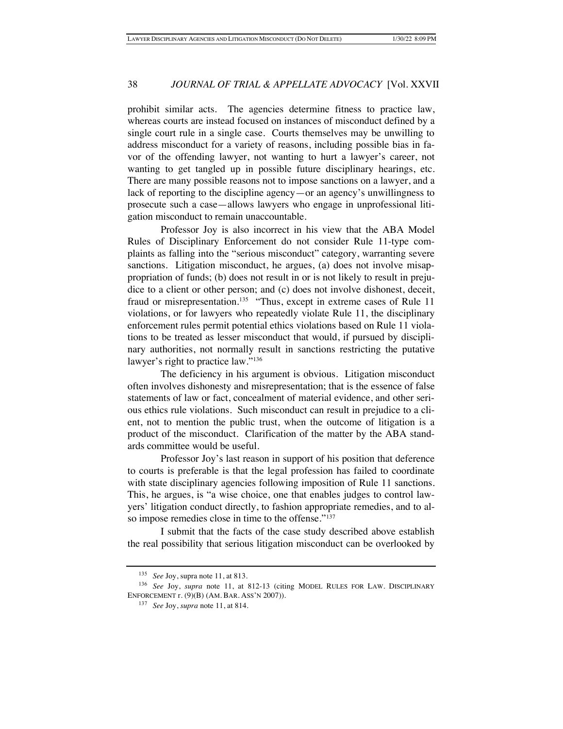prohibit similar acts. The agencies determine fitness to practice law, whereas courts are instead focused on instances of misconduct defined by a single court rule in a single case. Courts themselves may be unwilling to address misconduct for a variety of reasons, including possible bias in favor of the offending lawyer, not wanting to hurt a lawyer's career, not wanting to get tangled up in possible future disciplinary hearings, etc. There are many possible reasons not to impose sanctions on a lawyer, and a lack of reporting to the discipline agency—or an agency's unwillingness to prosecute such a case—allows lawyers who engage in unprofessional litigation misconduct to remain unaccountable.

Professor Joy is also incorrect in his view that the ABA Model Rules of Disciplinary Enforcement do not consider Rule 11-type complaints as falling into the "serious misconduct" category, warranting severe sanctions. Litigation misconduct, he argues, (a) does not involve misappropriation of funds; (b) does not result in or is not likely to result in prejudice to a client or other person; and (c) does not involve dishonest, deceit, fraud or misrepresentation.[135] "Thus, except in extreme cases of Rule 11 violations, or for lawyers who repeatedly violate Rule 11, the disciplinary enforcement rules permit potential ethics violations based on Rule 11 violations to be treated as lesser misconduct that would, if pursued by disciplinary authorities, not normally result in sanctions restricting the putative lawyer's right to practice law."[136]

The deficiency in his argument is obvious. Litigation misconduct often involves dishonesty and misrepresentation; that is the essence of false statements of law or fact, concealment of material evidence, and other serious ethics rule violations. Such misconduct can result in prejudice to a client, not to mention the public trust, when the outcome of litigation is a product of the misconduct. Clarification of the matter by the ABA standards committee would be useful.

Professor Joy's last reason in support of his position that deference to courts is preferable is that the legal profession has failed to coordinate with state disciplinary agencies following imposition of Rule 11 sanctions. This, he argues, is "a wise choice, one that enables judges to control lawyers' litigation conduct directly, to fashion appropriate remedies, and to also impose remedies close in time to the offense."[137]

I submit that the facts of the case study described above establish the real possibility that serious litigation misconduct can be overlooked by

---

[135] *See* Joy, supra note 11, at 813.

[136] *See* Joy, *supra* note 11, at 812-13 (citing MODEL RULES FOR LAW. DISCIPLINARY ENFORCEMENT r. (9)(B) (AM. BAR. ASS'N 2007)).

[137] *See* Joy, *supra* note 11, at 814.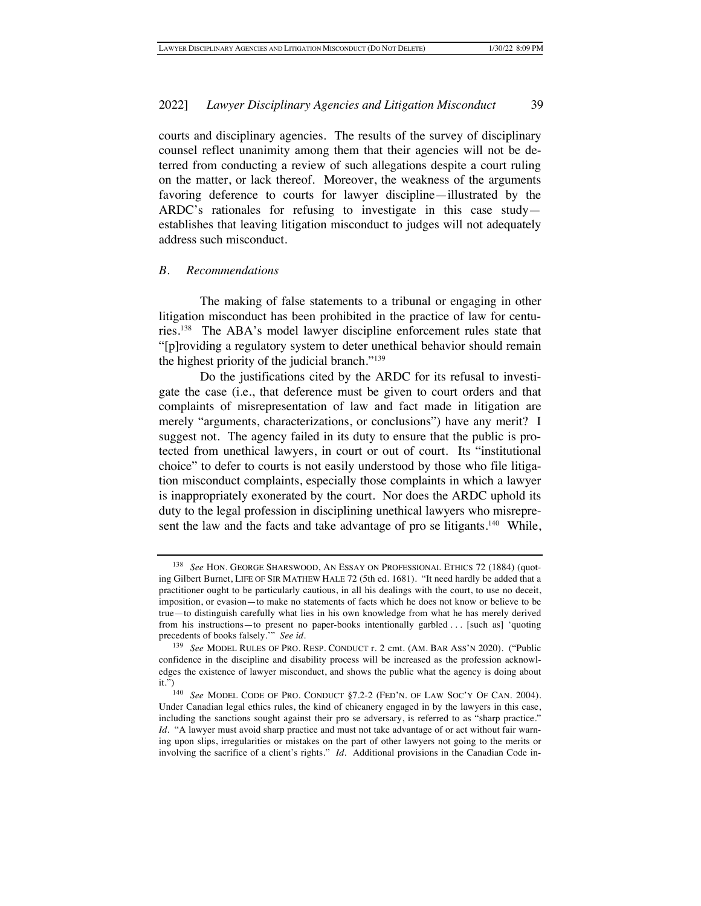courts and disciplinary agencies. The results of the survey of disciplinary counsel reflect unanimity among them that their agencies will not be deterred from conducting a review of such allegations despite a court ruling on the matter, or lack thereof. Moreover, the weakness of the arguments favoring deference to courts for lawyer discipline—illustrated by the ARDC's rationales for refusing to investigate in this case study—establishes that leaving litigation misconduct to judges will not adequately address such misconduct.

### *B. Recommendations*

The making of false statements to a tribunal or engaging in other litigation misconduct has been prohibited in the practice of law for centuries.[138] The ABA's model lawyer discipline enforcement rules state that "[p]roviding a regulatory system to deter unethical behavior should remain the highest priority of the judicial branch."[139]

Do the justifications cited by the ARDC for its refusal to investigate the case (i.e., that deference must be given to court orders and that complaints of misrepresentation of law and fact made in litigation are merely "arguments, characterizations, or conclusions") have any merit? I suggest not. The agency failed in its duty to ensure that the public is protected from unethical lawyers, in court or out of court. Its "institutional choice" to defer to courts is not easily understood by those who file litigation misconduct complaints, especially those complaints in which a lawyer is inappropriately exonerated by the court. Nor does the ARDC uphold its duty to the legal profession in disciplining unethical lawyers who misrepresent the law and the facts and take advantage of pro se litigants.[140] While,

---

[138] *See* HON. GEORGE SHARSWOOD, AN ESSAY ON PROFESSIONAL ETHICS 72 (1884) (quoting Gilbert Burnet, LIFE OF SIR MATHEW HALE 72 (5th ed. 1681). "It need hardly be added that a practitioner ought to be particularly cautious, in all his dealings with the court, to use no deceit, imposition, or evasion—to make no statements of facts which he does not know or believe to be true—to distinguish carefully what lies in his own knowledge from what he has merely derived from his instructions—to present no paper-books intentionally garbled . . . [such as] 'quoting precedents of books falsely.'" *See id.*

[139] *See* MODEL RULES OF PRO. RESP. CONDUCT r. 2 cmt. (AM. BAR ASS'N 2020). ("Public confidence in the discipline and disability process will be increased as the profession acknowledges the existence of lawyer misconduct, and shows the public what the agency is doing about it.")

[140] *See* MODEL CODE OF PRO. CONDUCT §7.2-2 (FED'N. OF LAW SOC'Y OF CAN. 2004). Under Canadian legal ethics rules, the kind of chicanery engaged in by the lawyers in this case, including the sanctions sought against their pro se adversary, is referred to as "sharp practice." *Id.* "A lawyer must avoid sharp practice and must not take advantage of or act without fair warning upon slips, irregularities or mistakes on the part of other lawyers not going to the merits or involving the sacrifice of a client's rights." *Id.* Additional provisions in the Canadian Code in-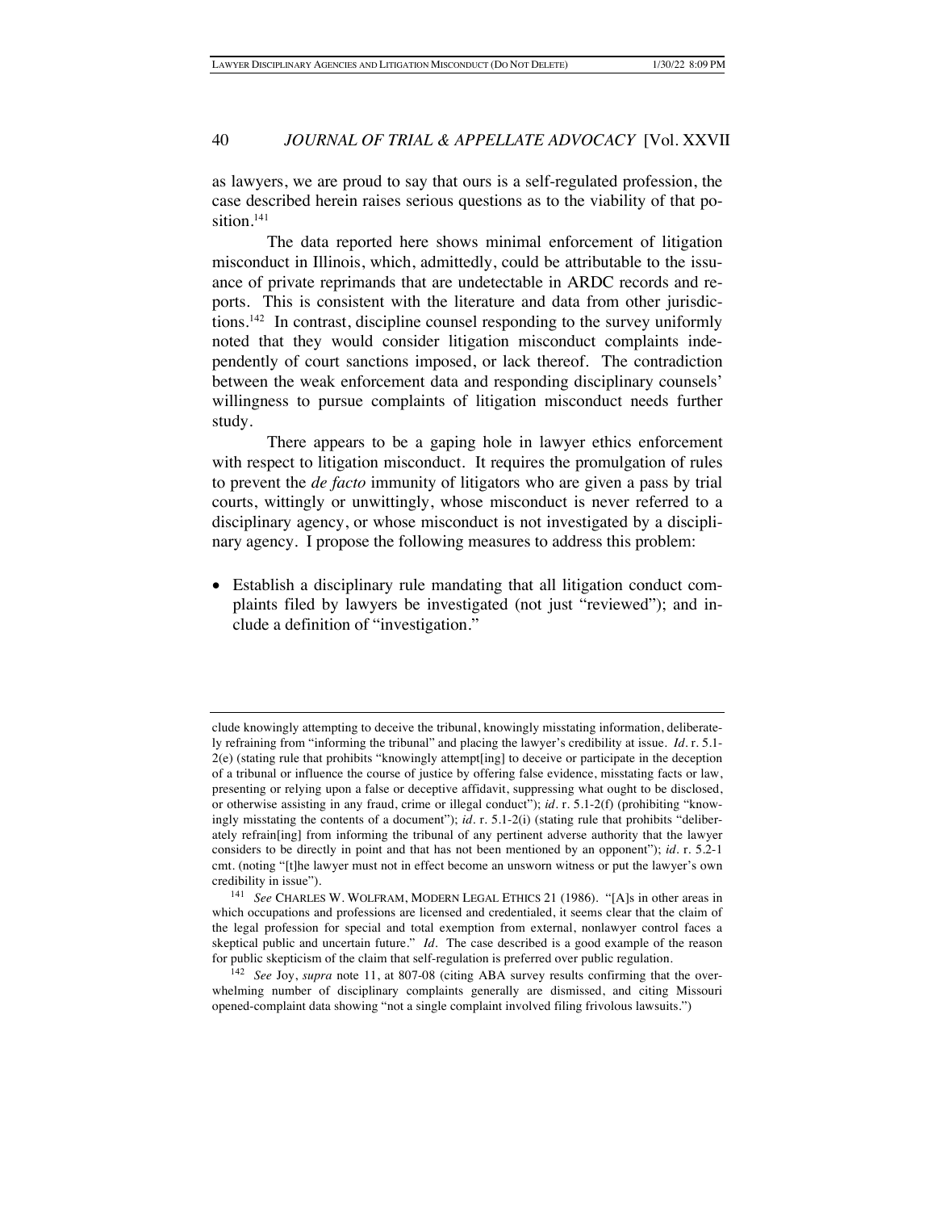as lawyers, we are proud to say that ours is a self-regulated profession, the case described herein raises serious questions as to the viability of that position.[141]

The data reported here shows minimal enforcement of litigation misconduct in Illinois, which, admittedly, could be attributable to the issuance of private reprimands that are undetectable in ARDC records and reports. This is consistent with the literature and data from other jurisdictions.[142] In contrast, discipline counsel responding to the survey uniformly noted that they would consider litigation misconduct complaints independently of court sanctions imposed, or lack thereof. The contradiction between the weak enforcement data and responding disciplinary counsels' willingness to pursue complaints of litigation misconduct needs further study.

There appears to be a gaping hole in lawyer ethics enforcement with respect to litigation misconduct. It requires the promulgation of rules to prevent the *de facto* immunity of litigators who are given a pass by trial courts, wittingly or unwittingly, whose misconduct is never referred to a disciplinary agency, or whose misconduct is not investigated by a disciplinary agency. I propose the following measures to address this problem:

- Establish a disciplinary rule mandating that all litigation conduct complaints filed by lawyers be investigated (not just "reviewed"); and include a definition of "investigation."

---

clude knowingly attempting to deceive the tribunal, knowingly misstating information, deliberately refraining from "informing the tribunal" and placing the lawyer's credibility at issue. *Id.* r. 5.1-2(e) (stating rule that prohibits "knowingly attempt[ing] to deceive or participate in the deception of a tribunal or influence the course of justice by offering false evidence, misstating facts or law, presenting or relying upon a false or deceptive affidavit, suppressing what ought to be disclosed, or otherwise assisting in any fraud, crime or illegal conduct"); *id.* r. 5.1-2(f) (prohibiting "knowingly misstating the contents of a document"); *id.* r. 5.1-2(i) (stating rule that prohibits "deliberately refrain[ing] from informing the tribunal of any pertinent adverse authority that the lawyer considers to be directly in point and that has not been mentioned by an opponent"); *id.* r. 5.2-1 cmt. (noting "[t]he lawyer must not in effect become an unsworn witness or put the lawyer's own credibility in issue").

[141] *See* CHARLES W. WOLFRAM, MODERN LEGAL ETHICS 21 (1986). "[A]s in other areas in which occupations and professions are licensed and credentialed, it seems clear that the claim of the legal profession for special and total exemption from external, nonlawyer control faces a skeptical public and uncertain future." *Id.* The case described is a good example of the reason for public skepticism of the claim that self-regulation is preferred over public regulation.

[142] *See* Joy, *supra* note 11, at 807-08 (citing ABA survey results confirming that the overwhelming number of disciplinary complaints generally are dismissed, and citing Missouri opened-complaint data showing "not a single complaint involved filing frivolous lawsuits.")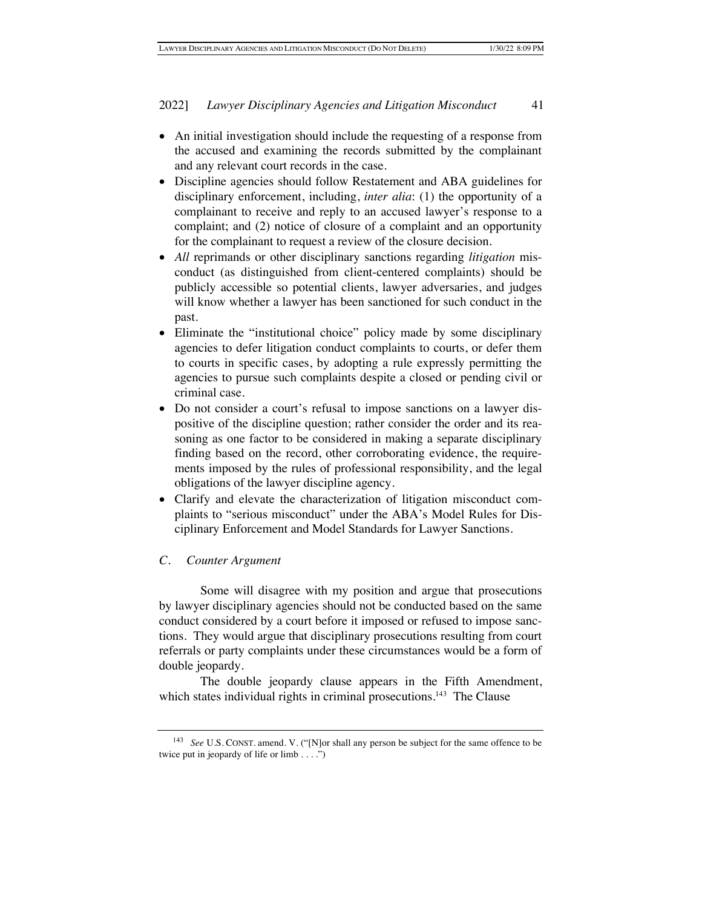- An initial investigation should include the requesting of a response from the accused and examining the records submitted by the complainant and any relevant court records in the case.
- Discipline agencies should follow Restatement and ABA guidelines for disciplinary enforcement, including, *inter alia*: (1) the opportunity of a complainant to receive and reply to an accused lawyer's response to a complaint; and (2) notice of closure of a complaint and an opportunity for the complainant to request a review of the closure decision.
- *All* reprimands or other disciplinary sanctions regarding *litigation* misconduct (as distinguished from client-centered complaints) should be publicly accessible so potential clients, lawyer adversaries, and judges will know whether a lawyer has been sanctioned for such conduct in the past.
- Eliminate the "institutional choice" policy made by some disciplinary agencies to defer litigation conduct complaints to courts, or defer them to courts in specific cases, by adopting a rule expressly permitting the agencies to pursue such complaints despite a closed or pending civil or criminal case.
- Do not consider a court's refusal to impose sanctions on a lawyer dispositive of the discipline question; rather consider the order and its reasoning as one factor to be considered in making a separate disciplinary finding based on the record, other corroborating evidence, the requirements imposed by the rules of professional responsibility, and the legal obligations of the lawyer discipline agency.
- Clarify and elevate the characterization of litigation misconduct complaints to "serious misconduct" under the ABA's Model Rules for Disciplinary Enforcement and Model Standards for Lawyer Sanctions.

### *C. Counter Argument*

Some will disagree with my position and argue that prosecutions by lawyer disciplinary agencies should not be conducted based on the same conduct considered by a court before it imposed or refused to impose sanctions. They would argue that disciplinary prosecutions resulting from court referrals or party complaints under these circumstances would be a form of double jeopardy.

The double jeopardy clause appears in the Fifth Amendment, which states individual rights in criminal prosecutions.[143] The Clause

---

[143] *See* U.S. CONST. amend. V. ("[N]or shall any person be subject for the same offence to be twice put in jeopardy of life or limb . . . .")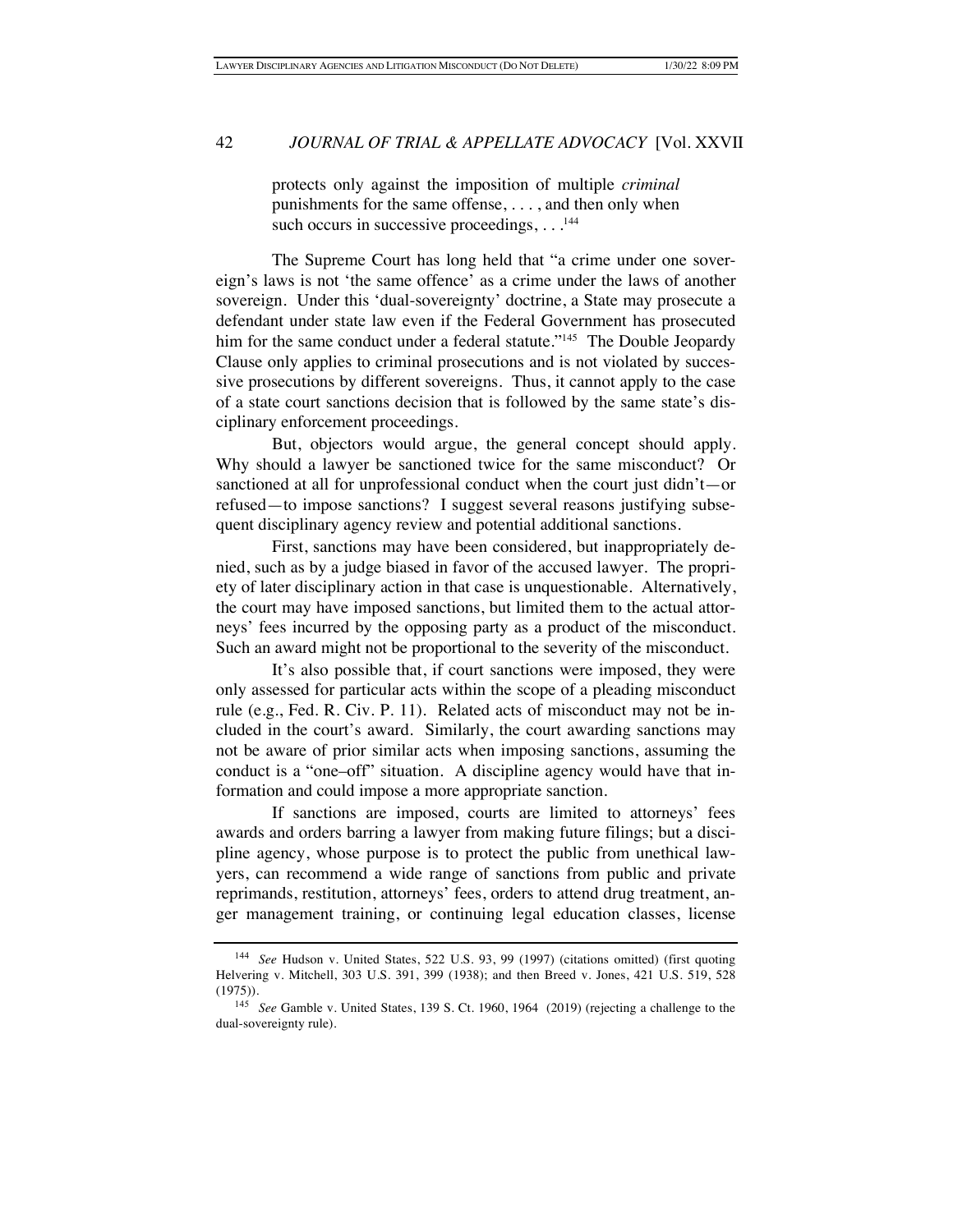> protects only against the imposition of multiple *criminal* punishments for the same offense, . . . , and then only when such occurs in successive proceedings, . . .[144]

The Supreme Court has long held that "a crime under one sovereign's laws is not 'the same offence' as a crime under the laws of another sovereign. Under this 'dual-sovereignty' doctrine, a State may prosecute a defendant under state law even if the Federal Government has prosecuted him for the same conduct under a federal statute."[145] The Double Jeopardy Clause only applies to criminal prosecutions and is not violated by successive prosecutions by different sovereigns. Thus, it cannot apply to the case of a state court sanctions decision that is followed by the same state's disciplinary enforcement proceedings.

But, objectors would argue, the general concept should apply. Why should a lawyer be sanctioned twice for the same misconduct? Or sanctioned at all for unprofessional conduct when the court just didn't—or refused—to impose sanctions? I suggest several reasons justifying subsequent disciplinary agency review and potential additional sanctions.

First, sanctions may have been considered, but inappropriately denied, such as by a judge biased in favor of the accused lawyer. The propriety of later disciplinary action in that case is unquestionable. Alternatively, the court may have imposed sanctions, but limited them to the actual attorneys' fees incurred by the opposing party as a product of the misconduct. Such an award might not be proportional to the severity of the misconduct.

It's also possible that, if court sanctions were imposed, they were only assessed for particular acts within the scope of a pleading misconduct rule (e.g., Fed. R. Civ. P. 11). Related acts of misconduct may not be included in the court's award. Similarly, the court awarding sanctions may not be aware of prior similar acts when imposing sanctions, assuming the conduct is a "one–off" situation. A discipline agency would have that information and could impose a more appropriate sanction.

If sanctions are imposed, courts are limited to attorneys' fees awards and orders barring a lawyer from making future filings; but a discipline agency, whose purpose is to protect the public from unethical lawyers, can recommend a wide range of sanctions from public and private reprimands, restitution, attorneys' fees, orders to attend drug treatment, anger management training, or continuing legal education classes, license

---

[144] *See* Hudson v. United States, 522 U.S. 93, 99 (1997) (citations omitted) (first quoting Helvering v. Mitchell, 303 U.S. 391, 399 (1938); and then Breed v. Jones, 421 U.S. 519, 528 (1975)).

[145] *See* Gamble v. United States, 139 S. Ct. 1960, 1964 (2019) (rejecting a challenge to the dual-sovereignty rule).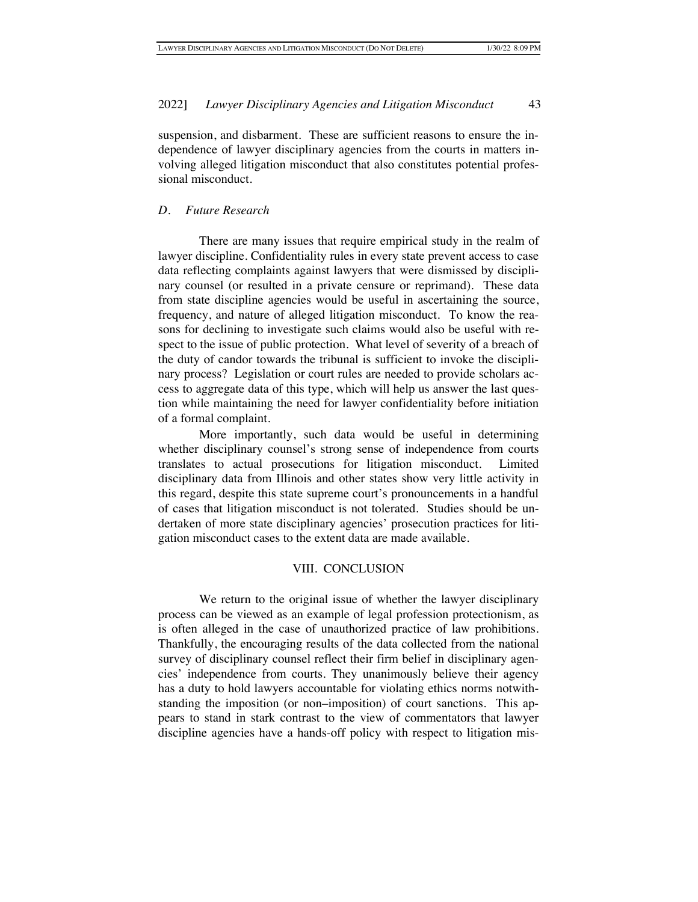suspension, and disbarment. These are sufficient reasons to ensure the independence of lawyer disciplinary agencies from the courts in matters involving alleged litigation misconduct that also constitutes potential professional misconduct.

### *D. Future Research*

There are many issues that require empirical study in the realm of lawyer discipline. Confidentiality rules in every state prevent access to case data reflecting complaints against lawyers that were dismissed by disciplinary counsel (or resulted in a private censure or reprimand). These data from state discipline agencies would be useful in ascertaining the source, frequency, and nature of alleged litigation misconduct. To know the reasons for declining to investigate such claims would also be useful with respect to the issue of public protection. What level of severity of a breach of the duty of candor towards the tribunal is sufficient to invoke the disciplinary process? Legislation or court rules are needed to provide scholars access to aggregate data of this type, which will help us answer the last question while maintaining the need for lawyer confidentiality before initiation of a formal complaint.

More importantly, such data would be useful in determining whether disciplinary counsel's strong sense of independence from courts translates to actual prosecutions for litigation misconduct. Limited disciplinary data from Illinois and other states show very little activity in this regard, despite this state supreme court's pronouncements in a handful of cases that litigation misconduct is not tolerated. Studies should be undertaken of more state disciplinary agencies' prosecution practices for litigation misconduct cases to the extent data are made available.

## VIII. CONCLUSION

We return to the original issue of whether the lawyer disciplinary process can be viewed as an example of legal profession protectionism, as is often alleged in the case of unauthorized practice of law prohibitions. Thankfully, the encouraging results of the data collected from the national survey of disciplinary counsel reflect their firm belief in disciplinary agencies' independence from courts. They unanimously believe their agency has a duty to hold lawyers accountable for violating ethics norms notwithstanding the imposition (or non–imposition) of court sanctions. This appears to stand in stark contrast to the view of commentators that lawyer discipline agencies have a hands-off policy with respect to litigation mis-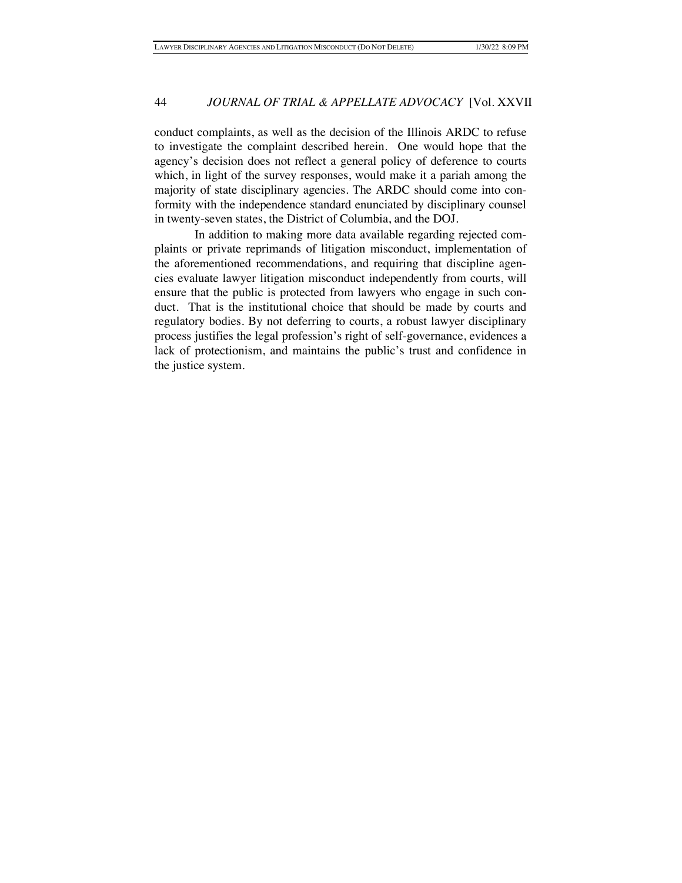conduct complaints, as well as the decision of the Illinois ARDC to refuse to investigate the complaint described herein. One would hope that the agency's decision does not reflect a general policy of deference to courts which, in light of the survey responses, would make it a pariah among the majority of state disciplinary agencies. The ARDC should come into conformity with the independence standard enunciated by disciplinary counsel in twenty-seven states, the District of Columbia, and the DOJ.

In addition to making more data available regarding rejected complaints or private reprimands of litigation misconduct, implementation of the aforementioned recommendations, and requiring that discipline agencies evaluate lawyer litigation misconduct independently from courts, will ensure that the public is protected from lawyers who engage in such conduct. That is the institutional choice that should be made by courts and regulatory bodies. By not deferring to courts, a robust lawyer disciplinary process justifies the legal profession's right of self-governance, evidences a lack of protectionism, and maintains the public's trust and confidence in the justice system.